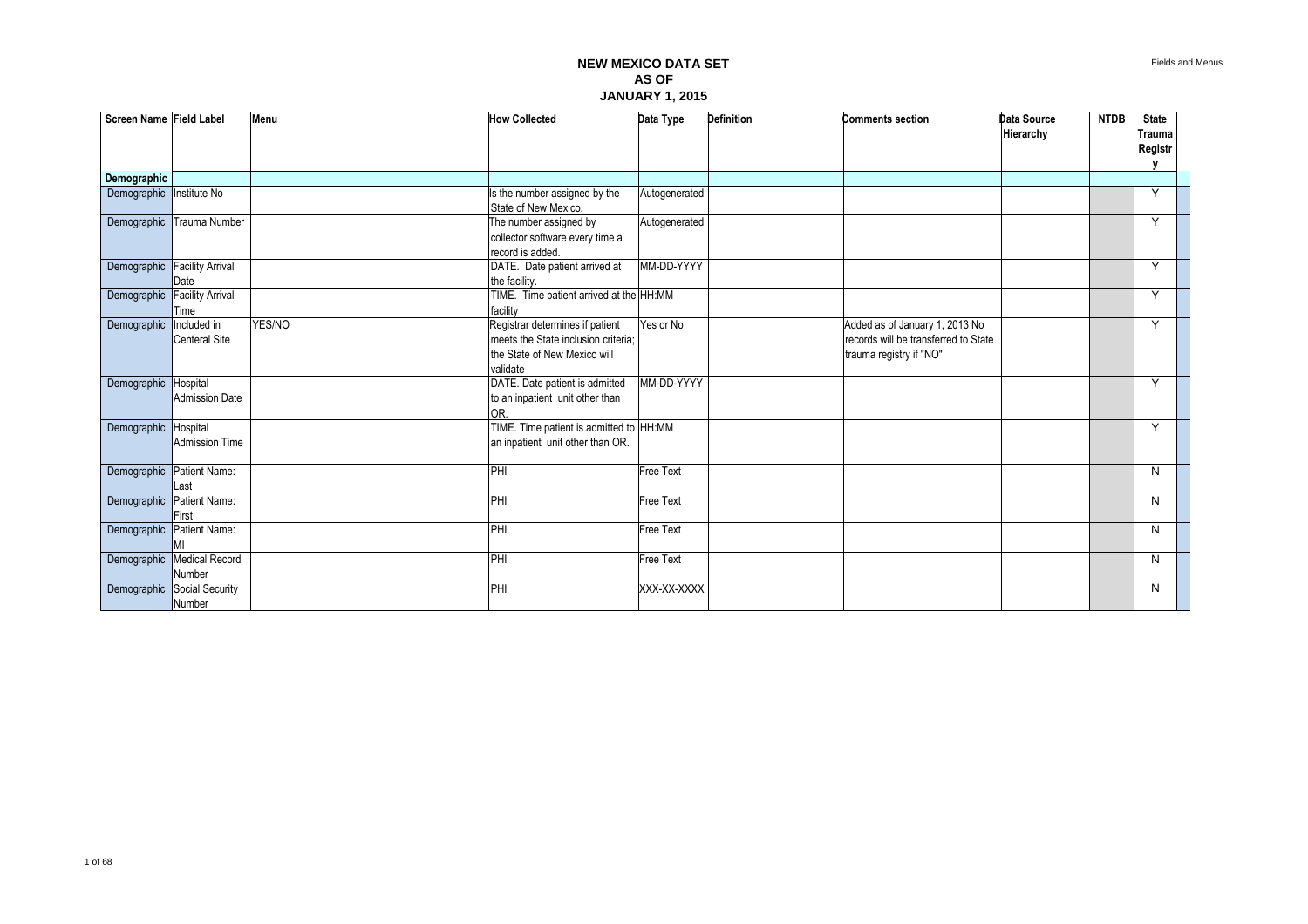# NEW MEXICO DATA SET
## AS OF
## JANUARY 1, 2015

| Screen Name | Field Label | Menu | How Collected | Data Type | Definition | Comments section | Data Source Hierarchy | NTDB | State Trauma Registry |
|---|---|---|---|---|---|---|---|---|---|
| **Demographic** | | | | | | | | | |
| Demographic | Institute No | | Is the number assigned by the State of New Mexico. | Autogenerated | | | | | Y |
| Demographic | Trauma Number | | The number assigned by collector software every time a record is added. | Autogenerated | | | | | Y |
| Demographic | Facility Arrival Date | | DATE. Date patient arrived at the facility. | MM-DD-YYYY | | | | | Y |
| Demographic | Facility Arrival Time | | TIME. Time patient arrived at the facility | HH:MM | | | | | Y |
| Demographic | Included in Centeral Site | YES/NO | Registrar determines if patient meets the State inclusion criteria; the State of New Mexico will validate | Yes or No | | Added as of January 1, 2013 No records will be transferred to State trauma registry if "NO" | | | Y |
| Demographic | Hospital Admission Date | | DATE. Date patient is admitted to an inpatient unit other than OR. | MM-DD-YYYY | | | | | Y |
| Demographic | Hospital Admission Time | | TIME. Time patient is admitted to an inpatient unit other than OR. | HH:MM | | | | | Y |
| Demographic | Patient Name: Last | | PHI | Free Text | | | | | N |
| Demographic | Patient Name: First | | PHI | Free Text | | | | | N |
| Demographic | Patient Name: MI | | PHI | Free Text | | | | | N |
| Demographic | Medical Record Number | | PHI | Free Text | | | | | N |
| Demographic | Social Security Number | | PHI | XXX-XX-XXXX | | | | | N |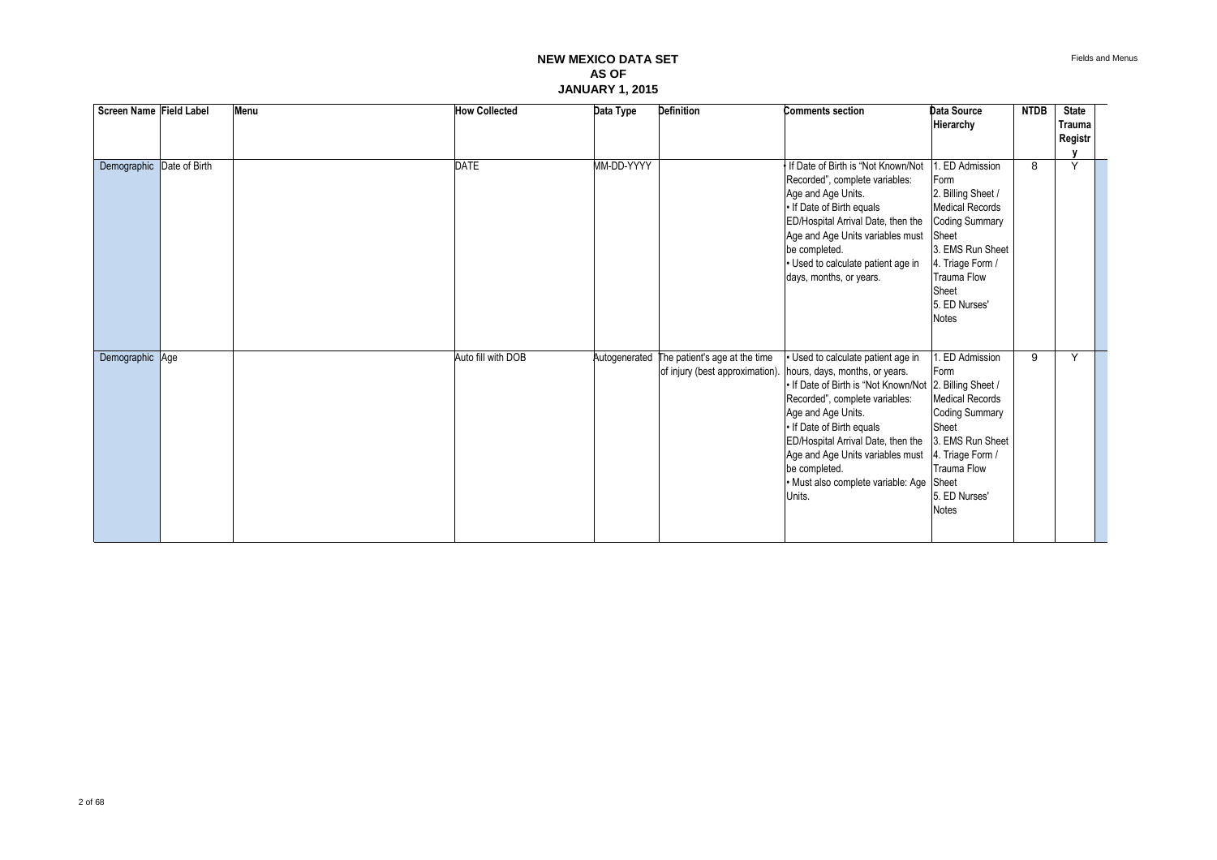# NEW MEXICO DATA SET AS OF JANUARY 1, 2015

| Screen Name | Field Label | Menu | How Collected | Data Type | Definition | Comments section | Data Source Hierarchy | NTDB | State Trauma Registry |
|---|---|---|---|---|---|---|---|---|---|
| Demographic | Date of Birth | | DATE | MM-DD-YYYY | | • If Date of Birth is "Not Known/Not Recorded", complete variables: Age and Age Units.<br>• If Date of Birth equals ED/Hospital Arrival Date, then the Age and Age Units variables must be completed.<br>• Used to calculate patient age in days, months, or years. | 1. ED Admission Form<br>2. Billing Sheet / Medical Records Coding Summary Sheet<br>3. EMS Run Sheet<br>4. Triage Form / Trauma Flow Sheet<br>5. ED Nurses' Notes | 8 | Y |
| Demographic | Age | | Auto fill with DOB | Autogenerated | The patient's age at the time of injury (best approximation). | • Used to calculate patient age in hours, days, months, or years.<br>• If Date of Birth is "Not Known/Not Recorded", complete variables: Age and Age Units.<br>• If Date of Birth equals ED/Hospital Arrival Date, then the Age and Age Units variables must be completed.<br>• Must also complete variable: Age Units. | 1. ED Admission Form<br>2. Billing Sheet / Medical Records Coding Summary Sheet<br>3. EMS Run Sheet<br>4. Triage Form / Trauma Flow Sheet<br>5. ED Nurses' Notes | 9 | Y |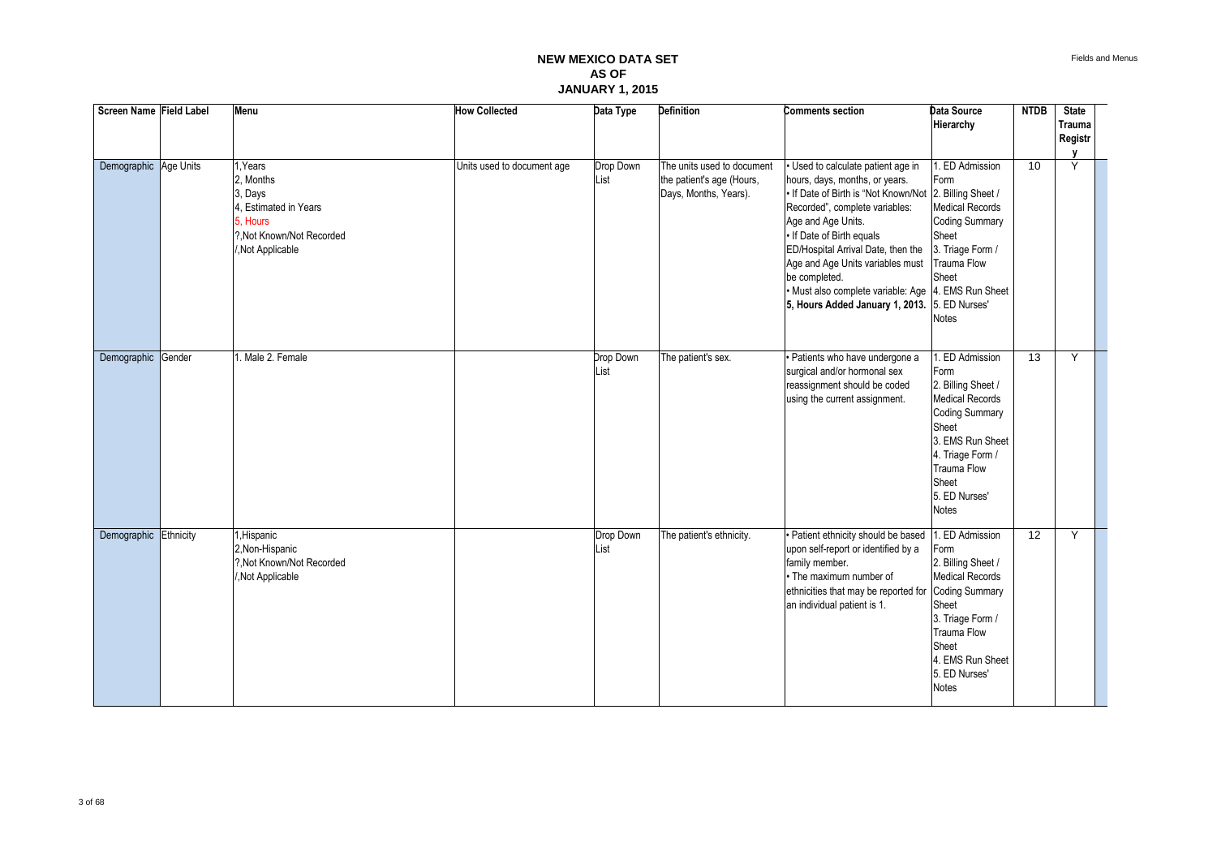# NEW MEXICO DATA SET AS OF JANUARY 1, 2015

| Screen Name | Field Label | Menu | How Collected | Data Type | Definition | Comments section | Data Source Hierarchy | NTDB | State Trauma Registry |
|---|---|---|---|---|---|---|---|---|---|
| Demographic | Age Units | 1, Years<br>2, Months<br>3, Days<br>4, Estimated in Years<br>5, Hours<br>?, Not Known/Not Recorded<br>/, Not Applicable | Units used to document age | Drop Down List | The units used to document the patient's age (Hours, Days, Months, Years). | • Used to calculate patient age in hours, days, months, or years.<br>• If Date of Birth is "Not Known/Not Recorded", complete variables: Age and Age Units.<br>• If Date of Birth equals ED/Hospital Arrival Date, then the Age and Age Units variables must be completed.<br>• Must also complete variable: Age<br>**5, Hours Added January 1, 2013.** | 1. ED Admission Form<br>2. Billing Sheet / Medical Records Coding Summary Sheet<br>3. Triage Form / Trauma Flow Sheet<br>4. EMS Run Sheet<br>5. ED Nurses' Notes | 10 | Y |
| Demographic | Gender | 1. Male 2. Female | | Drop Down List | The patient's sex. | • Patients who have undergone a surgical and/or hormonal sex reassignment should be coded using the current assignment. | 1. ED Admission Form<br>2. Billing Sheet / Medical Records Coding Summary Sheet<br>3. EMS Run Sheet<br>4. Triage Form / Trauma Flow Sheet<br>5. ED Nurses' Notes | 13 | Y |
| Demographic | Ethnicity | 1, Hispanic<br>2, Non-Hispanic<br>?, Not Known/Not Recorded<br>/, Not Applicable | | Drop Down List | The patient's ethnicity. | • Patient ethnicity should be based upon self-report or identified by a family member.<br>• The maximum number of ethnicities that may be reported for an individual patient is 1. | 1. ED Admission Form<br>2. Billing Sheet / Medical Records Coding Summary Sheet<br>3. Triage Form / Trauma Flow Sheet<br>4. EMS Run Sheet<br>5. ED Nurses' Notes | 12 | Y |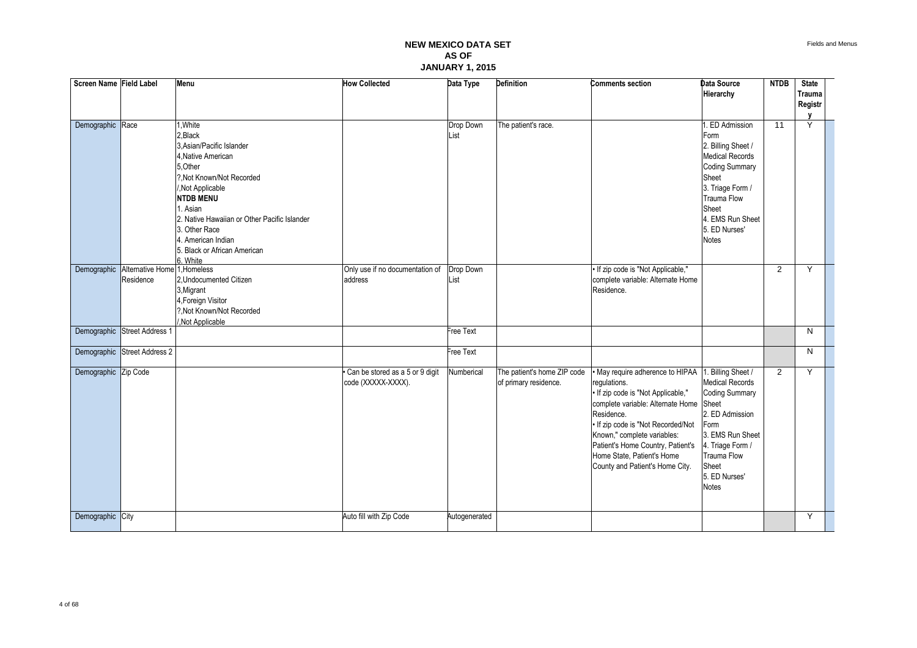# NEW MEXICO DATA SET
## AS OF
## JANUARY 1, 2015

| Screen Name | Field Label | Menu | How Collected | Data Type | Definition | Comments section | Data Source Hierarchy | NTDB | State Trauma Registry |
|---|---|---|---|---|---|---|---|---|---|
| Demographic | Race | 1,White<br>2,Black<br>3,Asian/Pacific Islander<br>4,Native American<br>5,Other<br>?,Not Known/Not Recorded<br>/,Not Applicable<br>**NTDB MENU**<br>1. Asian<br>2. Native Hawaiian or Other Pacific Islander<br>3. Other Race<br>4. American Indian<br>5. Black or African American<br>6. White | | Drop Down List | The patient's race. | | 1. ED Admission Form<br>2. Billing Sheet / Medical Records Coding Summary Sheet<br>3. Triage Form / Trauma Flow Sheet<br>4. EMS Run Sheet<br>5. ED Nurses' Notes | 11 | Y |
| Demographic | Alternative Home Residence | 1,Homeless<br>2,Undocumented Citizen<br>3,Migrant<br>4,Foreign Visitor<br>?,Not Known/Not Recorded<br>/,Not Applicable | Only use if no documentation of address | Drop Down List | | • If zip code is "Not Applicable," complete variable: Alternate Home Residence. | | 2 | Y |
| Demographic | Street Address 1 | | | Free Text | | | | | N |
| Demographic | Street Address 2 | | | Free Text | | | | | N |
| Demographic | Zip Code | | • Can be stored as a 5 or 9 digit code (XXXXX-XXXX). | Numberical | The patient's home ZIP code of primary residence. | • May require adherence to HIPAA regulations.<br>• If zip code is "Not Applicable," complete variable: Alternate Home Residence.<br>• If zip code is "Not Recorded/Not Known," complete variables: Patient's Home Country, Patient's Home State, Patient's Home County and Patient's Home City. | 1. Billing Sheet / Medical Records Coding Summary Sheet<br>2. ED Admission Form<br>3. EMS Run Sheet<br>4. Triage Form / Trauma Flow Sheet<br>5. ED Nurses' Notes | 2 | Y |
| Demographic | City | | Auto fill with Zip Code | Autogenerated | | | | | Y |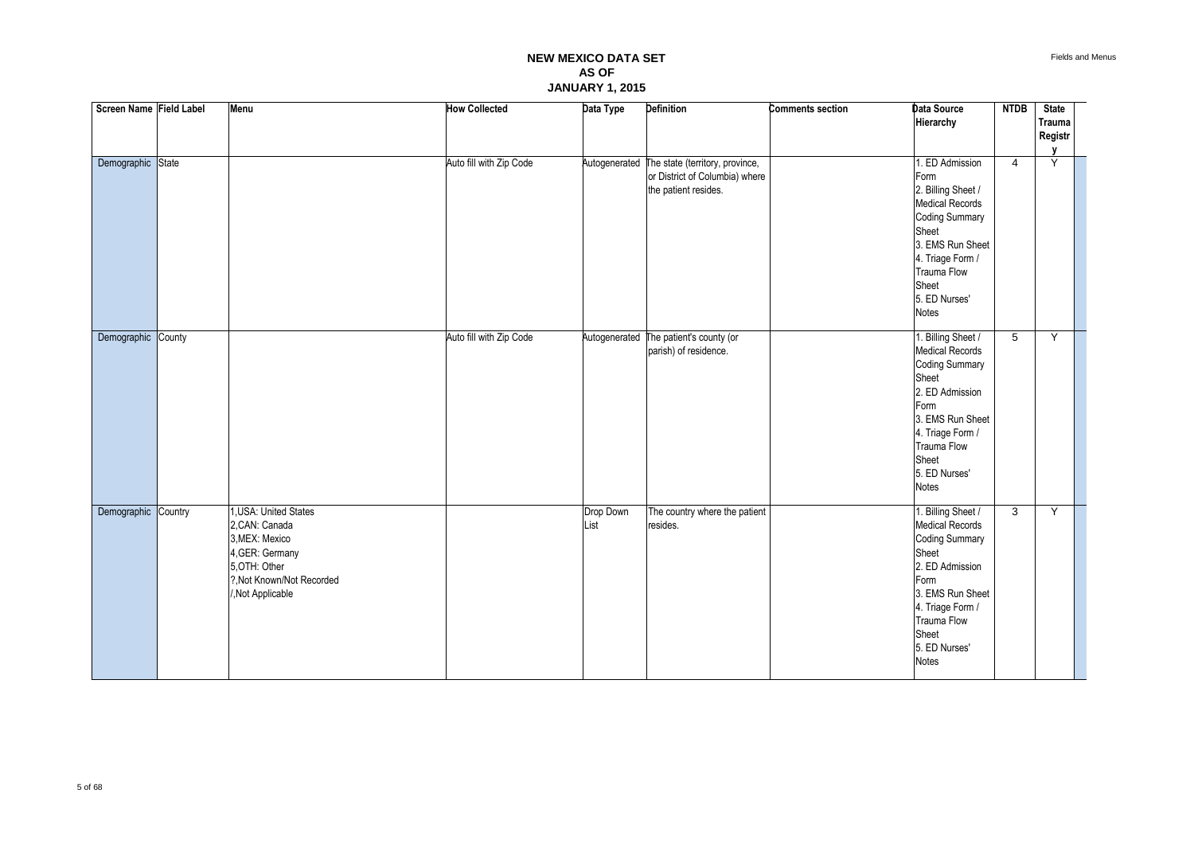# NEW MEXICO DATA SET
## AS OF
## JANUARY 1, 2015

| Screen Name | Field Label | Menu | How Collected | Data Type | Definition | Comments section | Data Source Hierarchy | NTDB | State Trauma Registry |
|---|---|---|---|---|---|---|---|---|---|
| Demographic | State | | Auto fill with Zip Code | Autogenerated | The state (territory, province, or District of Columbia) where the patient resides. | | 1. ED Admission Form<br>2. Billing Sheet / Medical Records Coding Summary Sheet<br>3. EMS Run Sheet<br>4. Triage Form / Trauma Flow Sheet<br>5. ED Nurses' Notes | 4 | Y |
| Demographic | County | | Auto fill with Zip Code | Autogenerated | The patient's county (or parish) of residence. | | 1. Billing Sheet / Medical Records Coding Summary Sheet<br>2. ED Admission Form<br>3. EMS Run Sheet<br>4. Triage Form / Trauma Flow Sheet<br>5. ED Nurses' Notes | 5 | Y |
| Demographic | Country | 1,USA: United States<br>2,CAN: Canada<br>3,MEX: Mexico<br>4,GER: Germany<br>5,OTH: Other<br>?,Not Known/Not Recorded<br>/,Not Applicable | | Drop Down List | The country where the patient resides. | | 1. Billing Sheet / Medical Records Coding Summary Sheet<br>2. ED Admission Form<br>3. EMS Run Sheet<br>4. Triage Form / Trauma Flow Sheet<br>5. ED Nurses' Notes | 3 | Y |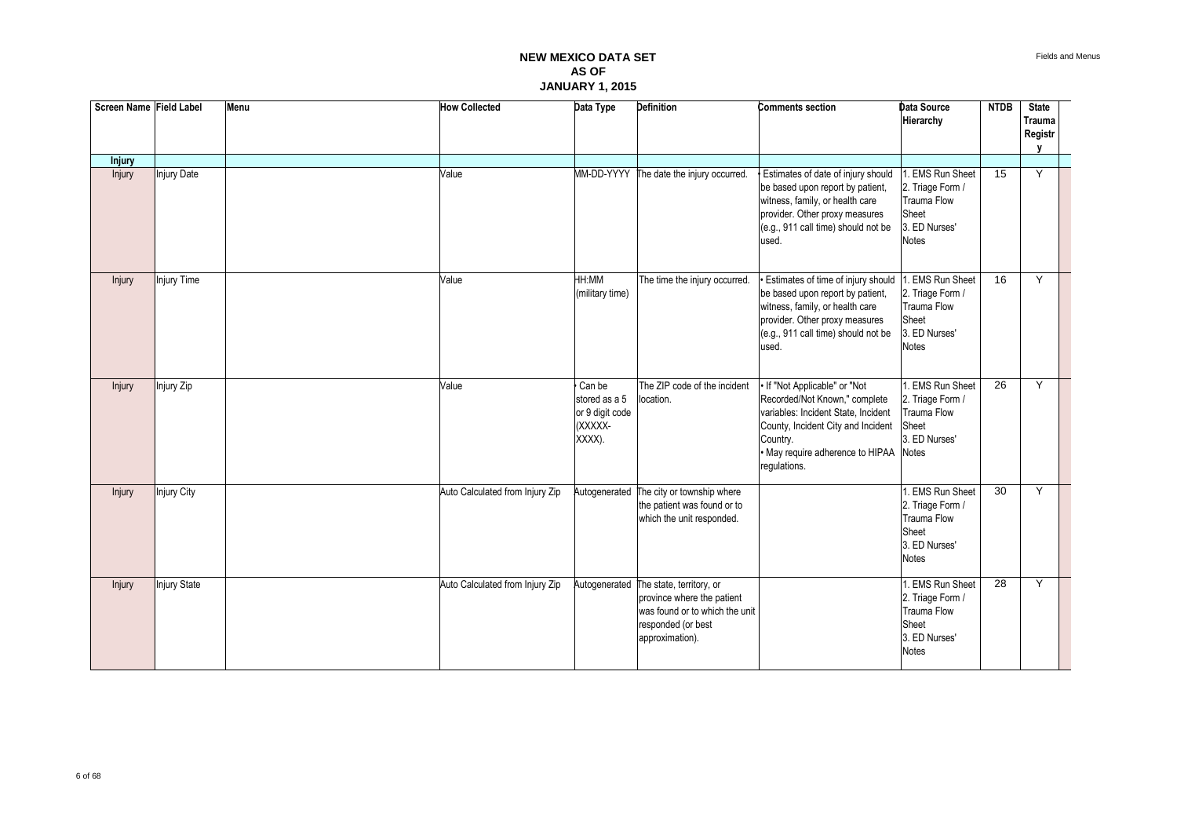# NEW MEXICO DATA SET
## AS OF
## JANUARY 1, 2015

| Screen Name | Field Label | Menu | How Collected | Data Type | Definition | Comments section | Data Source Hierarchy | NTDB | State Trauma Registry |
|---|---|---|---|---|---|---|---|---|---|
| **Injury** | | | | | | | | | |
| Injury | Injury Date | | Value | MM-DD-YYYY | The date the injury occurred. | • Estimates of date of injury should be based upon report by patient, witness, family, or health care provider. Other proxy measures (e.g., 911 call time) should not be used. | 1. EMS Run Sheet 2. Triage Form / Trauma Flow Sheet 3. ED Nurses' Notes | 15 | Y |
| Injury | Injury Time | | Value | HH:MM (military time) | The time the injury occurred. | • Estimates of time of injury should be based upon report by patient, witness, family, or health care provider. Other proxy measures (e.g., 911 call time) should not be used. | 1. EMS Run Sheet 2. Triage Form / Trauma Flow Sheet 3. ED Nurses' Notes | 16 | Y |
| Injury | Injury Zip | | Value | • Can be stored as a 5 or 9 digit code (XXXXX-XXXX). | The ZIP code of the incident location. | • If "Not Applicable" or "Not Recorded/Not Known," complete variables: Incident State, Incident County, Incident City and Incident Country. • May require adherence to HIPAA regulations. | 1. EMS Run Sheet 2. Triage Form / Trauma Flow Sheet 3. ED Nurses' Notes | 26 | Y |
| Injury | Injury City | | Auto Calculated from Injury Zip | Autogenerated | The city or township where the patient was found or to which the unit responded. | | 1. EMS Run Sheet 2. Triage Form / Trauma Flow Sheet 3. ED Nurses' Notes | 30 | Y |
| Injury | Injury State | | Auto Calculated from Injury Zip | Autogenerated | The state, territory, or province where the patient was found or to which the unit responded (or best approximation). | | 1. EMS Run Sheet 2. Triage Form / Trauma Flow Sheet 3. ED Nurses' Notes | 28 | Y |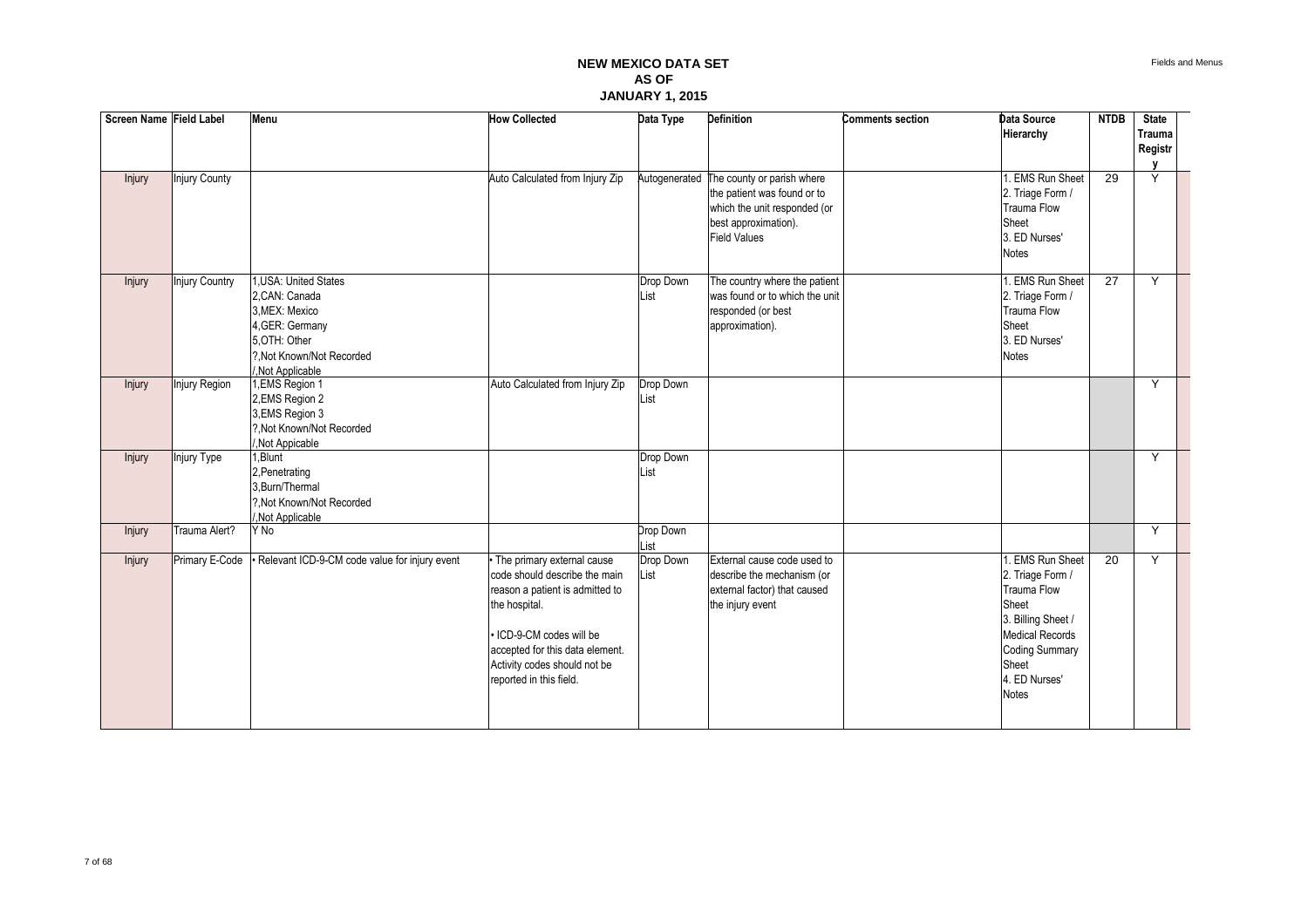# NEW MEXICO DATA SET
## AS OF
## JANUARY 1, 2015

| Screen Name | Field Label | Menu | How Collected | Data Type | Definition | Comments section | Data Source Hierarchy | NTDB | State Trauma Registry |
|---|---|---|---|---|---|---|---|---|---|
| Injury | Injury County | | Auto Calculated from Injury Zip | Autogenerated | The county or parish where the patient was found or to which the unit responded (or best approximation). Field Values | | 1. EMS Run Sheet 2. Triage Form / Trauma Flow Sheet 3. ED Nurses' Notes | 29 | Y |
| Injury | Injury Country | 1,USA: United States<br>2,CAN: Canada<br>3,MEX: Mexico<br>4,GER: Germany<br>5,OTH: Other<br>?,Not Known/Not Recorded<br>/,Not Applicable | | Drop Down List | The country where the patient was found or to which the unit responded (or best approximation). | | 1. EMS Run Sheet 2. Triage Form / Trauma Flow Sheet 3. ED Nurses' Notes | 27 | Y |
| Injury | Injury Region | 1,EMS Region 1<br>2,EMS Region 2<br>3,EMS Region 3<br>?,Not Known/Not Recorded<br>/,Not Appicable | Auto Calculated from Injury Zip | Drop Down List | | | | | Y |
| Injury | Injury Type | 1,Blunt<br>2,Penetrating<br>3,Burn/Thermal<br>?,Not Known/Not Recorded<br>/,Not Applicable | | Drop Down List | | | | | Y |
| Injury | Trauma Alert? | Y No | | Drop Down List | | | | | Y |
| Injury | Primary E-Code | • Relevant ICD-9-CM code value for injury event | • The primary external cause code should describe the main reason a patient is admitted to the hospital.<br><br>• ICD-9-CM codes will be accepted for this data element. Activity codes should not be reported in this field. | Drop Down List | External cause code used to describe the mechanism (or external factor) that caused the injury event | | 1. EMS Run Sheet 2. Triage Form / Trauma Flow Sheet 3. Billing Sheet / Medical Records Coding Summary Sheet 4. ED Nurses' Notes | 20 | Y |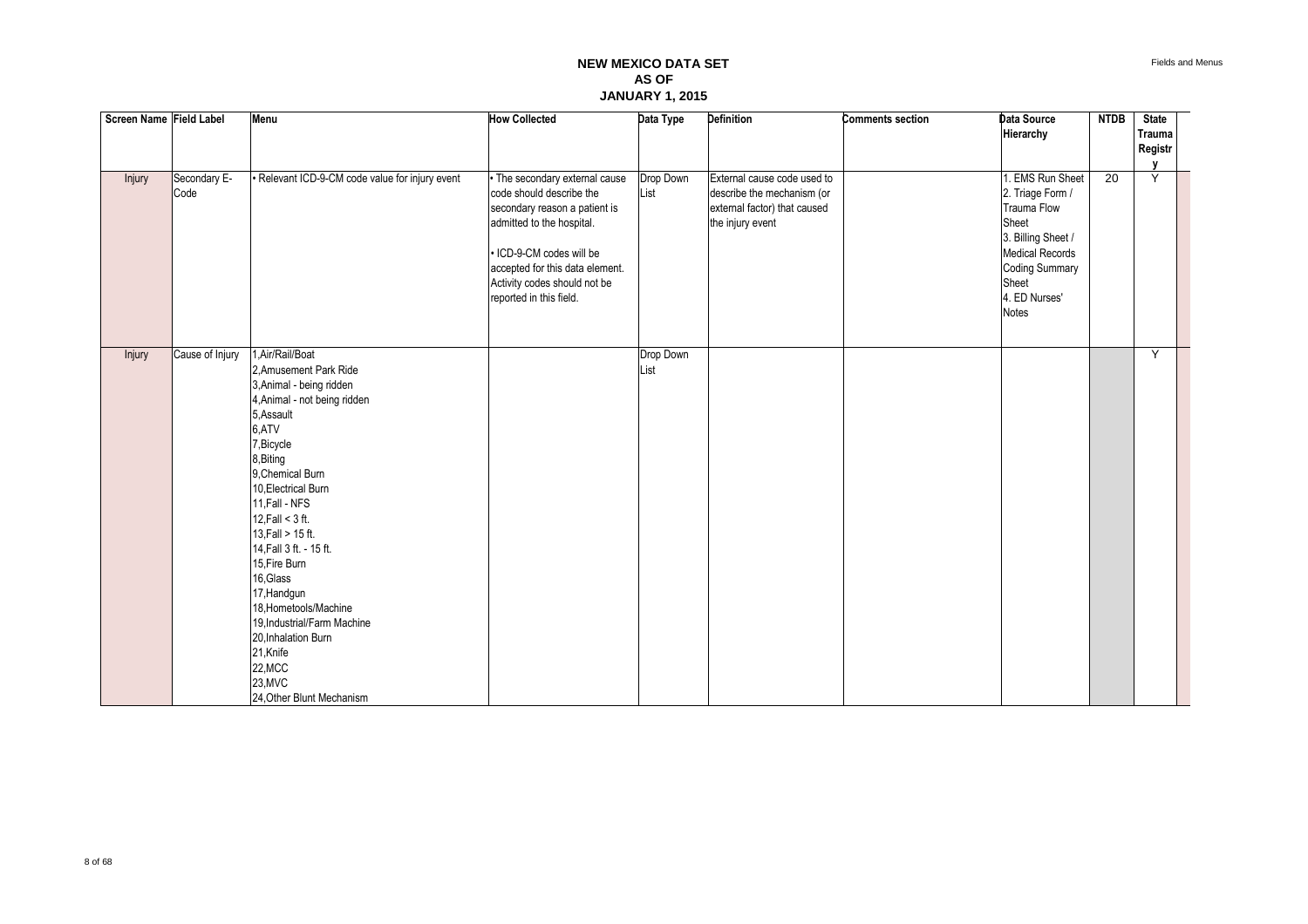# NEW MEXICO DATA SET
## AS OF
## JANUARY 1, 2015

| Screen Name | Field Label | Menu | How Collected | Data Type | Definition | Comments section | Data Source Hierarchy | NTDB | State Trauma Registry |
|---|---|---|---|---|---|---|---|---|---|
| Injury | Secondary E-Code | • Relevant ICD-9-CM code value for injury event | • The secondary external cause code should describe the secondary reason a patient is admitted to the hospital.<br><br>• ICD-9-CM codes will be accepted for this data element. Activity codes should not be reported in this field. | Drop Down List | External cause code used to describe the mechanism (or external factor) that caused the injury event | | 1. EMS Run Sheet<br>2. Triage Form / Trauma Flow Sheet<br>3. Billing Sheet / Medical Records Coding Summary Sheet<br>4. ED Nurses' Notes | 20 | Y |
| Injury | Cause of Injury | 1,Air/Rail/Boat<br>2,Amusement Park Ride<br>3,Animal - being ridden<br>4,Animal - not being ridden<br>5,Assault<br>6,ATV<br>7,Bicycle<br>8,Biting<br>9,Chemical Burn<br>10,Electrical Burn<br>11,Fall - NFS<br>12,Fall < 3 ft.<br>13,Fall > 15 ft.<br>14,Fall 3 ft. - 15 ft.<br>15,Fire Burn<br>16,Glass<br>17,Handgun<br>18,Hometools/Machine<br>19,Industrial/Farm Machine<br>20,Inhalation Burn<br>21,Knife<br>22,MCC<br>23,MVC<br>24,Other Blunt Mechanism | | Drop Down List | | | | | Y |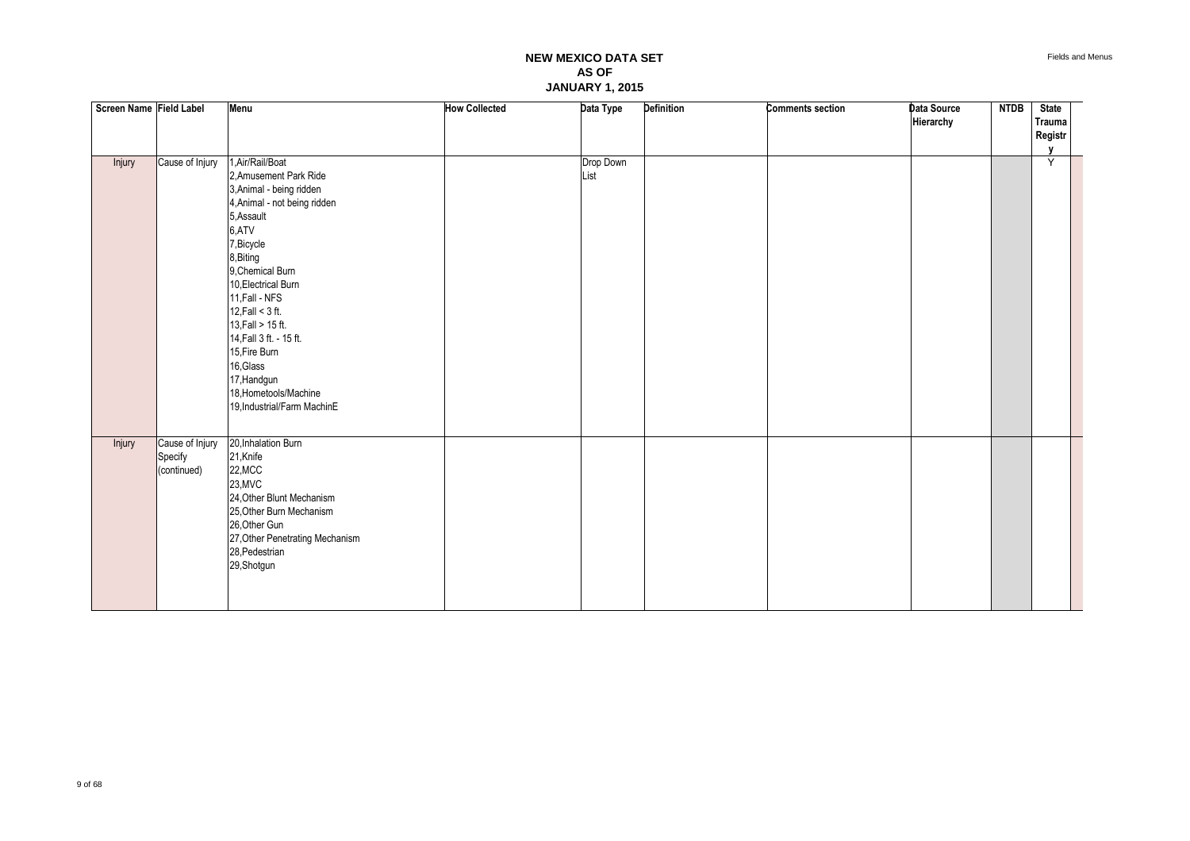# NEW MEXICO DATA SET
## AS OF
## JANUARY 1, 2015

| Screen Name | Field Label | Menu | How Collected | Data Type | Definition | Comments section | Data Source Hierarchy | NTDB | State Trauma Registry |
|---|---|---|---|---|---|---|---|---|---|
| Injury | Cause of Injury | 1,Air/Rail/Boat<br>2,Amusement Park Ride<br>3,Animal - being ridden<br>4,Animal - not being ridden<br>5,Assault<br>6,ATV<br>7,Bicycle<br>8,Biting<br>9,Chemical Burn<br>10,Electrical Burn<br>11,Fall - NFS<br>12,Fall < 3 ft.<br>13,Fall > 15 ft.<br>14,Fall 3 ft. - 15 ft.<br>15,Fire Burn<br>16,Glass<br>17,Handgun<br>18,Hometools/Machine<br>19,Industrial/Farm MachinE | | Drop Down List | | | | | Y |
| Injury | Cause of Injury Specify (continued) | 20,Inhalation Burn<br>21,Knife<br>22,MCC<br>23,MVC<br>24,Other Blunt Mechanism<br>25,Other Burn Mechanism<br>26,Other Gun<br>27,Other Penetrating Mechanism<br>28,Pedestrian<br>29,Shotgun | | | | | | | |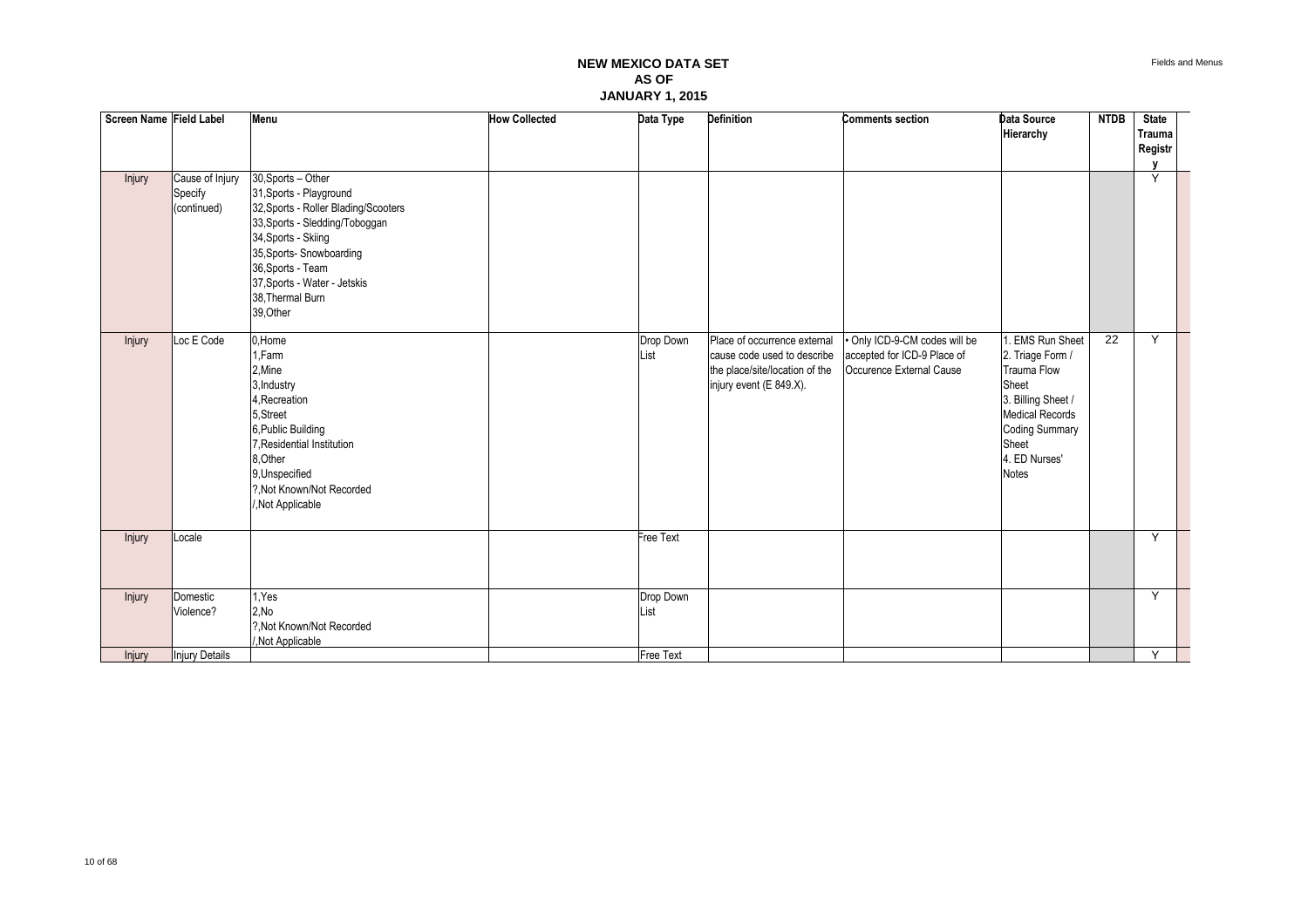# NEW MEXICO DATA SET
# AS OF
# JANUARY 1, 2015

| Screen Name | Field Label | Menu | How Collected | Data Type | Definition | Comments section | Data Source Hierarchy | NTDB | State Trauma Registry |
|---|---|---|---|---|---|---|---|---|---|
| Injury | Cause of Injury Specify (continued) | 30,Sports – Other<br>31,Sports - Playground<br>32,Sports - Roller Blading/Scooters<br>33,Sports - Sledding/Toboggan<br>34,Sports - Skiing<br>35,Sports- Snowboarding<br>36,Sports - Team<br>37,Sports - Water - Jetskis<br>38,Thermal Burn<br>39,Other | | | | | | | Y |
| Injury | Loc E Code | 0,Home<br>1,Farm<br>2,Mine<br>3,Industry<br>4,Recreation<br>5,Street<br>6,Public Building<br>7,Residential Institution<br>8,Other<br>9,Unspecified<br>?,Not Known/Not Recorded<br>/,Not Applicable | | Drop Down List | Place of occurrence external cause code used to describe the place/site/location of the injury event (E 849.X). | • Only ICD-9-CM codes will be accepted for ICD-9 Place of Occurence External Cause | 1. EMS Run Sheet<br>2. Triage Form / Trauma Flow Sheet<br>3. Billing Sheet / Medical Records Coding Summary Sheet<br>4. ED Nurses' Notes | 22 | Y |
| Injury | Locale | | | Free Text | | | | | Y |
| Injury | Domestic Violence? | 1,Yes<br>2,No<br>?,Not Known/Not Recorded<br>/,Not Applicable | | Drop Down List | | | | | Y |
| Injury | Injury Details | | | Free Text | | | | | Y |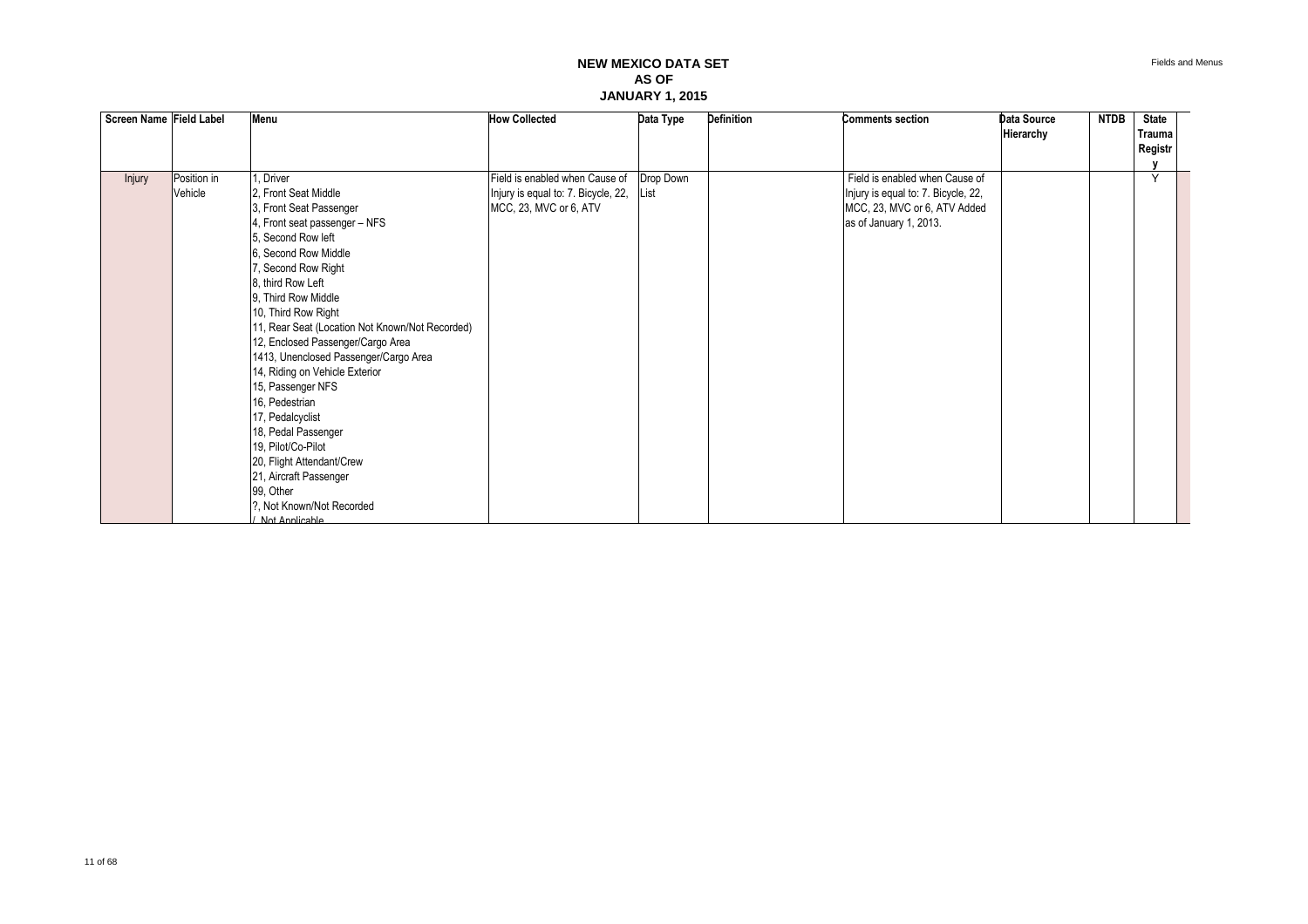# NEW MEXICO DATA SET
# AS OF
# JANUARY 1, 2015

| Screen Name | Field Label | Menu | How Collected | Data Type | Definition | Comments section | Data Source Hierarchy | NTDB | State Trauma Registry |
|---|---|---|---|---|---|---|---|---|---|
| Injury | Position in Vehicle | 1, Driver<br>2, Front Seat Middle<br>3, Front Seat Passenger<br>4, Front seat passenger – NFS<br>5, Second Row left<br>6, Second Row Middle<br>7, Second Row Right<br>8, third Row Left<br>9, Third Row Middle<br>10, Third Row Right<br>11, Rear Seat (Location Not Known/Not Recorded)<br>12, Enclosed Passenger/Cargo Area<br>1413, Unenclosed Passenger/Cargo Area<br>14, Riding on Vehicle Exterior<br>15, Passenger NFS<br>16, Pedestrian<br>17, Pedalcyclist<br>18, Pedal Passenger<br>19, Pilot/Co-Pilot<br>20, Flight Attendant/Crew<br>21, Aircraft Passenger<br>99, Other<br>?, Not Known/Not Recorded<br>/, Not Applicable | Field is enabled when Cause of Injury is equal to: 7. Bicycle, 22, MCC, 23, MVC or 6, ATV | Drop Down List | | Field is enabled when Cause of Injury is equal to: 7. Bicycle, 22, MCC, 23, MVC or 6, ATV Added as of January 1, 2013. | | | Y |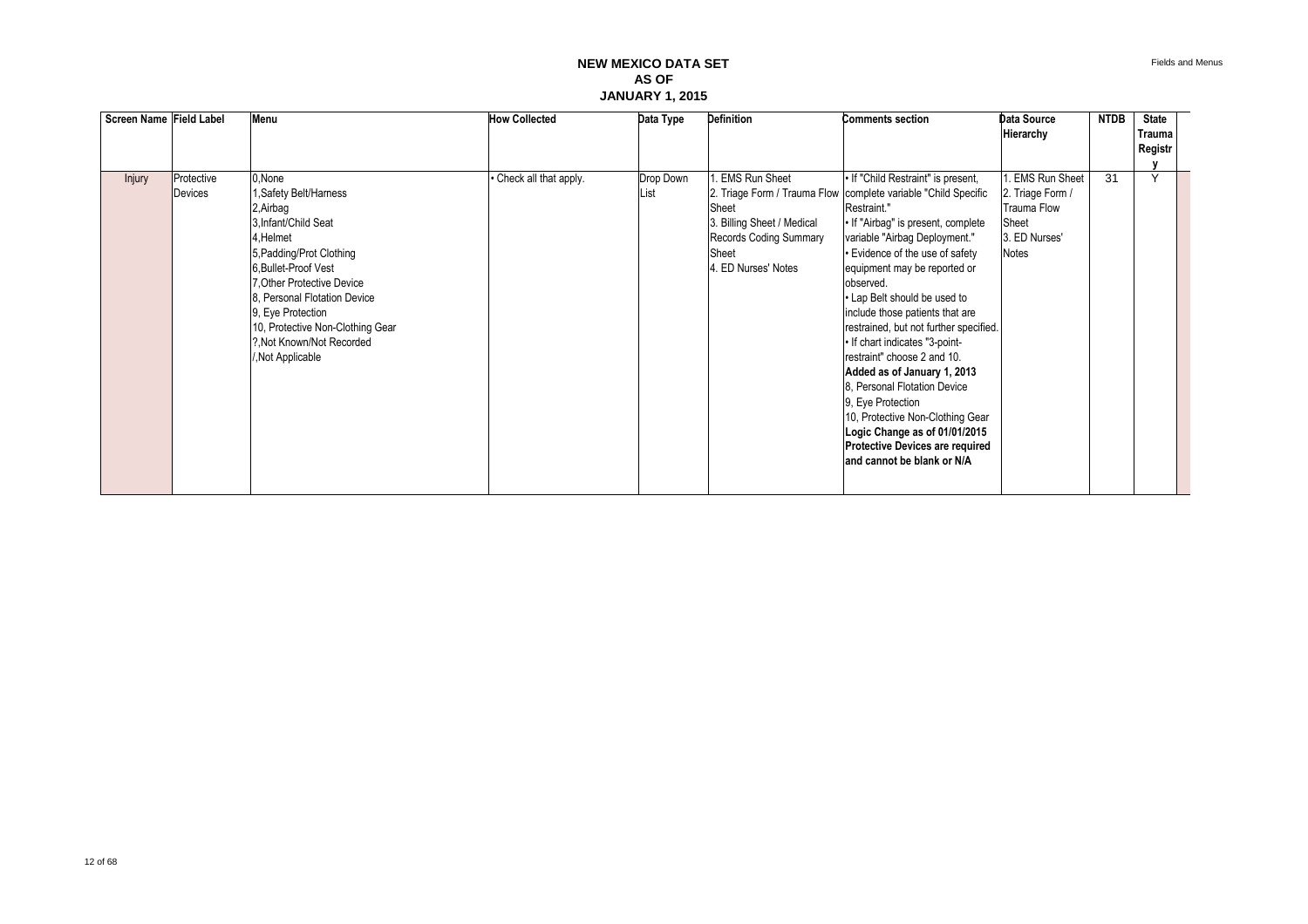# NEW MEXICO DATA SET
# AS OF
# JANUARY 1, 2015

| Screen Name | Field Label | Menu | How Collected | Data Type | Definition | Comments section | Data Source Hierarchy | NTDB | State Trauma Registry |
|---|---|---|---|---|---|---|---|---|---|
| Injury | Protective Devices | 0,None<br>1,Safety Belt/Harness<br>2,Airbag<br>3,Infant/Child Seat<br>4,Helmet<br>5,Padding/Prot Clothing<br>6,Bullet-Proof Vest<br>7,Other Protective Device<br>8, Personal Flotation Device<br>9, Eye Protection<br>10, Protective Non-Clothing Gear<br>?,Not Known/Not Recorded<br>/,Not Applicable | • Check all that apply. | Drop Down List | 1. EMS Run Sheet<br>2. Triage Form / Trauma Flow Sheet<br>3. Billing Sheet / Medical Records Coding Summary Sheet<br>4. ED Nurses' Notes | • If "Child Restraint" is present, complete variable "Child Specific Restraint."<br>• If "Airbag" is present, complete variable "Airbag Deployment."<br>• Evidence of the use of safety equipment may be reported or observed.<br>• Lap Belt should be used to include those patients that are restrained, but not further specified.<br>• If chart indicates "3-point-restraint" choose 2 and 10.<br>**Added as of January 1, 2013**<br>8, Personal Flotation Device<br>9, Eye Protection<br>10, Protective Non-Clothing Gear<br>**Logic Change as of 01/01/2015**<br>**Protective Devices are required and cannot be blank or N/A** | 1. EMS Run Sheet<br>2. Triage Form / Trauma Flow Sheet<br>3. ED Nurses' Notes | 31 | Y |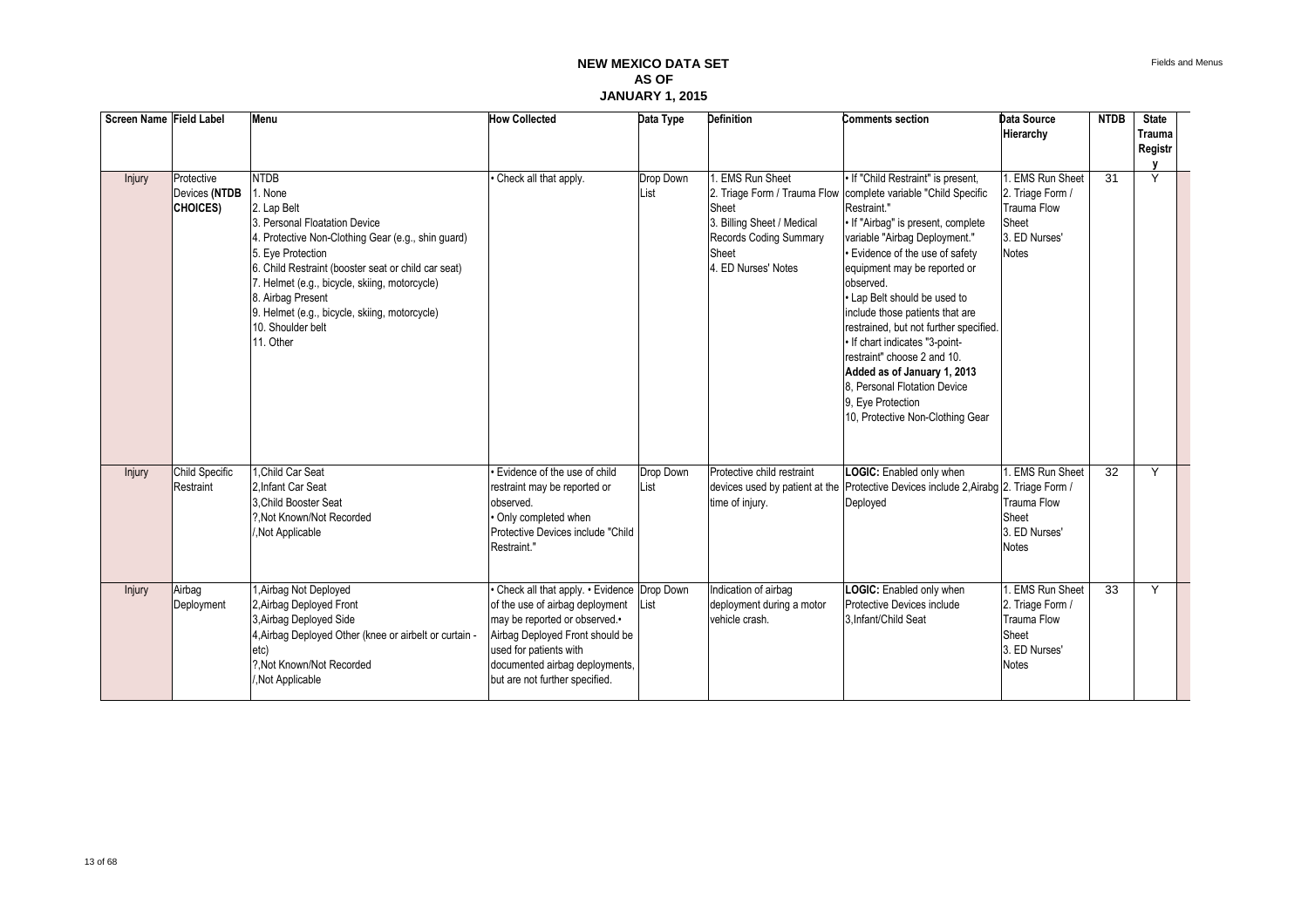# NEW MEXICO DATA SET
# AS OF
# JANUARY 1, 2015

| Screen Name | Field Label | Menu | How Collected | Data Type | Definition | Comments section | Data Source Hierarchy | NTDB | State Trauma Registry |
|---|---|---|---|---|---|---|---|---|---|
| Injury | Protective Devices **(NTDB CHOICES)** | NTDB<br>1. None<br>2. Lap Belt<br>3. Personal Floatation Device<br>4. Protective Non-Clothing Gear (e.g., shin guard)<br>5. Eye Protection<br>6. Child Restraint (booster seat or child car seat)<br>7. Helmet (e.g., bicycle, skiing, motorcycle)<br>8. Airbag Present<br>9. Helmet (e.g., bicycle, skiing, motorcycle)<br>10. Shoulder belt<br>11. Other | • Check all that apply. | Drop Down List | 1. EMS Run Sheet<br>2. Triage Form / Trauma Flow Sheet<br>3. Billing Sheet / Medical Records Coding Summary Sheet<br>4. ED Nurses' Notes | • If "Child Restraint" is present, complete variable "Child Specific Restraint."<br>• If "Airbag" is present, complete variable "Airbag Deployment."<br>• Evidence of the use of safety equipment may be reported or observed.<br>• Lap Belt should be used to include those patients that are restrained, but not further specified.<br>• If chart indicates "3-point-restraint" choose 2 and 10.<br>**Added as of January 1, 2013**<br>8, Personal Flotation Device<br>9, Eye Protection<br>10, Protective Non-Clothing Gear | 1. EMS Run Sheet<br>2. Triage Form / Trauma Flow Sheet<br>3. ED Nurses' Notes | 31 | Y |
| Injury | Child Specific Restraint | 1,Child Car Seat<br>2,Infant Car Seat<br>3,Child Booster Seat<br>?,Not Known/Not Recorded<br>/,Not Applicable | • Evidence of the use of child restraint may be reported or observed.<br>• Only completed when Protective Devices include "Child Restraint." | Drop Down List | Protective child restraint devices used by patient at the time of injury. | **LOGIC:** Enabled only when Protective Devices include 2,Airabg Deployed | 1. EMS Run Sheet<br>2. Triage Form / Trauma Flow Sheet<br>3. ED Nurses' Notes | 32 | Y |
| Injury | Airbag Deployment | 1,Airbag Not Deployed<br>2,Airbag Deployed Front<br>3,Airbag Deployed Side<br>4,Airbag Deployed Other (knee or airbelt or curtain - etc)<br>?,Not Known/Not Recorded<br>/,Not Applicable | • Check all that apply. • Evidence of the use of airbag deployment may be reported or observed.• Airbag Deployed Front should be used for patients with documented airbag deployments, but are not further specified. | Drop Down List | Indication of airbag deployment during a motor vehicle crash. | **LOGIC:** Enabled only when Protective Devices include 3,Infant/Child Seat | 1. EMS Run Sheet<br>2. Triage Form / Trauma Flow Sheet<br>3. ED Nurses' Notes | 33 | Y |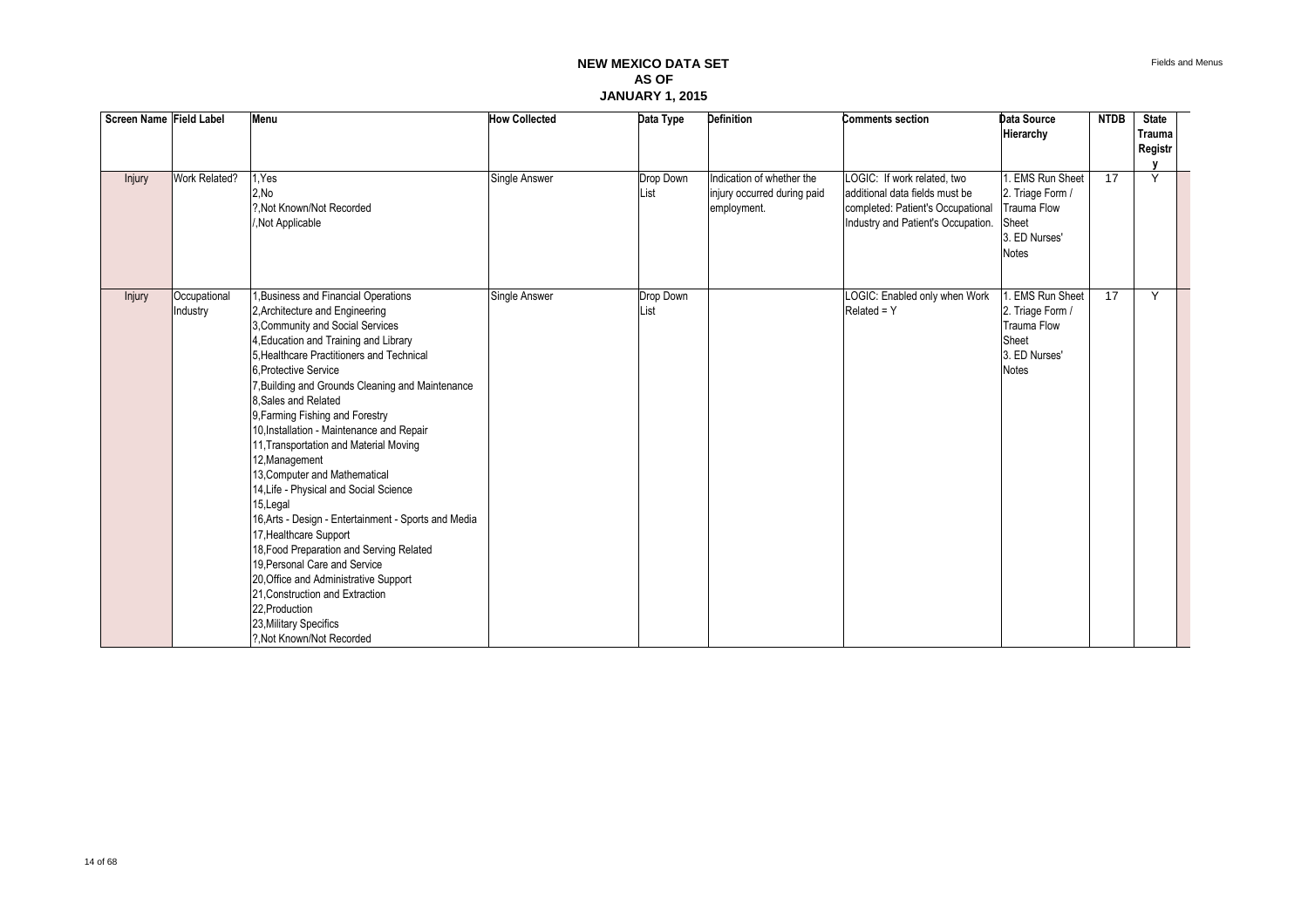# NEW MEXICO DATA SET
## AS OF
## JANUARY 1, 2015

| Screen Name | Field Label | Menu | How Collected | Data Type | Definition | Comments section | Data Source Hierarchy | NTDB | State Trauma Registry |
|---|---|---|---|---|---|---|---|---|---|
| Injury | Work Related? | 1,Yes<br>2,No<br>?,Not Known/Not Recorded<br>/,Not Applicable | Single Answer | Drop Down List | Indication of whether the injury occurred during paid employment. | LOGIC: If work related, two additional data fields must be completed: Patient's Occupational Industry and Patient's Occupation. | 1. EMS Run Sheet<br>2. Triage Form / Trauma Flow Sheet<br>3. ED Nurses' Notes | 17 | Y |
| Injury | Occupational Industry | 1,Business and Financial Operations<br>2,Architecture and Engineering<br>3,Community and Social Services<br>4,Education and Training and Library<br>5,Healthcare Practitioners and Technical<br>6,Protective Service<br>7,Building and Grounds Cleaning and Maintenance<br>8,Sales and Related<br>9,Farming Fishing and Forestry<br>10,Installation - Maintenance and Repair<br>11,Transportation and Material Moving<br>12,Management<br>13,Computer and Mathematical<br>14,Life - Physical and Social Science<br>15,Legal<br>16,Arts - Design - Entertainment - Sports and Media<br>17,Healthcare Support<br>18,Food Preparation and Serving Related<br>19,Personal Care and Service<br>20,Office and Administrative Support<br>21,Construction and Extraction<br>22,Production<br>23,Military Specifics<br>?,Not Known/Not Recorded | Single Answer | Drop Down List | | LOGIC: Enabled only when Work Related = Y | 1. EMS Run Sheet<br>2. Triage Form / Trauma Flow Sheet<br>3. ED Nurses' Notes | 17 | Y |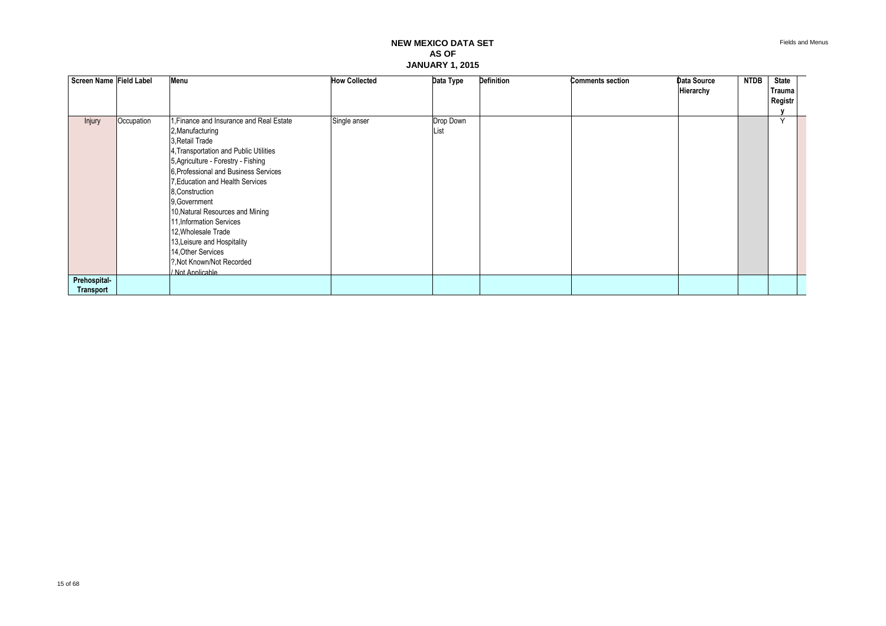# NEW MEXICO DATA SET
# AS OF
# JANUARY 1, 2015

| Screen Name | Field Label | Menu | How Collected | Data Type | Definition | Comments section | Data Source Hierarchy | NTDB | State Trauma Registry |
|---|---|---|---|---|---|---|---|---|---|
| Injury | Occupation | 1,Finance and Insurance and Real Estate<br>2,Manufacturing<br>3,Retail Trade<br>4,Transportation and Public Utilities<br>5,Agriculture - Forestry - Fishing<br>6,Professional and Business Services<br>7,Education and Health Services<br>8,Construction<br>9,Government<br>10,Natural Resources and Mining<br>11,Information Services<br>12,Wholesale Trade<br>13,Leisure and Hospitality<br>14,Other Services<br>?,Not Known/Not Recorded<br>/,Not Applicable | Single anser | Drop Down List | | | | | Y |
| **Prehospital-Transport** | | | | | | | | | |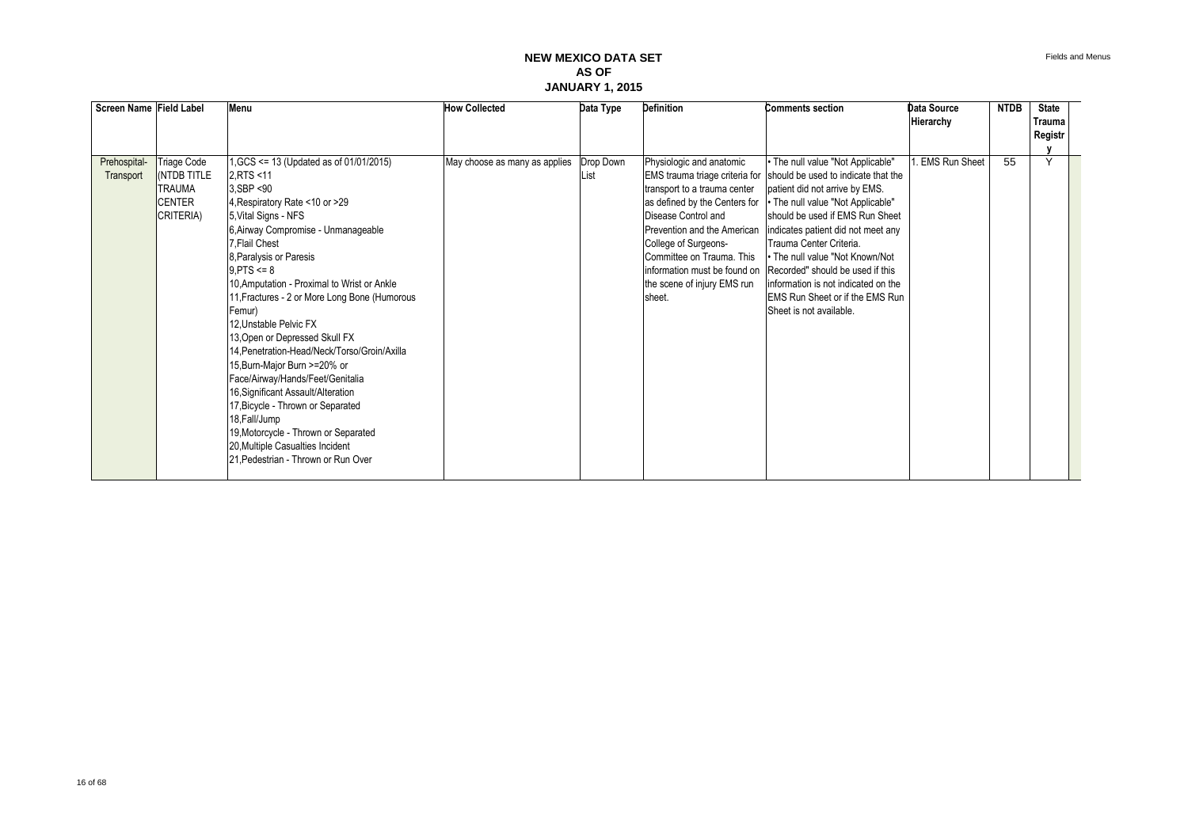# NEW MEXICO DATA SET
## AS OF
## JANUARY 1, 2015

| Screen Name | Field Label | Menu | How Collected | Data Type | Definition | Comments section | Data Source Hierarchy | NTDB | State Trauma Registry |
|---|---|---|---|---|---|---|---|---|---|
| Prehospital-Transport | Triage Code (NTDB TITLE TRAUMA CENTER CRITERIA) | 1,GCS <= 13 (Updated as of 01/01/2015)<br>2,RTS <11<br>3,SBP <90<br>4,Respiratory Rate <10 or >29<br>5,Vital Signs - NFS<br>6,Airway Compromise - Unmanageable<br>7,Flail Chest<br>8,Paralysis or Paresis<br>9,PTS <= 8<br>10,Amputation - Proximal to Wrist or Ankle<br>11,Fractures - 2 or More Long Bone (Humorous Femur)<br>12,Unstable Pelvic FX<br>13,Open or Depressed Skull FX<br>14,Penetration-Head/Neck/Torso/Groin/Axilla<br>15,Burn-Major Burn >=20% or Face/Airway/Hands/Feet/Genitalia<br>16,Significant Assault/Alteration<br>17,Bicycle - Thrown or Separated<br>18,Fall/Jump<br>19,Motorcycle - Thrown or Separated<br>20,Multiple Casualties Incident<br>21,Pedestrian - Thrown or Run Over | May choose as many as applies | Drop Down List | Physiologic and anatomic EMS trauma triage criteria for transport to a trauma center as defined by the Centers for Disease Control and Prevention and the American College of Surgeons-Committee on Trauma. This information must be found on the scene of injury EMS run sheet. | • The null value "Not Applicable" should be used to indicate that the patient did not arrive by EMS.<br>• The null value "Not Applicable" should be used if EMS Run Sheet indicates patient did not meet any Trauma Center Criteria.<br>• The null value "Not Known/Not Recorded" should be used if this information is not indicated on the EMS Run Sheet or if the EMS Run Sheet is not available. | 1. EMS Run Sheet | 55 | Y |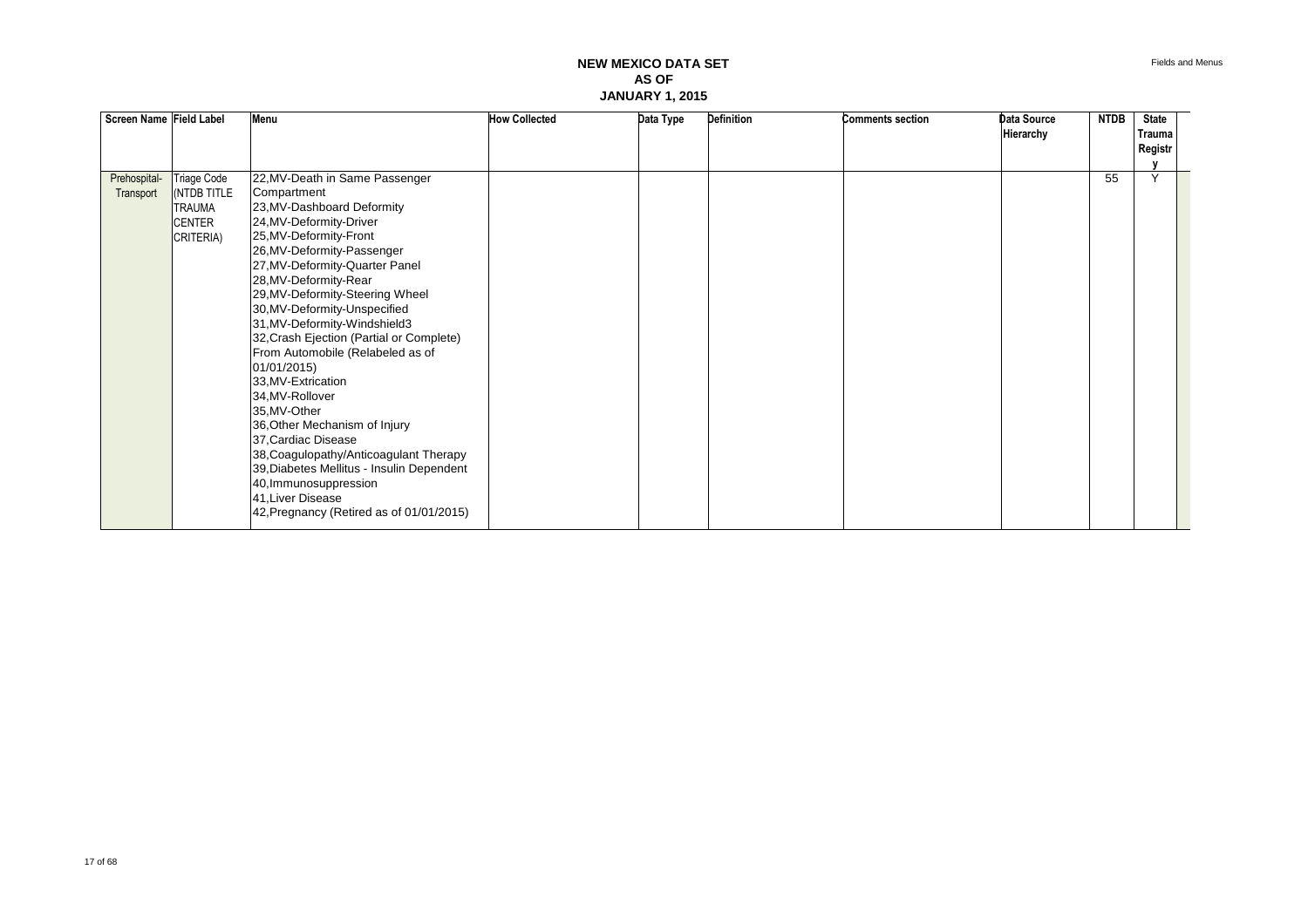# NEW MEXICO DATA SET
# AS OF
# JANUARY 1, 2015

| Screen Name | Field Label | Menu | How Collected | Data Type | Definition | Comments section | Data Source Hierarchy | NTDB | State Trauma Registry |
|---|---|---|---|---|---|---|---|---|---|
| Prehospital-Transport | Triage Code (NTDB TITLE TRAUMA CENTER CRITERIA) | 22,MV-Death in Same Passenger Compartment<br>23,MV-Dashboard Deformity<br>24,MV-Deformity-Driver<br>25,MV-Deformity-Front<br>26,MV-Deformity-Passenger<br>27,MV-Deformity-Quarter Panel<br>28,MV-Deformity-Rear<br>29,MV-Deformity-Steering Wheel<br>30,MV-Deformity-Unspecified<br>31,MV-Deformity-Windshield3<br>32,Crash Ejection (Partial or Complete) From Automobile (Relabeled as of 01/01/2015)<br>33,MV-Extrication<br>34,MV-Rollover<br>35,MV-Other<br>36,Other Mechanism of Injury<br>37,Cardiac Disease<br>38,Coagulopathy/Anticoagulant Therapy<br>39,Diabetes Mellitus - Insulin Dependent<br>40,Immunosuppression<br>41,Liver Disease<br>42,Pregnancy (Retired as of 01/01/2015) | | | | | | 55 | Y |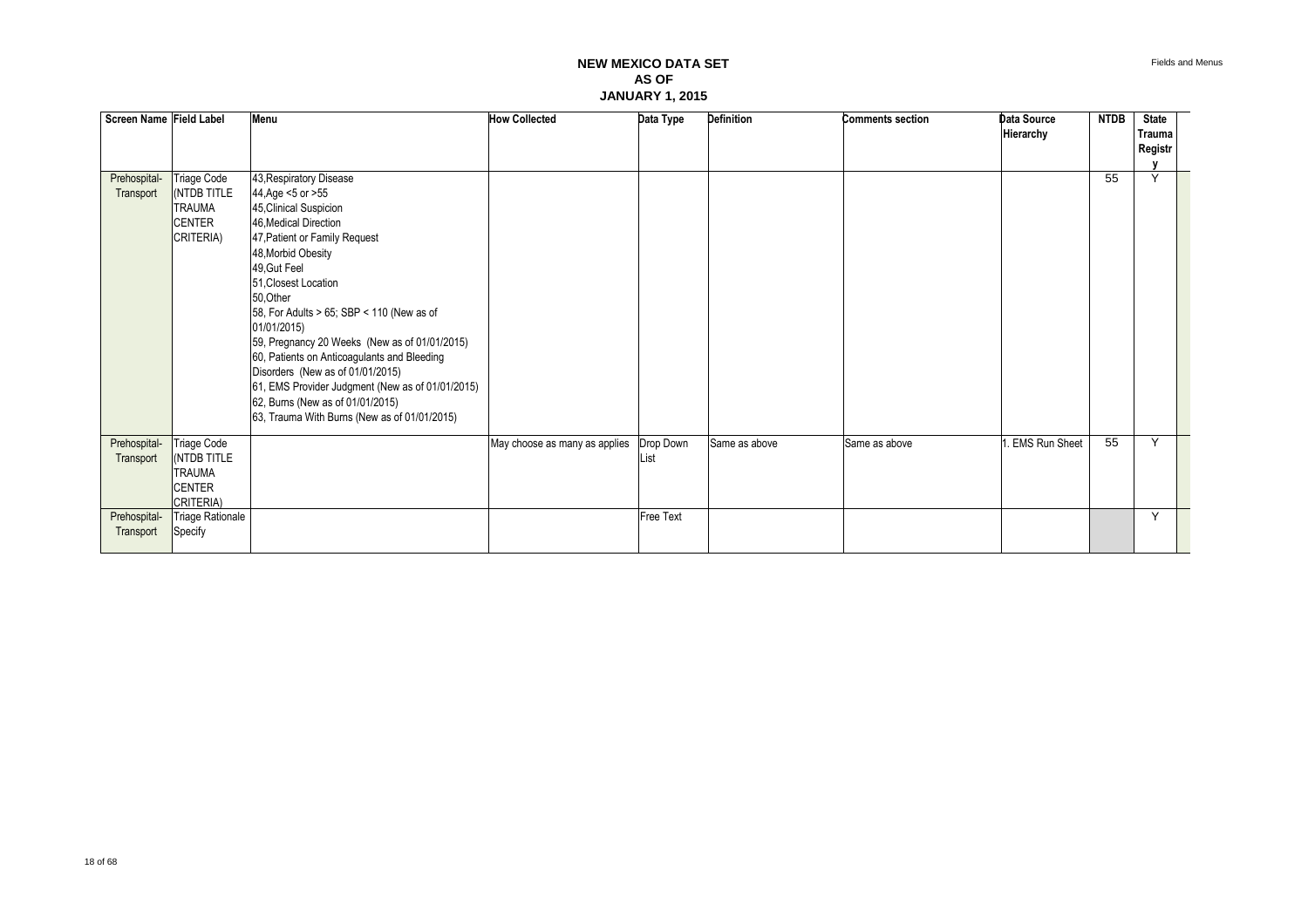# NEW MEXICO DATA SET
# AS OF
# JANUARY 1, 2015

| Screen Name | Field Label | Menu | How Collected | Data Type | Definition | Comments section | Data Source Hierarchy | NTDB | State Trauma Registry |
|---|---|---|---|---|---|---|---|---|---|
| Prehospital-Transport | Triage Code (NTDB TITLE TRAUMA CENTER CRITERIA) | 43,Respiratory Disease<br>44,Age <5 or >55<br>45,Clinical Suspicion<br>46,Medical Direction<br>47,Patient or Family Request<br>48,Morbid Obesity<br>49,Gut Feel<br>51,Closest Location<br>50,Other<br>58, For Adults > 65; SBP < 110 (New as of 01/01/2015)<br>59, Pregnancy 20 Weeks (New as of 01/01/2015)<br>60, Patients on Anticoagulants and Bleeding Disorders (New as of 01/01/2015)<br>61, EMS Provider Judgment (New as of 01/01/2015)<br>62, Burns (New as of 01/01/2015)<br>63, Trauma With Burns (New as of 01/01/2015) | | | | | | 55 | Y |
| Prehospital-Transport | Triage Code (NTDB TITLE TRAUMA CENTER CRITERIA) | | May choose as many as applies | Drop Down List | Same as above | Same as above | 1. EMS Run Sheet | 55 | Y |
| Prehospital-Transport | Triage Rationale Specify | | | Free Text | | | | | Y |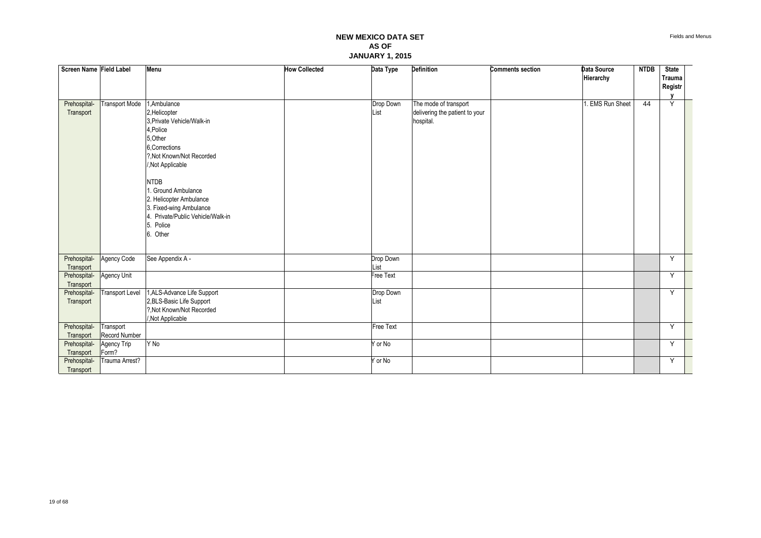# NEW MEXICO DATA SET
## AS OF
## JANUARY 1, 2015

| Screen Name | Field Label | Menu | How Collected | Data Type | Definition | Comments section | Data Source Hierarchy | NTDB | State Trauma Registry |
|---|---|---|---|---|---|---|---|---|---|
| Prehospital-Transport | Transport Mode | 1,Ambulance<br>2,Helicopter<br>3,Private Vehicle/Walk-in<br>4,Police<br>5,Other<br>6,Corrections<br>?,Not Known/Not Recorded<br>/,Not Applicable<br><br>NTDB<br>1. Ground Ambulance<br>2. Helicopter Ambulance<br>3. Fixed-wing Ambulance<br>4. Private/Public Vehicle/Walk-in<br>5. Police<br>6. Other | | Drop Down List | The mode of transport delivering the patient to your hospital. | | 1. EMS Run Sheet | 44 | Y |
| Prehospital-Transport | Agency Code | See Appendix A - | | Drop Down List | | | | | Y |
| Prehospital-Transport | Agency Unit | | | Free Text | | | | | Y |
| Prehospital-Transport | Transport Level | 1,ALS-Advance Life Support<br>2,BLS-Basic Life Support<br>?,Not Known/Not Recorded<br>/,Not Applicable | | Drop Down List | | | | | Y |
| Prehospital-Transport | Transport Record Number | | | Free Text | | | | | Y |
| Prehospital-Transport | Agency Trip Form? | Y No | | Y or No | | | | | Y |
| Prehospital-Transport | Trauma Arrest? | | | Y or No | | | | | Y |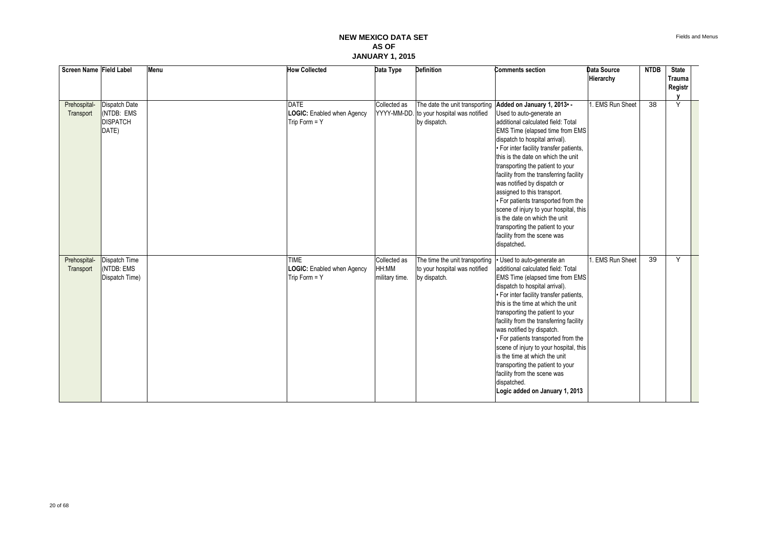# NEW MEXICO DATA SET
# AS OF
# JANUARY 1, 2015

| Screen Name | Field Label | Menu | How Collected | Data Type | Definition | Comments section | Data Source Hierarchy | NTDB | State Trauma Registry |
|---|---|---|---|---|---|---|---|---|---|
| Prehospital-Transport | Dispatch Date (NTDB: EMS DISPATCH DATE) | | DATE **LOGIC:** Enabled when Agency Trip Form = Y | Collected as YYYY-MM-DD. | The date the unit transporting to your hospital was notified by dispatch. | **Added on January 1, 2013• -** Used to auto-generate an additional calculated field: Total EMS Time (elapsed time from EMS dispatch to hospital arrival). • For inter facility transfer patients, this is the date on which the unit transporting the patient to your facility from the transferring facility was notified by dispatch or assigned to this transport. • For patients transported from the scene of injury to your hospital, this is the date on which the unit transporting the patient to your facility from the scene was dispatched**.** | 1. EMS Run Sheet | 38 | Y |
| Prehospital-Transport | Dispatch Time (NTDB: EMS Dispatch Time) | | TIME **LOGIC:** Enabled when Agency Trip Form = Y | Collected as HH:MM military time. | The time the unit transporting to your hospital was notified by dispatch. | • Used to auto-generate an additional calculated field: Total EMS Time (elapsed time from EMS dispatch to hospital arrival). • For inter facility transfer patients, this is the time at which the unit transporting the patient to your facility from the transferring facility was notified by dispatch. • For patients transported from the scene of injury to your hospital, this is the time at which the unit transporting the patient to your facility from the scene was dispatched. **Logic added on January 1, 2013** | 1. EMS Run Sheet | 39 | Y |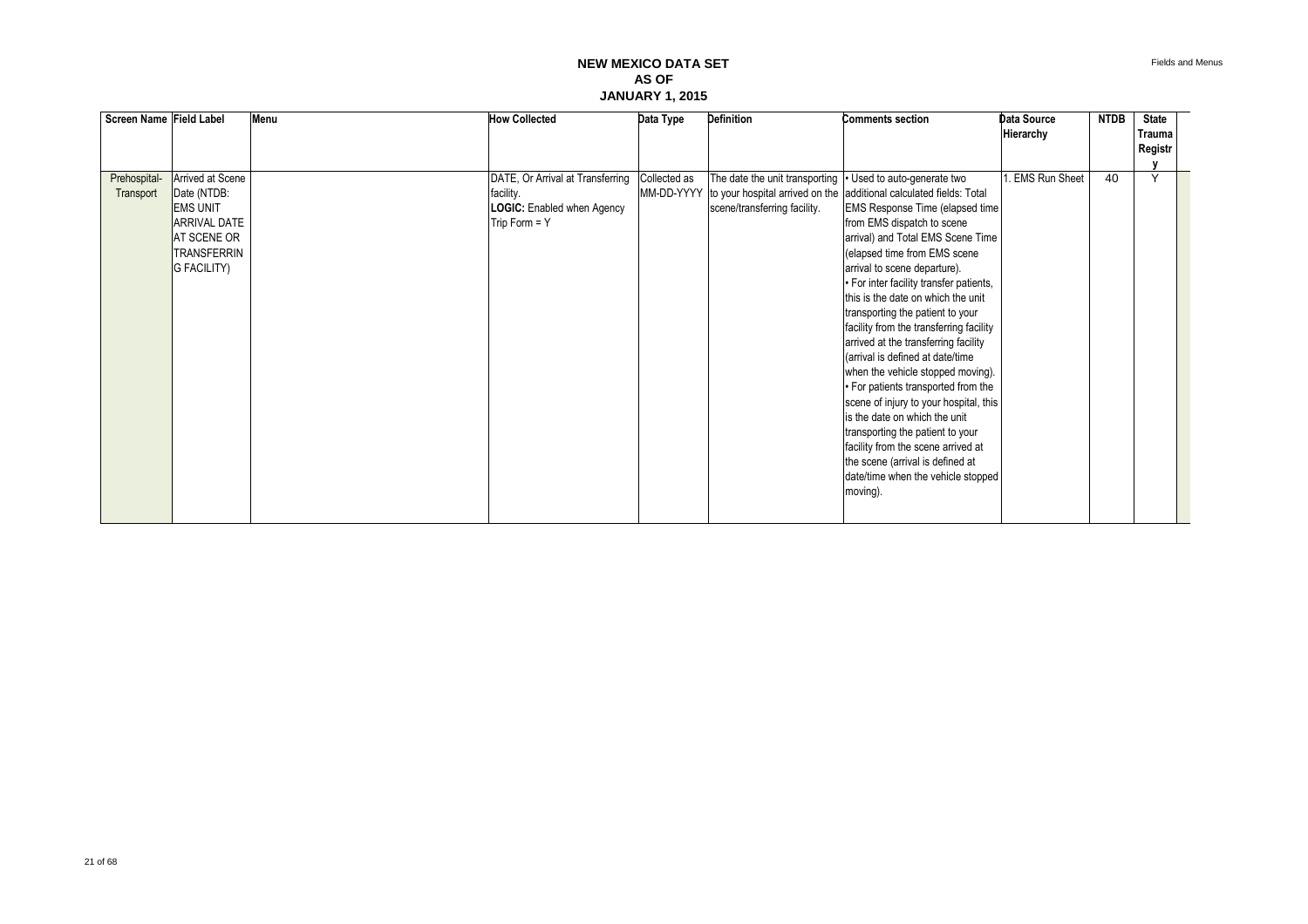# NEW MEXICO DATA SET
## AS OF
## JANUARY 1, 2015

| Screen Name | Field Label | Menu | How Collected | Data Type | Definition | Comments section | Data Source Hierarchy | NTDB | State Trauma Registry |
|---|---|---|---|---|---|---|---|---|---|
| Prehospital-Transport | Arrived at Scene Date (NTDB: EMS UNIT ARRIVAL DATE AT SCENE OR TRANSFERRING FACILITY) | | DATE, Or Arrival at Transferring facility. **LOGIC:** Enabled when Agency Trip Form = Y | Collected as MM-DD-YYYY | The date the unit transporting to your hospital arrived on the scene/transferring facility. | • Used to auto-generate two additional calculated fields: Total EMS Response Time (elapsed time from EMS dispatch to scene arrival) and Total EMS Scene Time (elapsed time from EMS scene arrival to scene departure). • For inter facility transfer patients, this is the date on which the unit transporting the patient to your facility from the transferring facility arrived at the transferring facility (arrival is defined at date/time when the vehicle stopped moving). • For patients transported from the scene of injury to your hospital, this is the date on which the unit transporting the patient to your facility from the scene arrived at the scene (arrival is defined at date/time when the vehicle stopped moving). | 1. EMS Run Sheet | 40 | Y |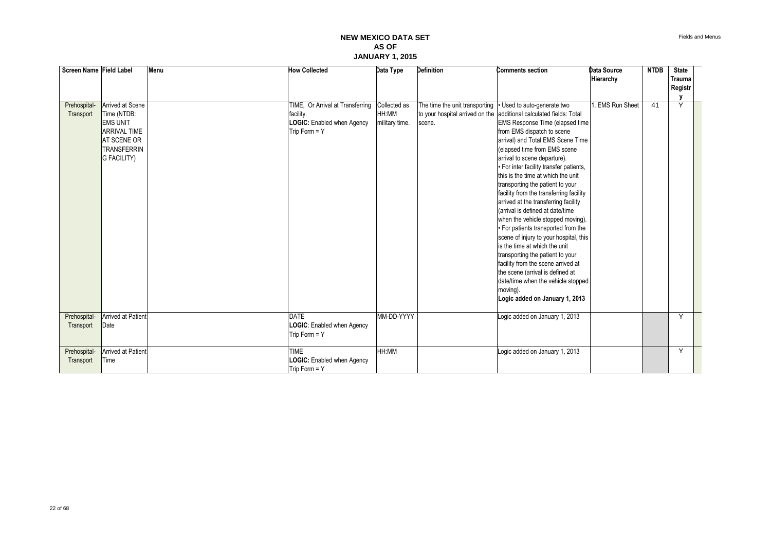# NEW MEXICO DATA SET
## AS OF
## JANUARY 1, 2015

| Screen Name | Field Label | Menu | How Collected | Data Type | Definition | Comments section | Data Source Hierarchy | NTDB | State Trauma Registry |
|---|---|---|---|---|---|---|---|---|---|
| Prehospital-Transport | Arrived at Scene Time (NTDB: EMS UNIT ARRIVAL TIME AT SCENE OR TRANSFERRING FACILITY) | | TIME, Or Arrival at Transferring facility. **LOGIC:** Enabled when Agency Trip Form = Y | Collected as HH:MM military time. | The time the unit transporting to your hospital arrived on the scene. | • Used to auto-generate two additional calculated fields: Total EMS Response Time (elapsed time from EMS dispatch to scene arrival) and Total EMS Scene Time (elapsed time from EMS scene arrival to scene departure). • For inter facility transfer patients, this is the time at which the unit transporting the patient to your facility from the transferring facility arrived at the transferring facility (arrival is defined at date/time when the vehicle stopped moving). • For patients transported from the scene of injury to your hospital, this is the time at which the unit transporting the patient to your facility from the scene arrived at the scene (arrival is defined at date/time when the vehicle stopped moving). **Logic added on January 1, 2013** | 1. EMS Run Sheet | 41 | Y |
| Prehospital-Transport | Arrived at Patient Date | | DATE **LOGIC**: Enabled when Agency Trip Form = Y | MM-DD-YYYY | | Logic added on January 1, 2013 | | | Y |
| Prehospital-Transport | Arrived at Patient Time | | TIME **LOGIC:** Enabled when Agency Trip Form = Y | HH:MM | | Logic added on January 1, 2013 | | | Y |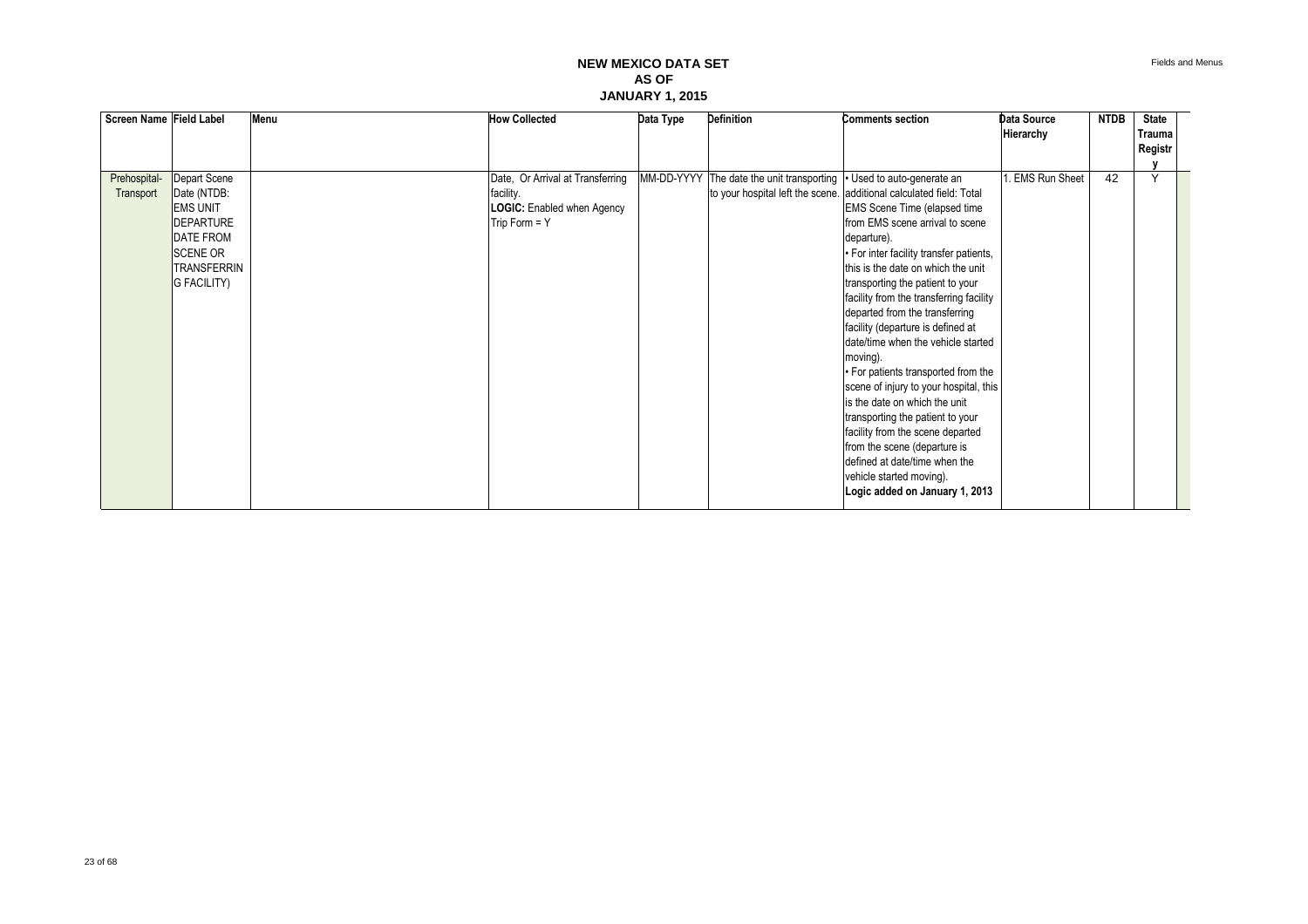# NEW MEXICO DATA SET AS OF JANUARY 1, 2015

| Screen Name | Field Label | Menu | How Collected | Data Type | Definition | Comments section | Data Source Hierarchy | NTDB | State Trauma Registry |
|---|---|---|---|---|---|---|---|---|---|
| Prehospital-Transport | Depart Scene Date (NTDB: EMS UNIT DEPARTURE DATE FROM SCENE OR TRANSFERRING FACILITY) | | Date, Or Arrival at Transferring facility. **LOGIC:** Enabled when Agency Trip Form = Y | MM-DD-YYYY | The date the unit transporting to your hospital left the scene. | • Used to auto-generate an additional calculated field: Total EMS Scene Time (elapsed time from EMS scene arrival to scene departure). • For inter facility transfer patients, this is the date on which the unit transporting the patient to your facility from the transferring facility departed from the transferring facility (departure is defined at date/time when the vehicle started moving). • For patients transported from the scene of injury to your hospital, this is the date on which the unit transporting the patient to your facility from the scene departed from the scene (departure is defined at date/time when the vehicle started moving). **Logic added on January 1, 2013** | 1. EMS Run Sheet | 42 | Y |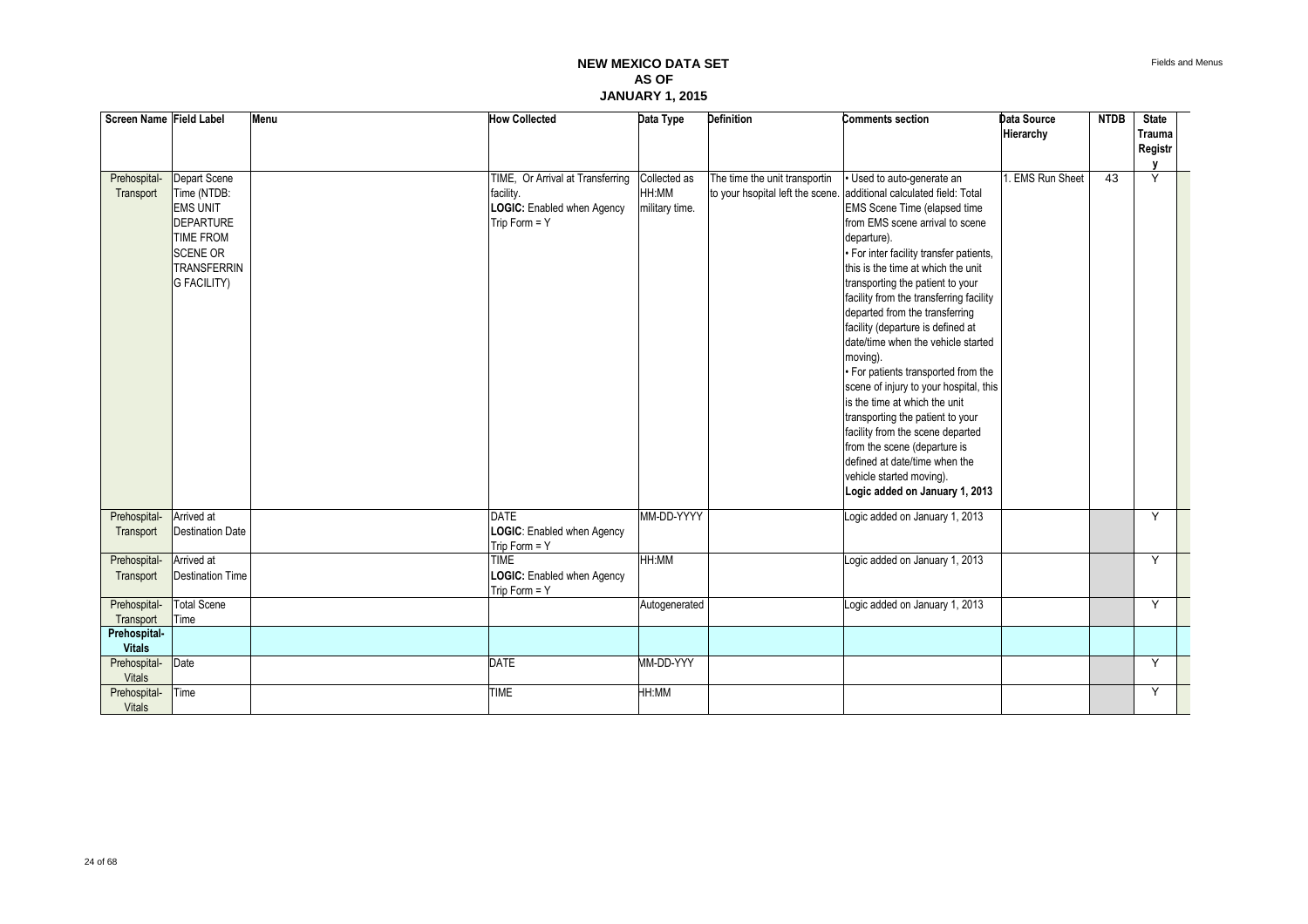# NEW MEXICO DATA SET
# AS OF
# JANUARY 1, 2015

| Screen Name | Field Label | Menu | How Collected | Data Type | Definition | Comments section | Data Source Hierarchy | NTDB | State Trauma Registry |
|---|---|---|---|---|---|---|---|---|---|
| Prehospital-Transport | Depart Scene Time (NTDB: EMS UNIT DEPARTURE TIME FROM SCENE OR TRANSFERRING FACILITY) | | TIME, Or Arrival at Transferring facility. **LOGIC:** Enabled when Agency Trip Form = Y | Collected as HH:MM military time. | The time the unit transportin to your hsopital left the scene. | • Used to auto-generate an additional calculated field: Total EMS Scene Time (elapsed time from EMS scene arrival to scene departure). • For inter facility transfer patients, this is the time at which the unit transporting the patient to your facility from the transferring facility departed from the transferring facility (departure is defined at date/time when the vehicle started moving). • For patients transported from the scene of injury to your hospital, this is the time at which the unit transporting the patient to your facility from the scene departed from the scene (departure is defined at date/time when the vehicle started moving). **Logic added on January 1, 2013** | 1. EMS Run Sheet | 43 | Y |
| Prehospital-Transport | Arrived at Destination Date | | DATE **LOGIC**: Enabled when Agency Trip Form = Y | MM-DD-YYYY | | Logic added on January 1, 2013 | | | Y |
| Prehospital-Transport | Arrived at Destination Time | | TIME **LOGIC:** Enabled when Agency Trip Form = Y | HH:MM | | Logic added on January 1, 2013 | | | Y |
| Prehospital-Transport | Total Scene Time | | | Autogenerated | | Logic added on January 1, 2013 | | | Y |
| **Prehospital-Vitals** | | | | | | | | | |
| Prehospital-Vitals | Date | | DATE | MM-DD-YYY | | | | | Y |
| Prehospital-Vitals | Time | | TIME | HH:MM | | | | | Y |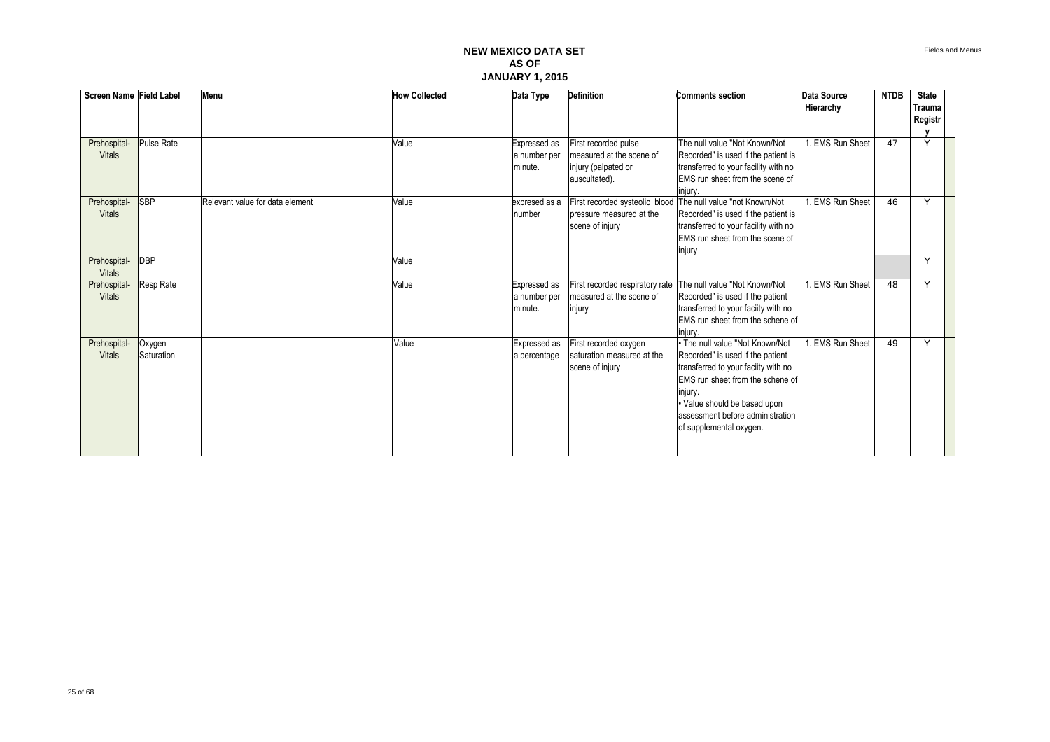# NEW MEXICO DATA SET
## AS OF
## JANUARY 1, 2015

| Screen Name | Field Label | Menu | How Collected | Data Type | Definition | Comments section | Data Source Hierarchy | NTDB | State Trauma Registry |
|---|---|---|---|---|---|---|---|---|---|
| Prehospital-Vitals | Pulse Rate | | Value | Expressed as a number per minute. | First recorded pulse measured at the scene of injury (palpated or auscultated). | The null value "Not Known/Not Recorded" is used if the patient is transferred to your facility with no EMS run sheet from the scene of injury. | 1. EMS Run Sheet | 47 | Y |
| Prehospital-Vitals | SBP | Relevant value for data element | Value | expresed as a number | First recorded systeolic blood pressure measured at the scene of injury | The null value "not Known/Not Recorded" is used if the patient is transferred to your facility with no EMS run sheet from the scene of injury | 1. EMS Run Sheet | 46 | Y |
| Prehospital-Vitals | DBP | | Value | | | | | | Y |
| Prehospital-Vitals | Resp Rate | | Value | Expressed as a number per minute. | First recorded respiratory rate measured at the scene of injury | The null value "Not Known/Not Recorded" is used if the patient transferred to your faciity with no EMS run sheet from the schene of injury. | 1. EMS Run Sheet | 48 | Y |
| Prehospital-Vitals | Oxygen Saturation | | Value | Expressed as a percentage | First recorded oxygen saturation measured at the scene of injury | • The null value "Not Known/Not Recorded" is used if the patient transferred to your faciity with no EMS run sheet from the schene of injury. • Value should be based upon assessment before administration of supplemental oxygen. | 1. EMS Run Sheet | 49 | Y |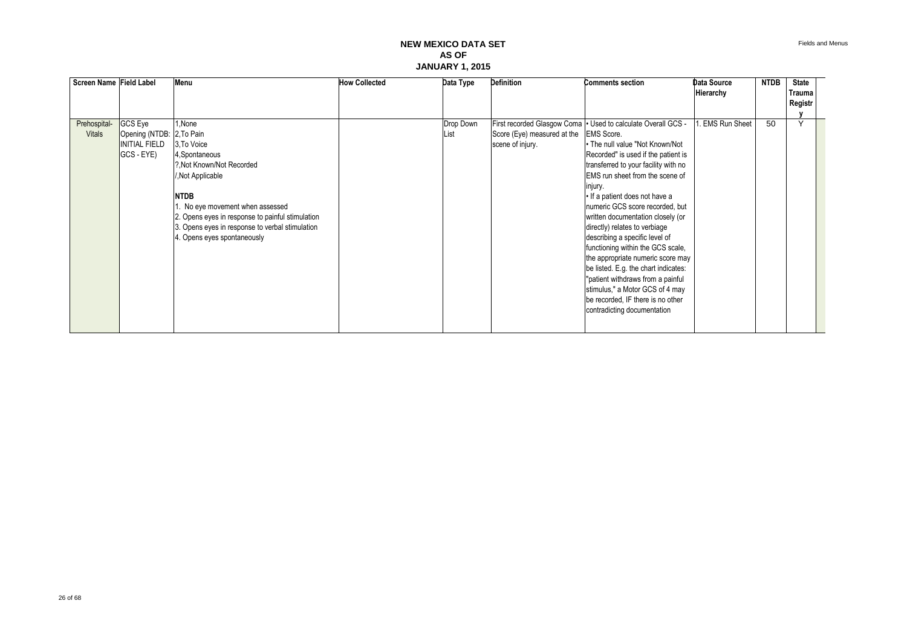# NEW MEXICO DATA SET
## AS OF
## JANUARY 1, 2015

| Screen Name | Field Label | Menu | How Collected | Data Type | Definition | Comments section | Data Source Hierarchy | NTDB | State Trauma Registry |
|---|---|---|---|---|---|---|---|---|---|
| Prehospital-Vitals | GCS Eye Opening (NTDB: INITIAL FIELD GCS - EYE) | 1,None<br>2,To Pain<br>3,To Voice<br>4,Spontaneous<br>?,Not Known/Not Recorded<br>/,Not Applicable<br><br>**NTDB**<br>1. No eye movement when assessed<br>2. Opens eyes in response to painful stimulation<br>3. Opens eyes in response to verbal stimulation<br>4. Opens eyes spontaneously | | Drop Down List | First recorded Glasgow Coma Score (Eye) measured at the scene of injury. | • Used to calculate Overall GCS - EMS Score.<br>• The null value "Not Known/Not Recorded" is used if the patient is transferred to your facility with no EMS run sheet from the scene of injury.<br>• If a patient does not have a numeric GCS score recorded, but written documentation closely (or directly) relates to verbiage describing a specific level of functioning within the GCS scale, the appropriate numeric score may be listed. E.g. the chart indicates: "patient withdraws from a painful stimulus," a Motor GCS of 4 may be recorded, IF there is no other contradicting documentation | 1. EMS Run Sheet | 50 | Y |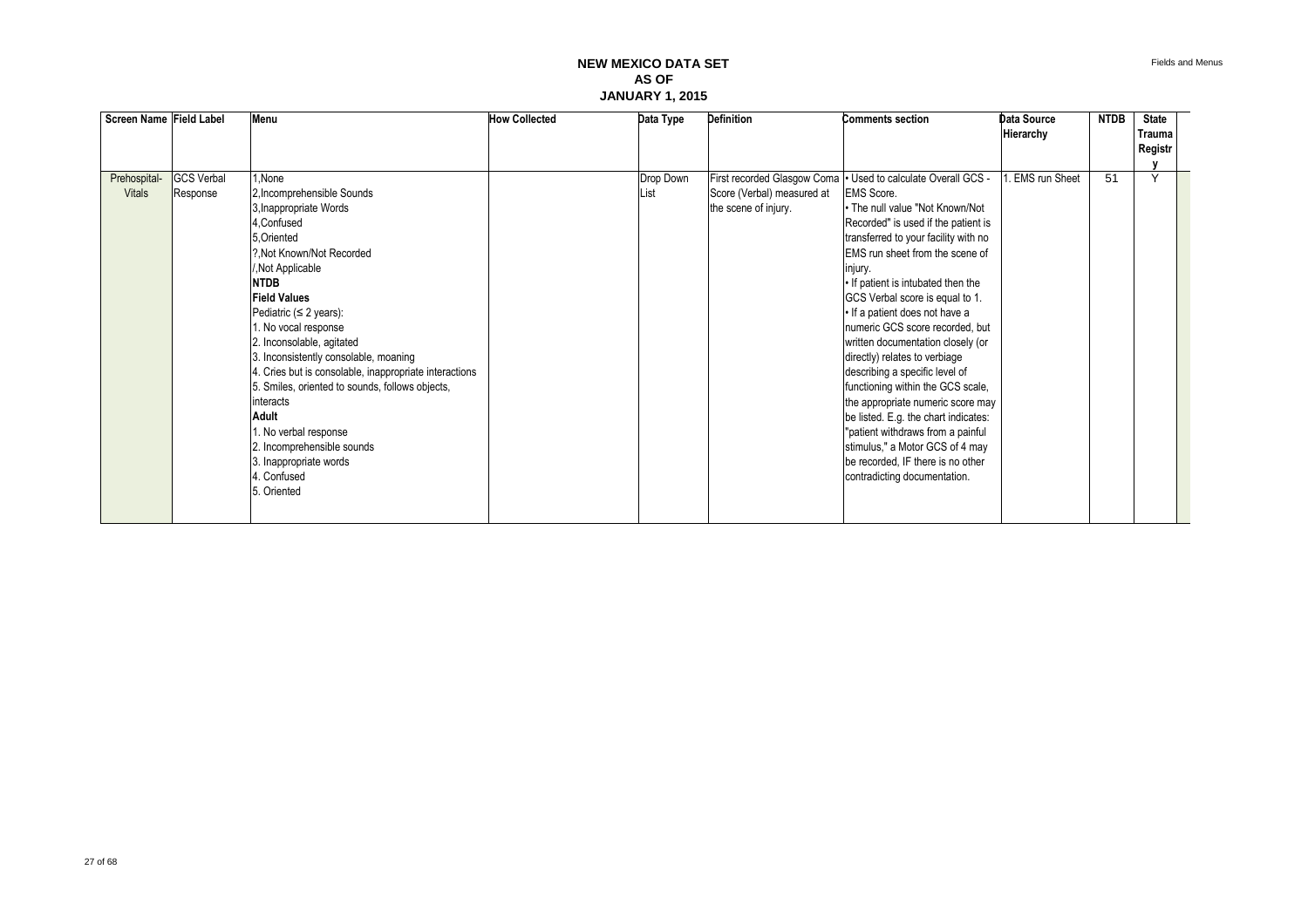# NEW MEXICO DATA SET AS OF JANUARY 1, 2015

| Screen Name | Field Label | Menu | How Collected | Data Type | Definition | Comments section | Data Source Hierarchy | NTDB | State Trauma Registry |
|---|---|---|---|---|---|---|---|---|---|
| Prehospital-Vitals | GCS Verbal Response | 1,None<br>2,Incomprehensible Sounds<br>3,Inappropriate Words<br>4,Confused<br>5,Oriented<br>?,Not Known/Not Recorded<br>/,Not Applicable<br>**NTDB**<br>**Field Values**<br>Pediatric (≤ 2 years):<br>1. No vocal response<br>2. Inconsolable, agitated<br>3. Inconsistently consolable, moaning<br>4. Cries but is consolable, inappropriate interactions<br>5. Smiles, oriented to sounds, follows objects, interacts<br>**Adult**<br>1. No verbal response<br>2. Incomprehensible sounds<br>3. Inappropriate words<br>4. Confused<br>5. Oriented | | Drop Down List | First recorded Glasgow Coma Score (Verbal) measured at the scene of injury. | • Used to calculate Overall GCS - EMS Score.<br>• The null value "Not Known/Not Recorded" is used if the patient is transferred to your facility with no EMS run sheet from the scene of injury.<br>• If patient is intubated then the GCS Verbal score is equal to 1.<br>• If a patient does not have a numeric GCS score recorded, but written documentation closely (or directly) relates to verbiage describing a specific level of functioning within the GCS scale, the appropriate numeric score may be listed. E.g. the chart indicates: "patient withdraws from a painful stimulus," a Motor GCS of 4 may be recorded, IF there is no other contradicting documentation. | 1. EMS run Sheet | 51 | Y |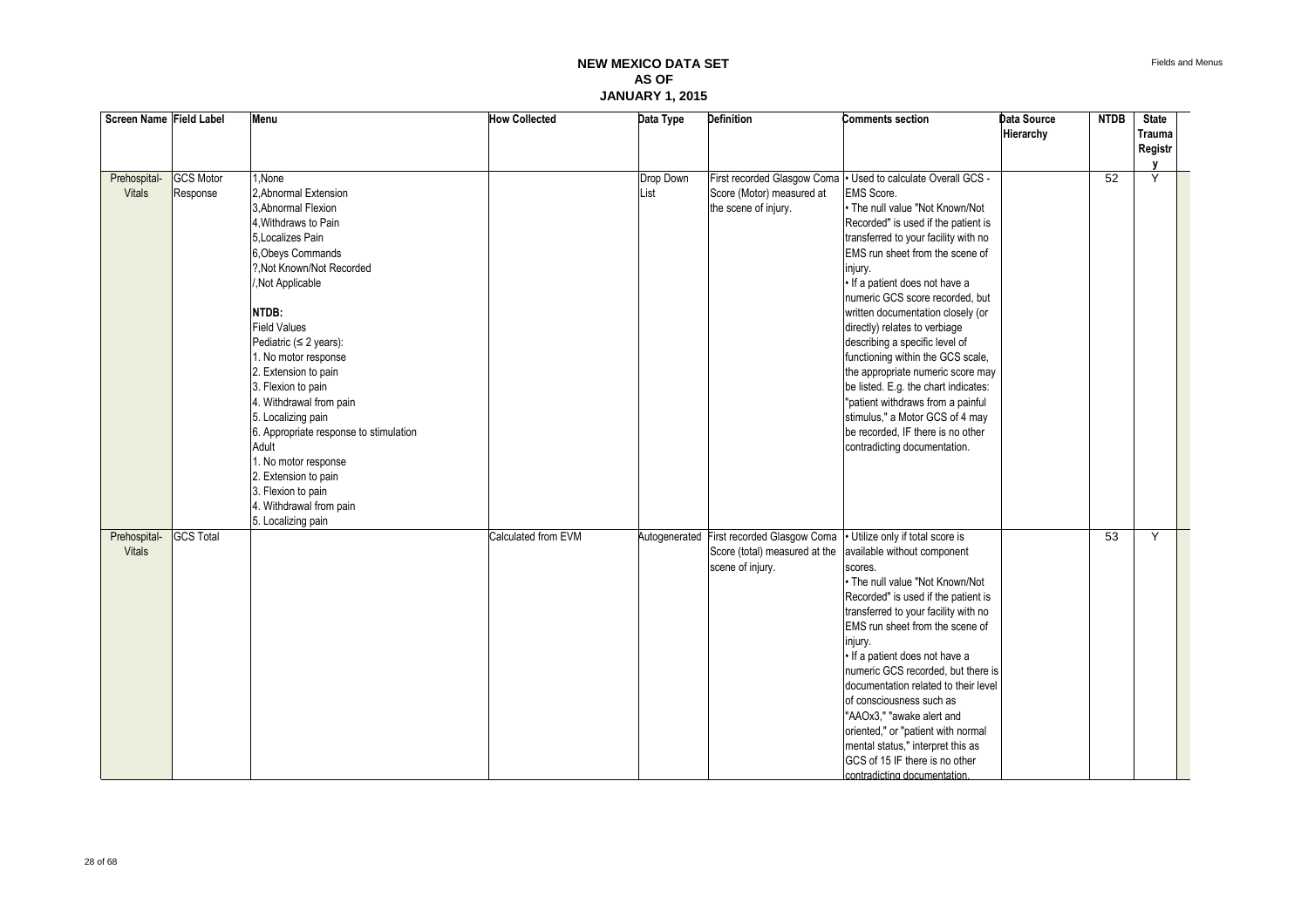# NEW MEXICO DATA SET
## AS OF
## JANUARY 1, 2015

| Screen Name | Field Label | Menu | How Collected | Data Type | Definition | Comments section | Data Source Hierarchy | NTDB | State Trauma Registry |
|---|---|---|---|---|---|---|---|---|---|
| Prehospital-Vitals | GCS Motor Response | 1,None<br>2,Abnormal Extension<br>3,Abnormal Flexion<br>4,Withdraws to Pain<br>5,Localizes Pain<br>6,Obeys Commands<br>?,Not Known/Not Recorded<br>/,Not Applicable<br><br>**NTDB:**<br>Field Values<br>Pediatric (≤ 2 years):<br>1. No motor response<br>2. Extension to pain<br>3. Flexion to pain<br>4. Withdrawal from pain<br>5. Localizing pain<br>6. Appropriate response to stimulation<br>Adult<br>1. No motor response<br>2. Extension to pain<br>3. Flexion to pain<br>4. Withdrawal from pain<br>5. Localizing pain | | Drop Down List | First recorded Glasgow Coma Score (Motor) measured at the scene of injury. | • Used to calculate Overall GCS - EMS Score.<br>• The null value "Not Known/Not Recorded" is used if the patient is transferred to your facility with no EMS run sheet from the scene of injury.<br>• If a patient does not have a numeric GCS score recorded, but written documentation closely (or directly) relates to verbiage describing a specific level of functioning within the GCS scale, the appropriate numeric score may be listed. E.g. the chart indicates: "patient withdraws from a painful stimulus," a Motor GCS of 4 may be recorded, IF there is no other contradicting documentation. | | 52 | Y |
| Prehospital-Vitals | GCS Total | | Calculated from EVM | Autogenerated | First recorded Glasgow Coma Score (total) measured at the scene of injury. | • Utilize only if total score is available without component scores.<br>• The null value "Not Known/Not Recorded" is used if the patient is transferred to your facility with no EMS run sheet from the scene of injury.<br>• If a patient does not have a numeric GCS recorded, but there is documentation related to their level of consciousness such as "AAOx3," "awake alert and oriented," or "patient with normal mental status," interpret this as GCS of 15 IF there is no other contradicting documentation. | | 53 | Y |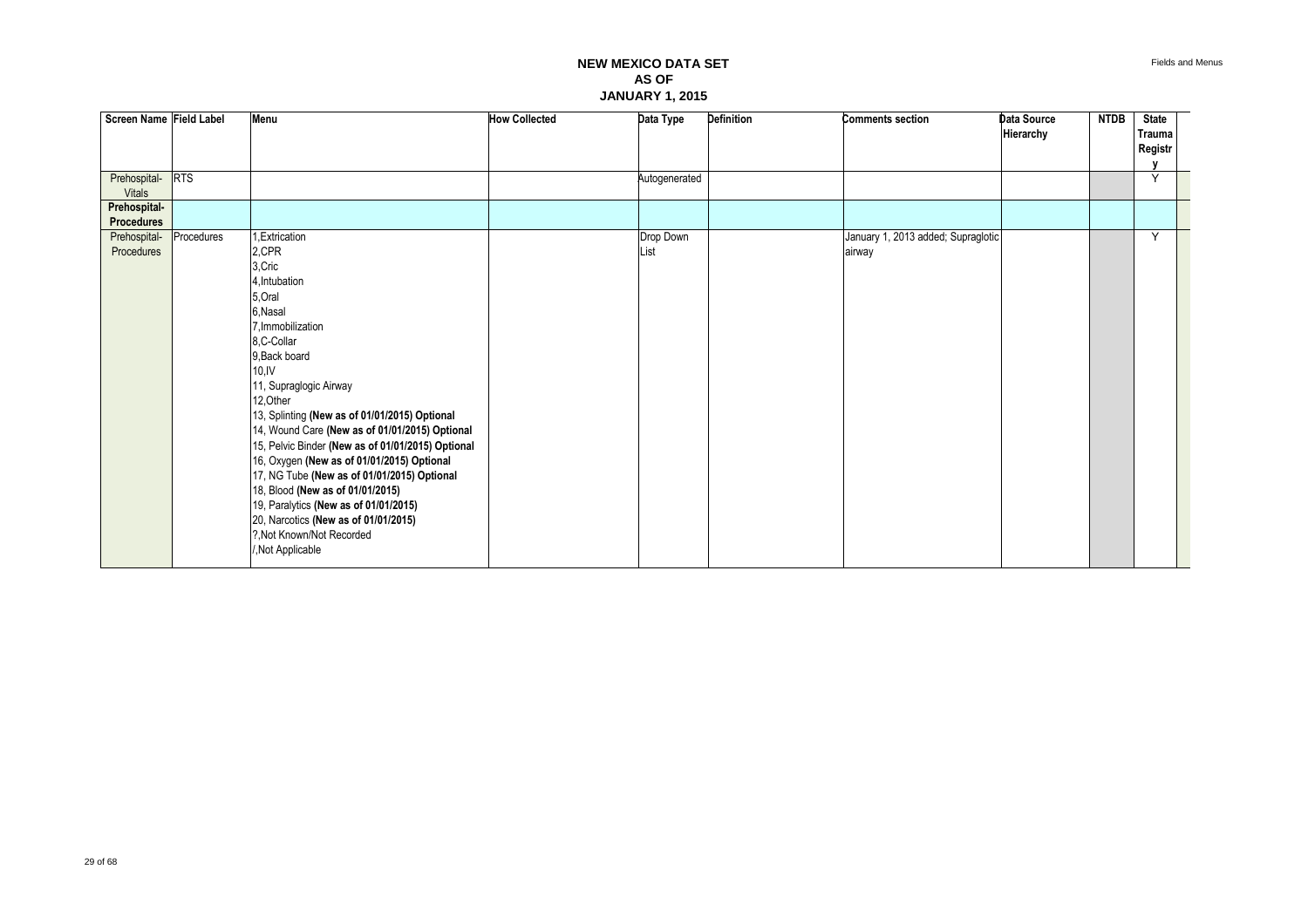# NEW MEXICO DATA SET
# AS OF
# JANUARY 1, 2015

| Screen Name | Field Label | Menu | How Collected | Data Type | Definition | Comments section | Data Source Hierarchy | NTDB | State Trauma Registry |
|---|---|---|---|---|---|---|---|---|---|
| Prehospital-Vitals | RTS | | | Autogenerated | | | | | Y |
| **Prehospital-Procedures** | | | | | | | | | |
| Prehospital-Procedures | Procedures | 1,Extrication<br>2,CPR<br>3,Cric<br>4,Intubation<br>5,Oral<br>6,Nasal<br>7,Immobilization<br>8,C-Collar<br>9,Back board<br>10,IV<br>11, Supraglogic Airway<br>12,Other<br>13, Splinting **(New as of 01/01/2015) Optional**<br>14, Wound Care **(New as of 01/01/2015) Optional**<br>15, Pelvic Binder **(New as of 01/01/2015) Optional**<br>16, Oxygen **(New as of 01/01/2015) Optional**<br>17, NG Tube **(New as of 01/01/2015) Optional**<br>18, Blood **(New as of 01/01/2015)**<br>19, Paralytics **(New as of 01/01/2015)**<br>20, Narcotics **(New as of 01/01/2015)**<br>?,Not Known/Not Recorded<br>/,Not Applicable | | Drop Down List | | January 1, 2013 added; Supraglotic airway | | | Y |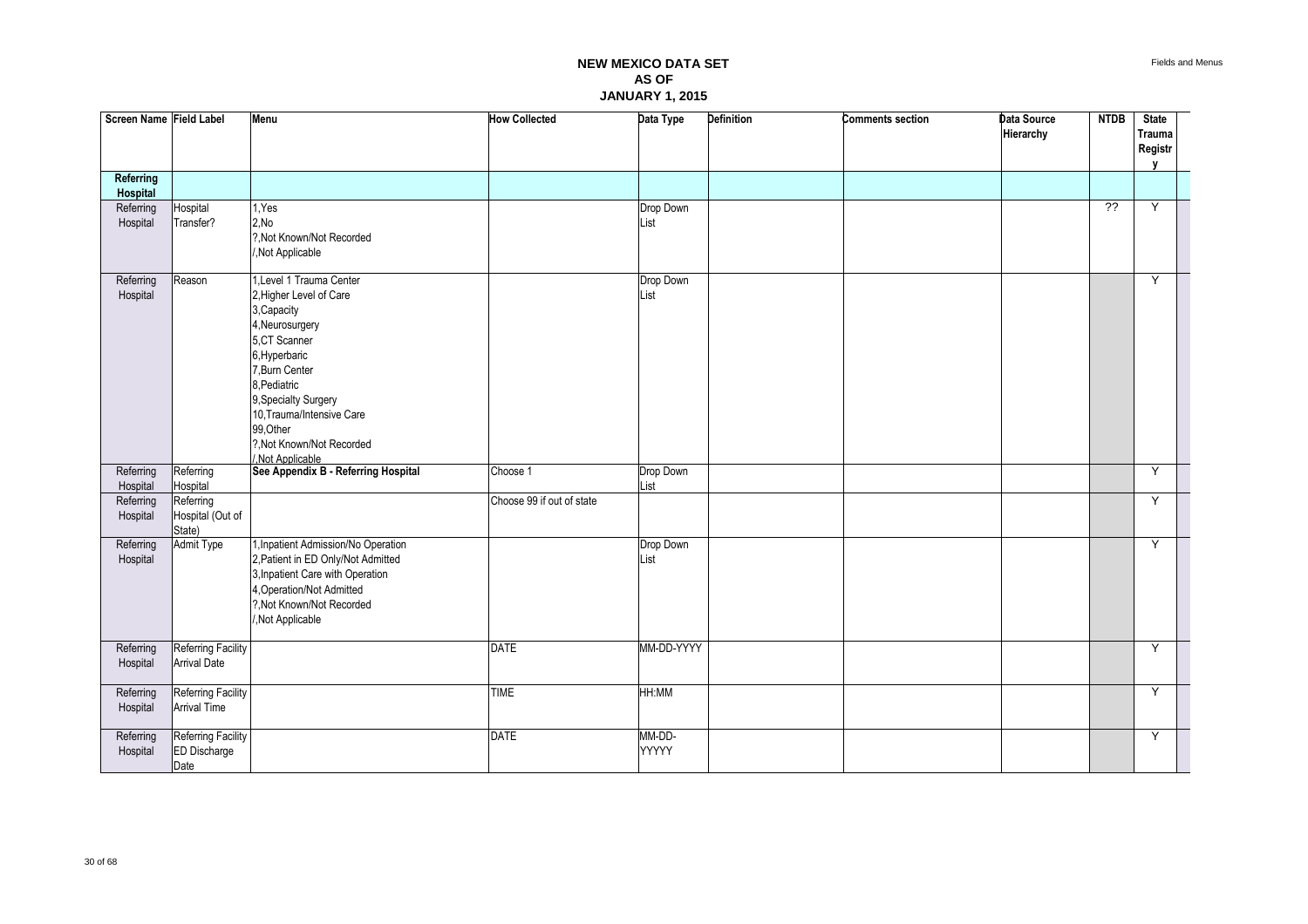# NEW MEXICO DATA SET AS OF JANUARY 1, 2015

| Screen Name | Field Label | Menu | How Collected | Data Type | Definition | Comments section | Data Source Hierarchy | NTDB | State Trauma Registry |
|---|---|---|---|---|---|---|---|---|---|
| **Referring Hospital** | | | | | | | | | |
| Referring Hospital | Hospital Transfer? | 1,Yes<br>2,No<br>?,Not Known/Not Recorded<br>/,Not Applicable | | Drop Down List | | | | ?? | Y |
| Referring Hospital | Reason | 1,Level 1 Trauma Center<br>2,Higher Level of Care<br>3,Capacity<br>4,Neurosurgery<br>5,CT Scanner<br>6,Hyperbaric<br>7,Burn Center<br>8,Pediatric<br>9,Specialty Surgery<br>10,Trauma/Intensive Care<br>99,Other<br>?,Not Known/Not Recorded<br>/,Not Applicable | | Drop Down List | | | | | Y |
| Referring Hospital | Referring Hospital | **See Appendix B - Referring Hospital** | Choose 1 | Drop Down List | | | | | Y |
| Referring Hospital | Referring Hospital (Out of State) | | Choose 99 if out of state | | | | | | Y |
| Referring Hospital | Admit Type | 1,Inpatient Admission/No Operation<br>2,Patient in ED Only/Not Admitted<br>3,Inpatient Care with Operation<br>4,Operation/Not Admitted<br>?,Not Known/Not Recorded<br>/,Not Applicable | | Drop Down List | | | | | Y |
| Referring Hospital | Referring Facility Arrival Date | | DATE | MM-DD-YYYY | | | | | Y |
| Referring Hospital | Referring Facility Arrival Time | | TIME | HH:MM | | | | | Y |
| Referring Hospital | Referring Facility ED Discharge Date | | DATE | MM-DD-YYYYY | | | | | Y |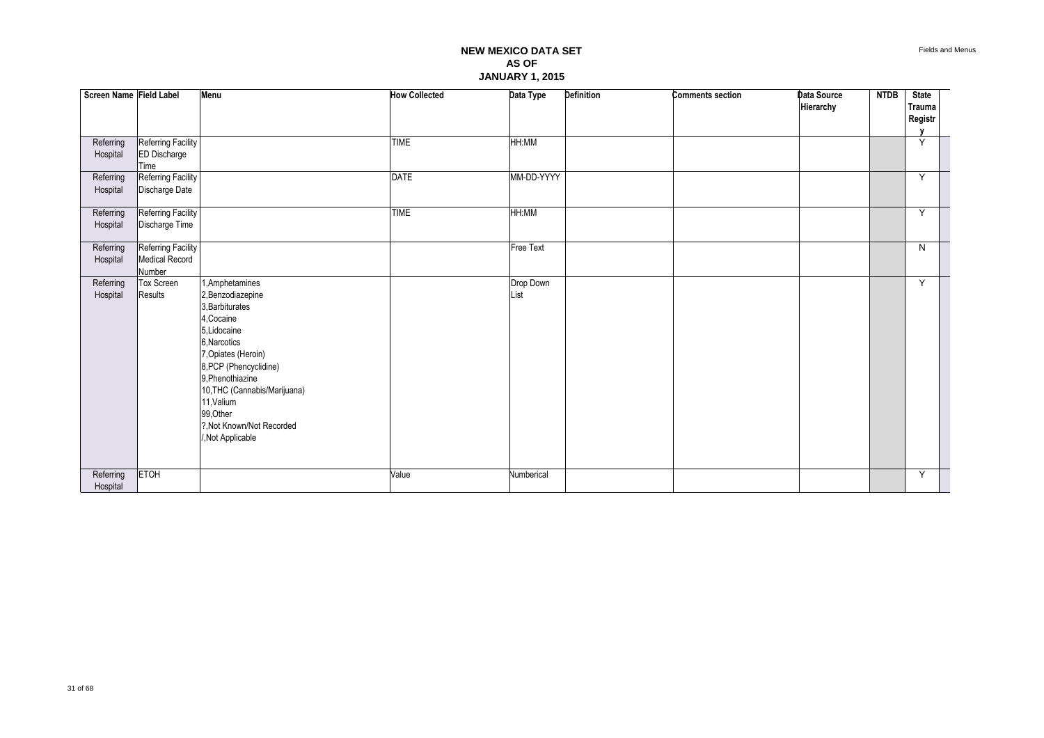# NEW MEXICO DATA SET
## AS OF
## JANUARY 1, 2015

| Screen Name | Field Label | Menu | How Collected | Data Type | Definition | Comments section | Data Source Hierarchy | NTDB | State Trauma Registry |
|---|---|---|---|---|---|---|---|---|---|
| Referring Hospital | Referring Facility ED Discharge Time | | TIME | HH:MM | | | | | Y |
| Referring Hospital | Referring Facility Discharge Date | | DATE | MM-DD-YYYY | | | | | Y |
| Referring Hospital | Referring Facility Discharge Time | | TIME | HH:MM | | | | | Y |
| Referring Hospital | Referring Facility Medical Record Number | | | Free Text | | | | | N |
| Referring Hospital | Tox Screen Results | 1,Amphetamines<br>2,Benzodiazepine<br>3,Barbiturates<br>4,Cocaine<br>5,Lidocaine<br>6,Narcotics<br>7,Opiates (Heroin)<br>8,PCP (Phencyclidine)<br>9,Phenothiazine<br>10,THC (Cannabis/Marijuana)<br>11,Valium<br>99,Other<br>?,Not Known/Not Recorded<br>/,Not Applicable | | Drop Down List | | | | | Y |
| Referring Hospital | ETOH | | Value | Numberical | | | | | Y |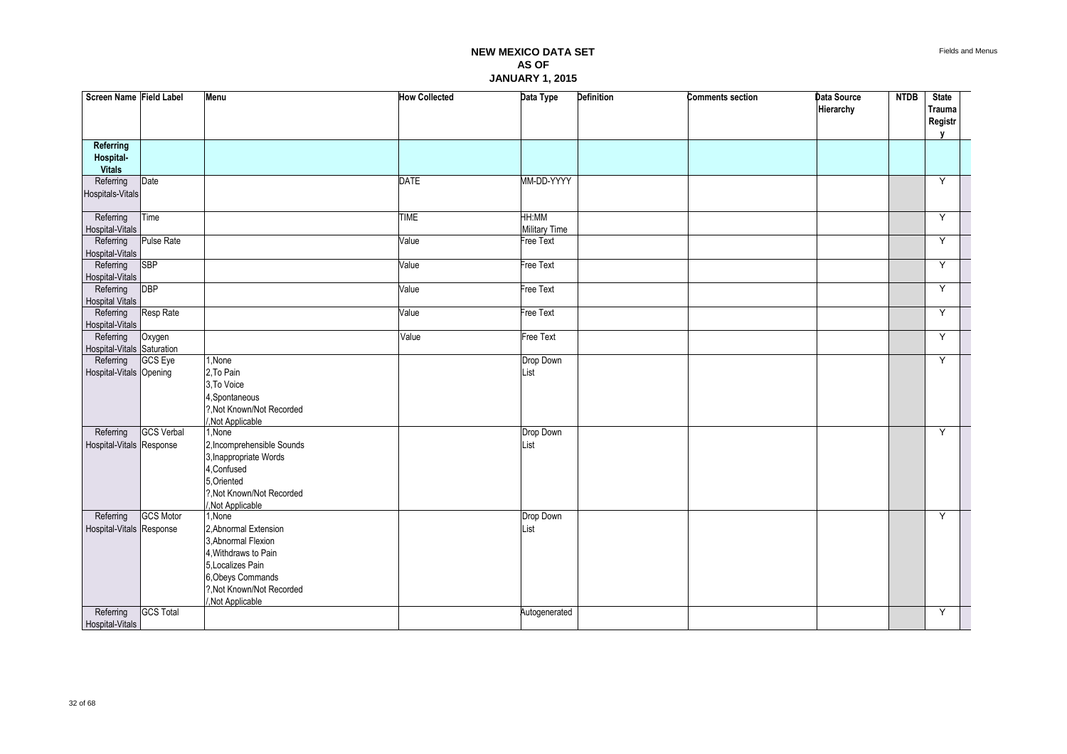# NEW MEXICO DATA SET
# AS OF
# JANUARY 1, 2015

| Screen Name | Field Label | Menu | How Collected | Data Type | Definition | Comments section | Data Source Hierarchy | NTDB | State Trauma Registry |
|---|---|---|---|---|---|---|---|---|---|
| **Referring Hospital-Vitals** | | | | | | | | | |
| Referring Hospitals-Vitals | Date | | DATE | MM-DD-YYYY | | | | | Y |
| Referring Hospital-Vitals | Time | | TIME | HH:MM Military Time | | | | | Y |
| Referring Hospital-Vitals | Pulse Rate | | Value | Free Text | | | | | Y |
| Referring Hospital-Vitals | SBP | | Value | Free Text | | | | | Y |
| Referring Hospital Vitals | DBP | | Value | Free Text | | | | | Y |
| Referring Hospital-Vitals | Resp Rate | | Value | Free Text | | | | | Y |
| Referring Hospital-Vitals | Oxygen Saturation | | Value | Free Text | | | | | Y |
| Referring Hospital-Vitals | GCS Eye Opening | 1,None<br>2,To Pain<br>3,To Voice<br>4,Spontaneous<br>?,Not Known/Not Recorded<br>/,Not Applicable | | Drop Down List | | | | | Y |
| Referring Hospital-Vitals | GCS Verbal Response | 1,None<br>2,Incomprehensible Sounds<br>3,Inappropriate Words<br>4,Confused<br>5,Oriented<br>?,Not Known/Not Recorded<br>/,Not Applicable | | Drop Down List | | | | | Y |
| Referring Hospital-Vitals | GCS Motor Response | 1,None<br>2,Abnormal Extension<br>3,Abnormal Flexion<br>4,Withdraws to Pain<br>5,Localizes Pain<br>6,Obeys Commands<br>?,Not Known/Not Recorded<br>/,Not Applicable | | Drop Down List | | | | | Y |
| Referring Hospital-Vitals | GCS Total | | | Autogenerated | | | | | Y |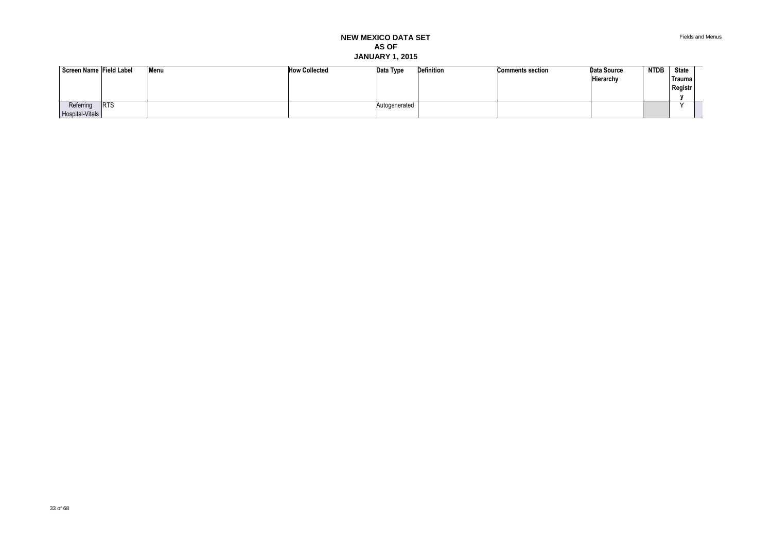**NEW MEXICO DATA SET**
**AS OF**
**JANUARY 1, 2015**

| Screen Name | Field Label | Menu | How Collected | Data Type | Definition | Comments section | Data Source Hierarchy | NTDB | State Trauma Registry |
|---|---|---|---|---|---|---|---|---|---|
| Referring Hospital-Vitals | RTS | | | Autogenerated | | | | | Y |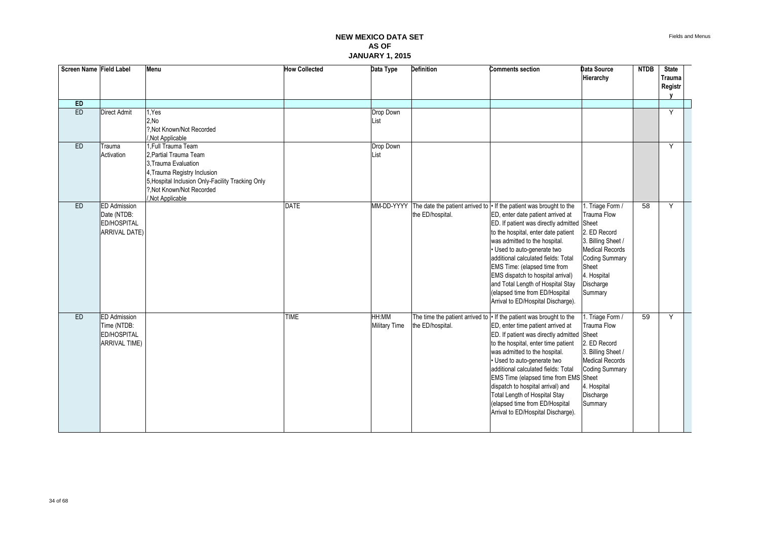# NEW MEXICO DATA SET
## AS OF
## JANUARY 1, 2015

| Screen Name | Field Label | Menu | How Collected | Data Type | Definition | Comments section | Data Source Hierarchy | NTDB | State Trauma Registry |
|---|---|---|---|---|---|---|---|---|---|
| **ED** | | | | | | | | | |
| ED | Direct Admit | 1,Yes<br>2,No<br>?,Not Known/Not Recorded<br>/,Not Applicable | | Drop Down List | | | | | Y |
| ED | Trauma Activation | 1,Full Trauma Team<br>2,Partial Trauma Team<br>3,Trauma Evaluation<br>4,Trauma Registry Inclusion<br>5,Hospital Inclusion Only-Facility Tracking Only<br>?,Not Known/Not Recorded<br>/,Not Applicable | | Drop Down List | | | | | Y |
| ED | ED Admission Date (NTDB: ED/HOSPITAL ARRIVAL DATE) | | DATE | MM-DD-YYYY | The date the patient arrived to the ED/hospital. | • If the patient was brought to the ED, enter date patient arrived at ED. If patient was directly admitted to the hospital, enter date patient was admitted to the hospital.<br>• Used to auto-generate two additional calculated fields: Total EMS Time: (elapsed time from EMS dispatch to hospital arrival) and Total Length of Hospital Stay (elapsed time from ED/Hospital Arrival to ED/Hospital Discharge). | 1. Triage Form / Trauma Flow Sheet<br>2. ED Record<br>3. Billing Sheet / Medical Records Coding Summary Sheet<br>4. Hospital Discharge Summary | 58 | Y |
| ED | ED Admission Time (NTDB: ED/HOSPITAL ARRIVAL TIME) | | TIME | HH:MM Military Time | The time the patient arrived to the ED/hospital. | • If the patient was brought to the ED, enter time patient arrived at ED. If patient was directly admitted to the hospital, enter time patient was admitted to the hospital.<br>• Used to auto-generate two additional calculated fields: Total EMS Time (elapsed time from EMS dispatch to hospital arrival) and Total Length of Hospital Stay (elapsed time from ED/Hospital Arrival to ED/Hospital Discharge). | 1. Triage Form / Trauma Flow Sheet<br>2. ED Record<br>3. Billing Sheet / Medical Records Coding Summary Sheet<br>4. Hospital Discharge Summary | 59 | Y |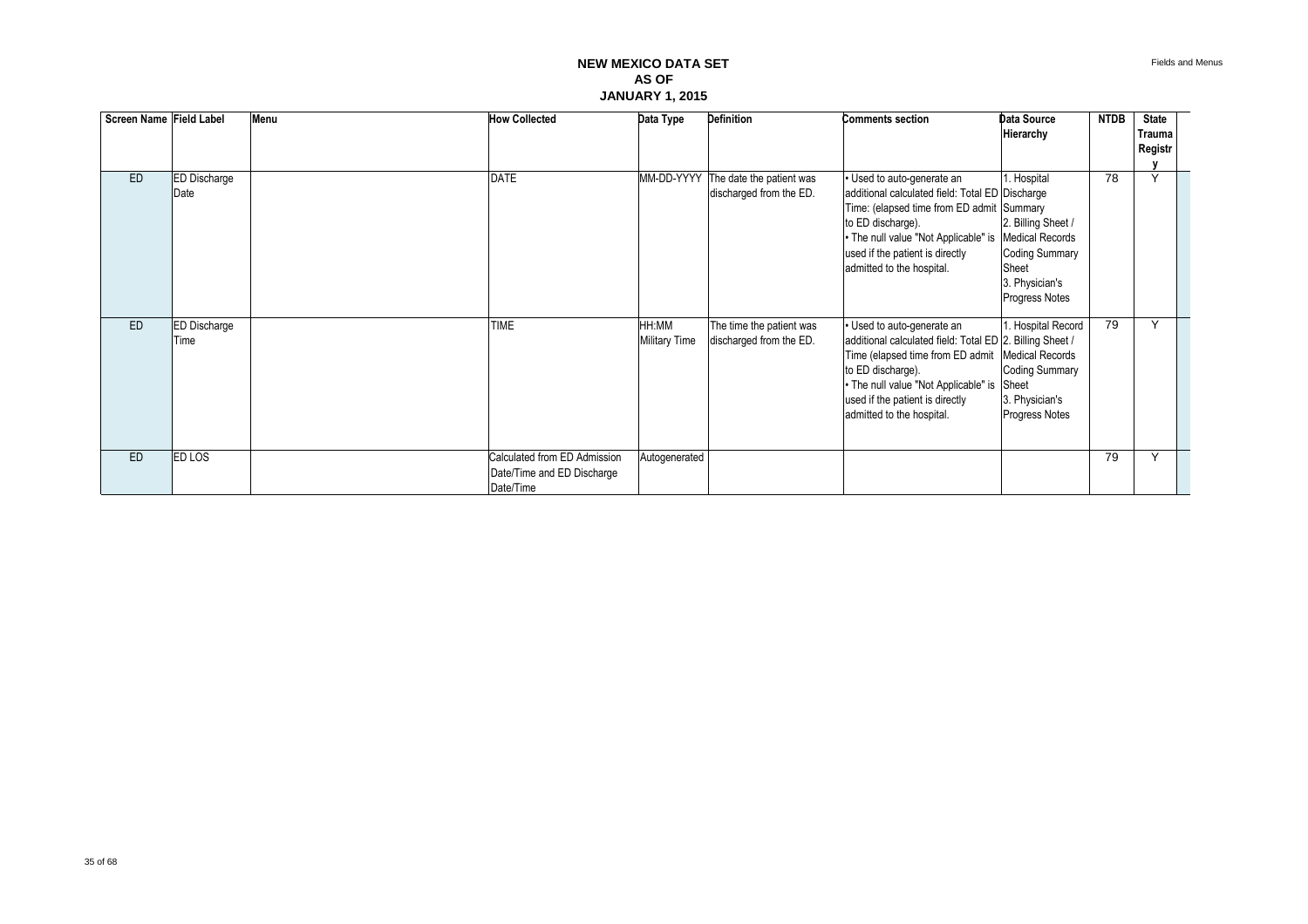# NEW MEXICO DATA SET
## AS OF
## JANUARY 1, 2015

| Screen Name | Field Label | Menu | How Collected | Data Type | Definition | Comments section | Data Source Hierarchy | NTDB | State Trauma Registry |
|---|---|---|---|---|---|---|---|---|---|
| ED | ED Discharge Date | | DATE | MM-DD-YYYY | The date the patient was discharged from the ED. | • Used to auto-generate an additional calculated field: Total ED Time: (elapsed time from ED admit to ED discharge).<br>• The null value "Not Applicable" is used if the patient is directly admitted to the hospital. | 1. Hospital Discharge Summary<br>2. Billing Sheet / Medical Records Coding Summary Sheet<br>3. Physician's Progress Notes | 78 | Y |
| ED | ED Discharge Time | | TIME | HH:MM Military Time | The time the patient was discharged from the ED. | • Used to auto-generate an additional calculated field: Total ED Time (elapsed time from ED admit to ED discharge).<br>• The null value "Not Applicable" is used if the patient is directly admitted to the hospital. | 1. Hospital Record<br>2. Billing Sheet / Medical Records Coding Summary Sheet<br>3. Physician's Progress Notes | 79 | Y |
| ED | ED LOS | | Calculated from ED Admission Date/Time and ED Discharge Date/Time | Autogenerated | | | | 79 | Y |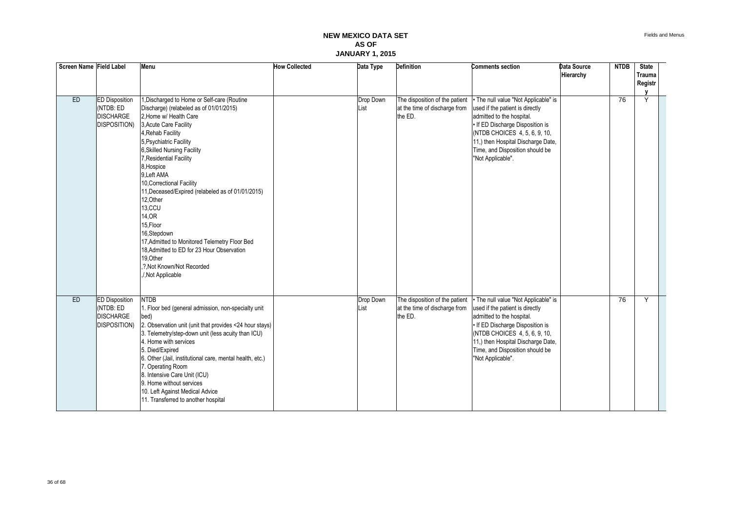# NEW MEXICO DATA SET
# AS OF
# JANUARY 1, 2015

| Screen Name | Field Label | Menu | How Collected | Data Type | Definition | Comments section | Data Source Hierarchy | NTDB | State Trauma Registry |
|---|---|---|---|---|---|---|---|---|---|
| ED | ED Disposition (NTDB: ED DISCHARGE DISPOSITION) | 1,Discharged to Home or Self-care (Routine Discharge) (relabeled as of 01/01/2015)<br>2,Home w/ Health Care<br>3,Acute Care Facility<br>4,Rehab Facility<br>5,Psychiatric Facility<br>6,Skilled Nursing Facility<br>7,Residential Facility<br>8,Hospice<br>9,Left AMA<br>10,Correctional Facility<br>11,Deceased/Expired (relabeled as of 01/01/2015)<br>12,Other<br>13,CCU<br>14,OR<br>15,Floor<br>16,Stepdown<br>17,Admitted to Monitored Telemetry Floor Bed<br>18,Admitted to ED for 23 Hour Observation<br>19,Other<br>,?,Not Known/Not Recorded<br>,/,Not Applicable | | Drop Down List | The disposition of the patient at the time of discharge from the ED. | • The null value "Not Applicable" is used if the patient is directly admitted to the hospital.<br>• If ED Discharge Disposition is (NTDB CHOICES 4, 5, 6, 9, 10, 11,) then Hospital Discharge Date, Time, and Disposition should be "Not Applicable". | | 76 | Y |
| ED | ED Disposition (NTDB: ED DISCHARGE DISPOSITION) | NTDB<br>1. Floor bed (general admission, non-specialty unit bed)<br>2. Observation unit (unit that provides <24 hour stays)<br>3. Telemetry/step-down unit (less acuity than ICU)<br>4. Home with services<br>5. Died/Expired<br>6. Other (Jail, institutional care, mental health, etc.)<br>7. Operating Room<br>8. Intensive Care Unit (ICU)<br>9. Home without services<br>10. Left Against Medical Advice<br>11. Transferred to another hospital | | Drop Down List | The disposition of the patient at the time of discharge from the ED. | • The null value "Not Applicable" is used if the patient is directly admitted to the hospital.<br>• If ED Discharge Disposition is (NTDB CHOICES 4, 5, 6, 9, 10, 11,) then Hospital Discharge Date, Time, and Disposition should be "Not Applicable". | | 76 | Y |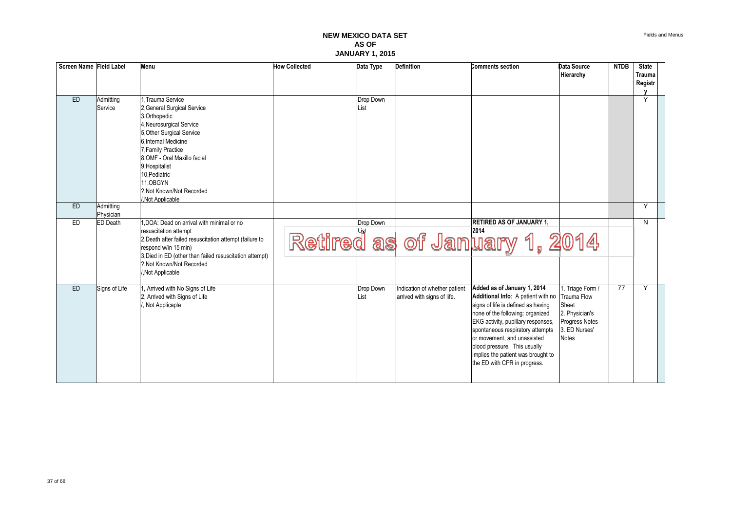# NEW MEXICO DATA SET AS OF JANUARY 1, 2015

| Screen Name | Field Label | Menu | How Collected | Data Type | Definition | Comments section | Data Source Hierarchy | NTDB | State Trauma Registry |
|---|---|---|---|---|---|---|---|---|---|
| ED | Admitting Service | 1,Trauma Service<br>2,General Surgical Service<br>3,Orthopedic<br>4,Neurosurgical Service<br>5,Other Surgical Service<br>6,Internal Medicine<br>7,Family Practice<br>8,OMF - Oral Maxillo facial<br>9,Hospitalist<br>10,Pediatric<br>11,OBGYN<br>?,Not Known/Not Recorded<br>/,Not Applicable | | Drop Down List | | | | | Y |
| ED | Admitting Physician | | | | | | | | Y |
| ED | ED Death | 1,DOA: Dead on arrival with minimal or no resuscitation attempt<br>2,Death after failed resuscitation attempt (failure to respond w/in 15 min)<br>3,Died in ED (other than failed resuscitation attempt)<br>?,Not Known/Not Recorded<br>/,Not Applicable | Retired as of January 1, 2014 | Drop Down List | | **RETIRED AS OF JANUARY 1, 2014** | | | N |
| ED | Signs of Life | 1, Arrived with No Signs of Life<br>2, Arrived with Signs of Life<br>/, Not Applicable | | Drop Down List | Indication of whether patient arrived with signs of life. | **Added as of January 1, 2014**<br>**Additional Info**: A patient with no signs of life is defined as having none of the following: organized EKG activity, pupillary responses, spontaneous respiratory attempts or movement, and unassisted blood pressure. This usually implies the patient was brought to the ED with CPR in progress. | 1. Triage Form / Trauma Flow Sheet<br>2. Physician's Progress Notes<br>3. ED Nurses' Notes | 77 | Y |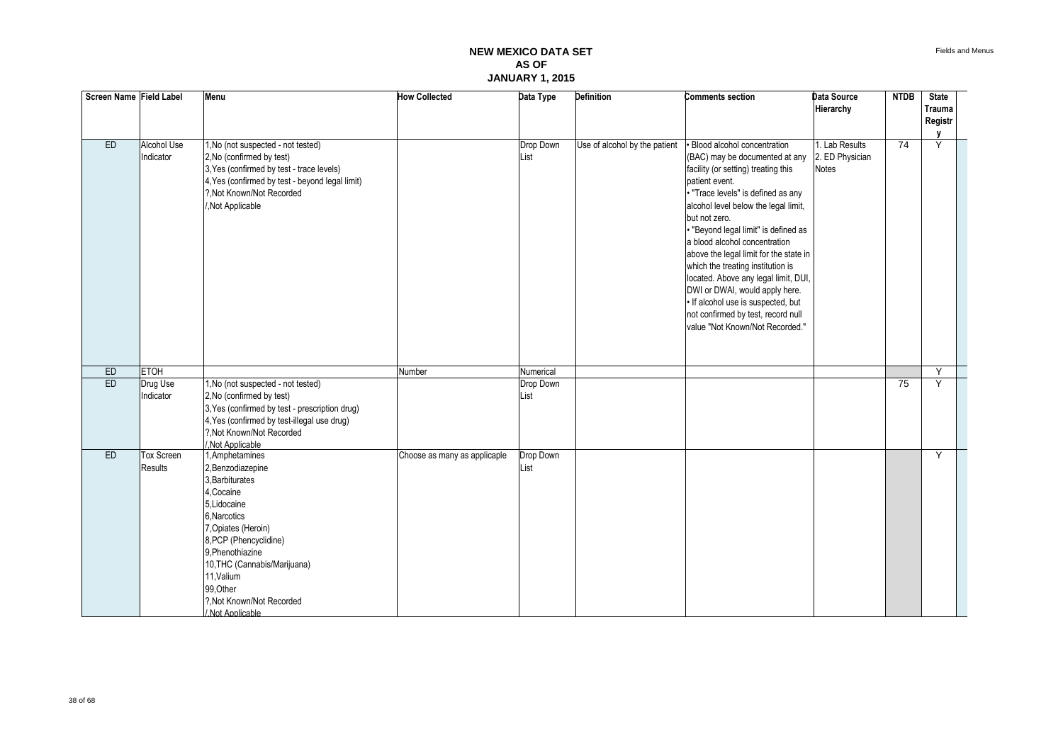# NEW MEXICO DATA SET
## AS OF
## JANUARY 1, 2015

| Screen Name | Field Label | Menu | How Collected | Data Type | Definition | Comments section | Data Source Hierarchy | NTDB | State Trauma Registry |
|---|---|---|---|---|---|---|---|---|---|
| ED | Alcohol Use Indicator | 1,No (not suspected - not tested)<br>2,No (confirmed by test)<br>3,Yes (confirmed by test - trace levels)<br>4,Yes (confirmed by test - beyond legal limit)<br>?,Not Known/Not Recorded<br>/,Not Applicable | | Drop Down List | Use of alcohol by the patient | • Blood alcohol concentration (BAC) may be documented at any facility (or setting) treating this patient event.<br>• "Trace levels" is defined as any alcohol level below the legal limit, but not zero.<br>• "Beyond legal limit" is defined as a blood alcohol concentration above the legal limit for the state in which the treating institution is located. Above any legal limit, DUI, DWI or DWAI, would apply here.<br>• If alcohol use is suspected, but not confirmed by test, record null value "Not Known/Not Recorded." | 1. Lab Results<br>2. ED Physician Notes | 74 | Y |
| ED | ETOH | | Number | Numerical | | | | | Y |
| ED | Drug Use Indicator | 1,No (not suspected - not tested)<br>2,No (confirmed by test)<br>3,Yes (confirmed by test - prescription drug)<br>4,Yes (confirmed by test-illegal use drug)<br>?,Not Known/Not Recorded<br>/,Not Applicable | | Drop Down List | | | | 75 | Y |
| ED | Tox Screen Results | 1,Amphetamines<br>2,Benzodiazepine<br>3,Barbiturates<br>4,Cocaine<br>5,Lidocaine<br>6,Narcotics<br>7,Opiates (Heroin)<br>8,PCP (Phencyclidine)<br>9,Phenothiazine<br>10,THC (Cannabis/Marijuana)<br>11,Valium<br>99,Other<br>?,Not Known/Not Recorded<br>/,Not Applicable | Choose as many as applicable | Drop Down List | | | | | Y |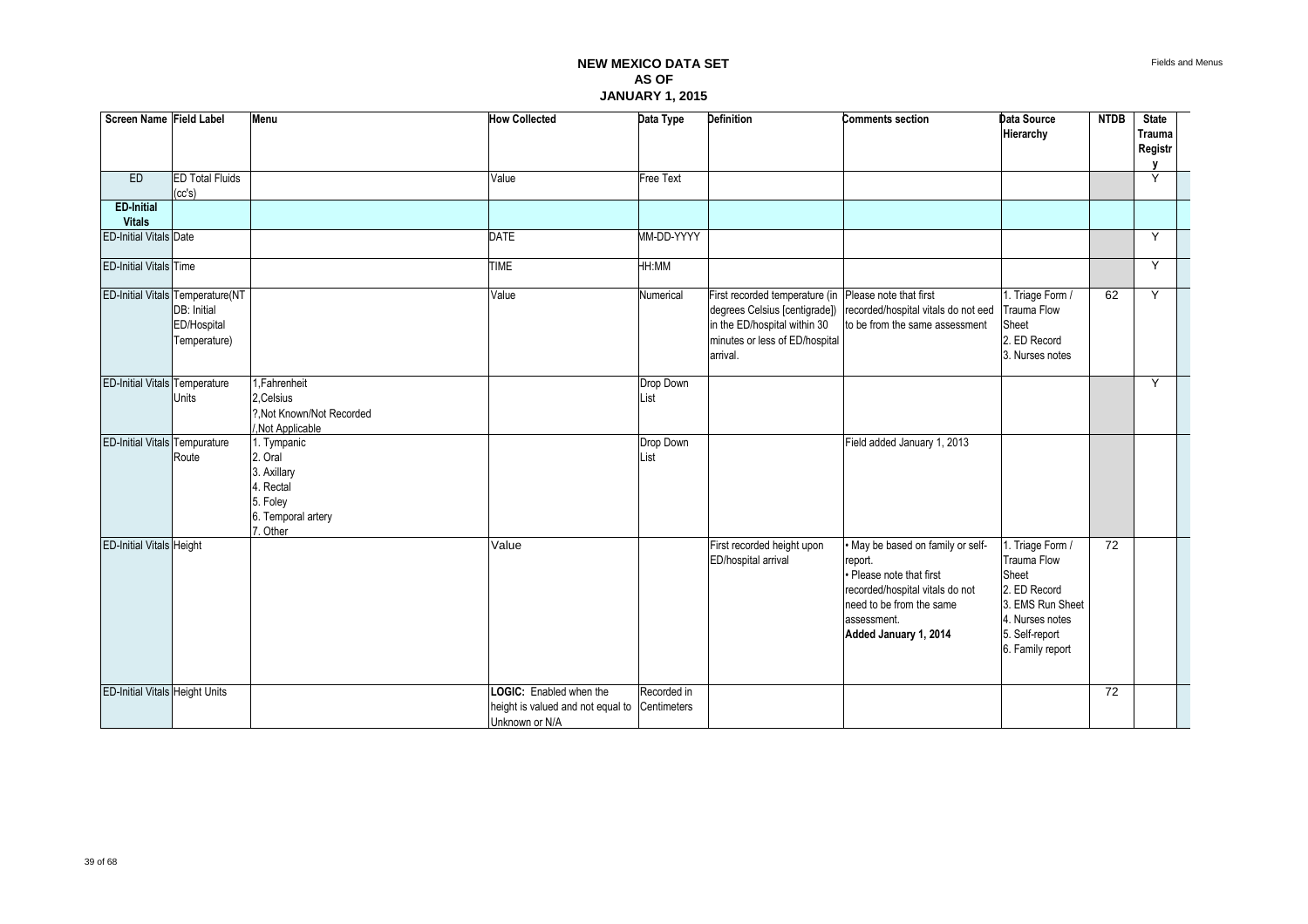# NEW MEXICO DATA SET
## AS OF
## JANUARY 1, 2015

| Screen Name | Field Label | Menu | How Collected | Data Type | Definition | Comments section | Data Source Hierarchy | NTDB | State Trauma Registry |
|---|---|---|---|---|---|---|---|---|---|
| ED | ED Total Fluids (cc's) | | Value | Free Text | | | | | Y |
| **ED-Initial Vitals** | | | | | | | | | |
| ED-Initial Vitals | Date | | DATE | MM-DD-YYYY | | | | | Y |
| ED-Initial Vitals | Time | | TIME | HH:MM | | | | | Y |
| ED-Initial Vitals | Temperature(NTDB: Initial ED/Hospital Temperature) | | Value | Numerical | First recorded temperature (in degrees Celsius [centigrade]) in the ED/hospital within 30 minutes or less of ED/hospital arrival. | Please note that first recorded/hospital vitals do not eed to be from the same assessment | 1. Triage Form / Trauma Flow Sheet<br>2. ED Record<br>3. Nurses notes | 62 | Y |
| ED-Initial Vitals | Temperature Units | 1,Fahrenheit<br>2,Celsius<br>?,Not Known/Not Recorded<br>/,Not Applicable | | Drop Down List | | | | | Y |
| ED-Initial Vitals | Tempurature Route | 1. Tympanic<br>2. Oral<br>3. Axillary<br>4. Rectal<br>5. Foley<br>6. Temporal artery<br>7. Other | | Drop Down List | | Field added January 1, 2013 | | | |
| ED-Initial Vitals | Height | | Value | | First recorded height upon ED/hospital arrival | • May be based on family or self-report.<br>• Please note that first recorded/hospital vitals do not need to be from the same assessment.<br>**Added January 1, 2014** | 1. Triage Form / Trauma Flow Sheet<br>2. ED Record<br>3. EMS Run Sheet<br>4. Nurses notes<br>5. Self-report<br>6. Family report | 72 | |
| ED-Initial Vitals | Height Units | | **LOGIC:** Enabled when the height is valued and not equal to Unknown or N/A | Recorded in Centimeters | | | | 72 | |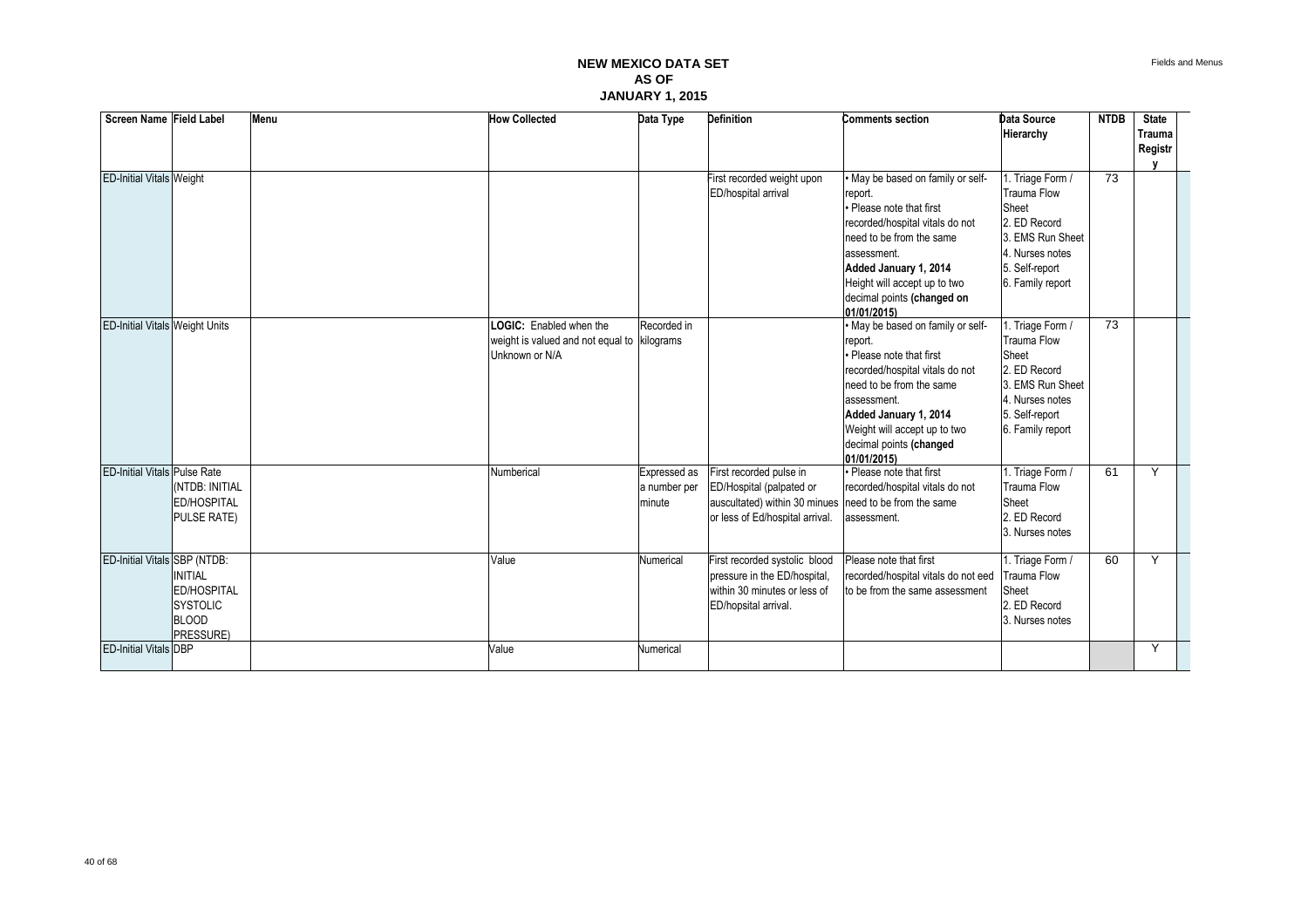# NEW MEXICO DATA SET
## AS OF
## JANUARY 1, 2015

| Screen Name | Field Label | Menu | How Collected | Data Type | Definition | Comments section | Data Source Hierarchy | NTDB | State Trauma Registry |
|---|---|---|---|---|---|---|---|---|---|
| ED-Initial Vitals | Weight | | | | First recorded weight upon ED/hospital arrival | • May be based on family or self-report.<br>• Please note that first recorded/hospital vitals do not need to be from the same assessment.<br>**Added January 1, 2014**<br>Height will accept up to two decimal points **(changed on 01/01/2015)** | 1. Triage Form / Trauma Flow Sheet<br>2. ED Record<br>3. EMS Run Sheet<br>4. Nurses notes<br>5. Self-report<br>6. Family report | 73 | |
| ED-Initial Vitals | Weight Units | | **LOGIC:** Enabled when the weight is valued and not equal to Unknown or N/A | Recorded in kilograms | | • May be based on family or self-report.<br>• Please note that first recorded/hospital vitals do not need to be from the same assessment.<br>**Added January 1, 2014**<br>Weight will accept up to two decimal points **(changed 01/01/2015)** | 1. Triage Form / Trauma Flow Sheet<br>2. ED Record<br>3. EMS Run Sheet<br>4. Nurses notes<br>5. Self-report<br>6. Family report | 73 | |
| ED-Initial Vitals | Pulse Rate (NTDB: INITIAL ED/HOSPITAL PULSE RATE) | | Numberical | Expressed as a number per minute | First recorded pulse in ED/Hospital (palpated or auscultated) within 30 minues or less of Ed/hospital arrival. | • Please note that first recorded/hospital vitals do not need to be from the same assessment. | 1. Triage Form / Trauma Flow Sheet<br>2. ED Record<br>3. Nurses notes | 61 | Y |
| ED-Initial Vitals | SBP (NTDB: INITIAL ED/HOSPITAL SYSTOLIC BLOOD PRESSURE) | | Value | Numerical | First recorded systolic blood pressure in the ED/hospital, within 30 minutes or less of ED/hopsital arrival. | Please note that first recorded/hospital vitals do not eed to be from the same assessment | 1. Triage Form / Trauma Flow Sheet<br>2. ED Record<br>3. Nurses notes | 60 | Y |
| ED-Initial Vitals | DBP | | Value | Numerical | | | | | Y |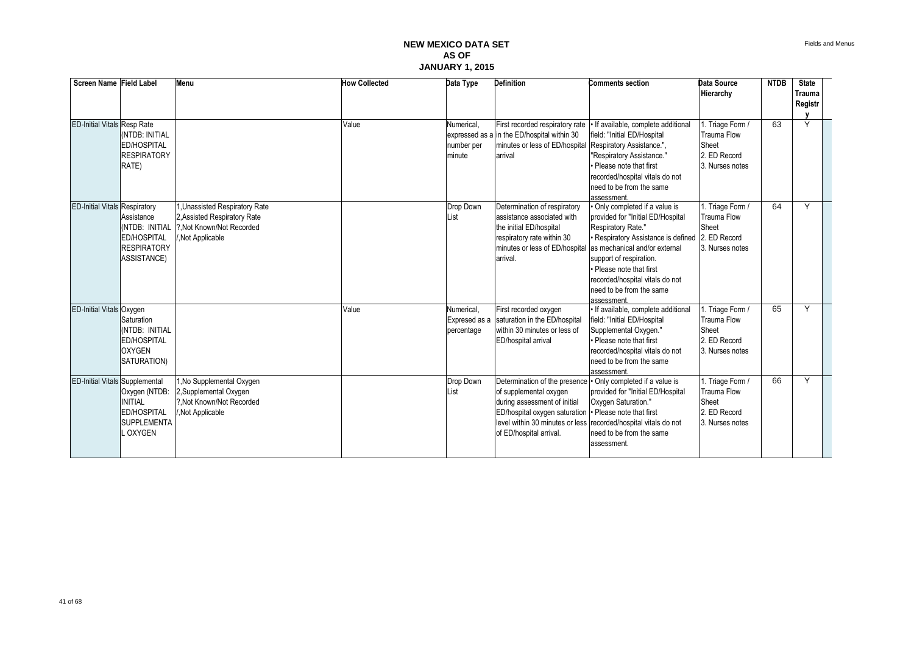# NEW MEXICO DATA SET
## AS OF
## JANUARY 1, 2015

| Screen Name | Field Label | Menu | How Collected | Data Type | Definition | Comments section | Data Source Hierarchy | NTDB | State Trauma Registry |
|---|---|---|---|---|---|---|---|---|---|
| ED-Initial Vitals | Resp Rate (NTDB: INITIAL ED/HOSPITAL RESPIRATORY RATE) | | Value | Numerical, expressed as a number per minute | First recorded respiratory rate in the ED/hospital within 30 minutes or less of ED/hospital arrival | • If available, complete additional field: "Initial ED/Hospital Respiratory Assistance.", "Respiratory Assistance."<br>• Please note that first recorded/hospital vitals do not need to be from the same assessment. | 1. Triage Form / Trauma Flow Sheet<br>2. ED Record<br>3. Nurses notes | 63 | Y |
| ED-Initial Vitals | Respiratory Assistance (NTDB: INITIAL ED/HOSPITAL RESPIRATORY ASSISTANCE) | 1,Unassisted Respiratory Rate<br>2,Assisted Respiratory Rate<br>?,Not Known/Not Recorded<br>/,Not Applicable | | Drop Down List | Determination of respiratory assistance associated with the initial ED/hospital respiratory rate within 30 minutes or less of ED/hospital arrival. | • Only completed if a value is provided for "Initial ED/Hospital Respiratory Rate."<br>• Respiratory Assistance is defined as mechanical and/or external support of respiration.<br>• Please note that first recorded/hospital vitals do not need to be from the same assessment. | 1. Triage Form / Trauma Flow Sheet<br>2. ED Record<br>3. Nurses notes | 64 | Y |
| ED-Initial Vitals | Oxygen Saturation (NTDB: INITIAL ED/HOSPITAL OXYGEN SATURATION) | | Value | Numerical, Expresed as a percentage | First recorded oxygen saturation in the ED/hospital within 30 minutes or less of ED/hospital arrival | • If available, complete additional field: "Initial ED/Hospital Supplemental Oxygen."<br>• Please note that first recorded/hospital vitals do not need to be from the same assessment. | 1. Triage Form / Trauma Flow Sheet<br>2. ED Record<br>3. Nurses notes | 65 | Y |
| ED-Initial Vitals | Supplemental Oxygen (NTDB: INITIAL ED/HOSPITAL SUPPLEMENTAL OXYGEN | 1,No Supplemental Oxygen<br>2,Supplemental Oxygen<br>?,Not Known/Not Recorded<br>/,Not Applicable | | Drop Down List | Determination of the presence of supplemental oxygen during assessment of initial ED/hospital oxygen saturation level within 30 minutes or less of ED/hospital arrival. | • Only completed if a value is provided for "Initial ED/Hospital Oxygen Saturation."<br>• Please note that first recorded/hospital vitals do not need to be from the same assessment. | 1. Triage Form / Trauma Flow Sheet<br>2. ED Record<br>3. Nurses notes | 66 | Y |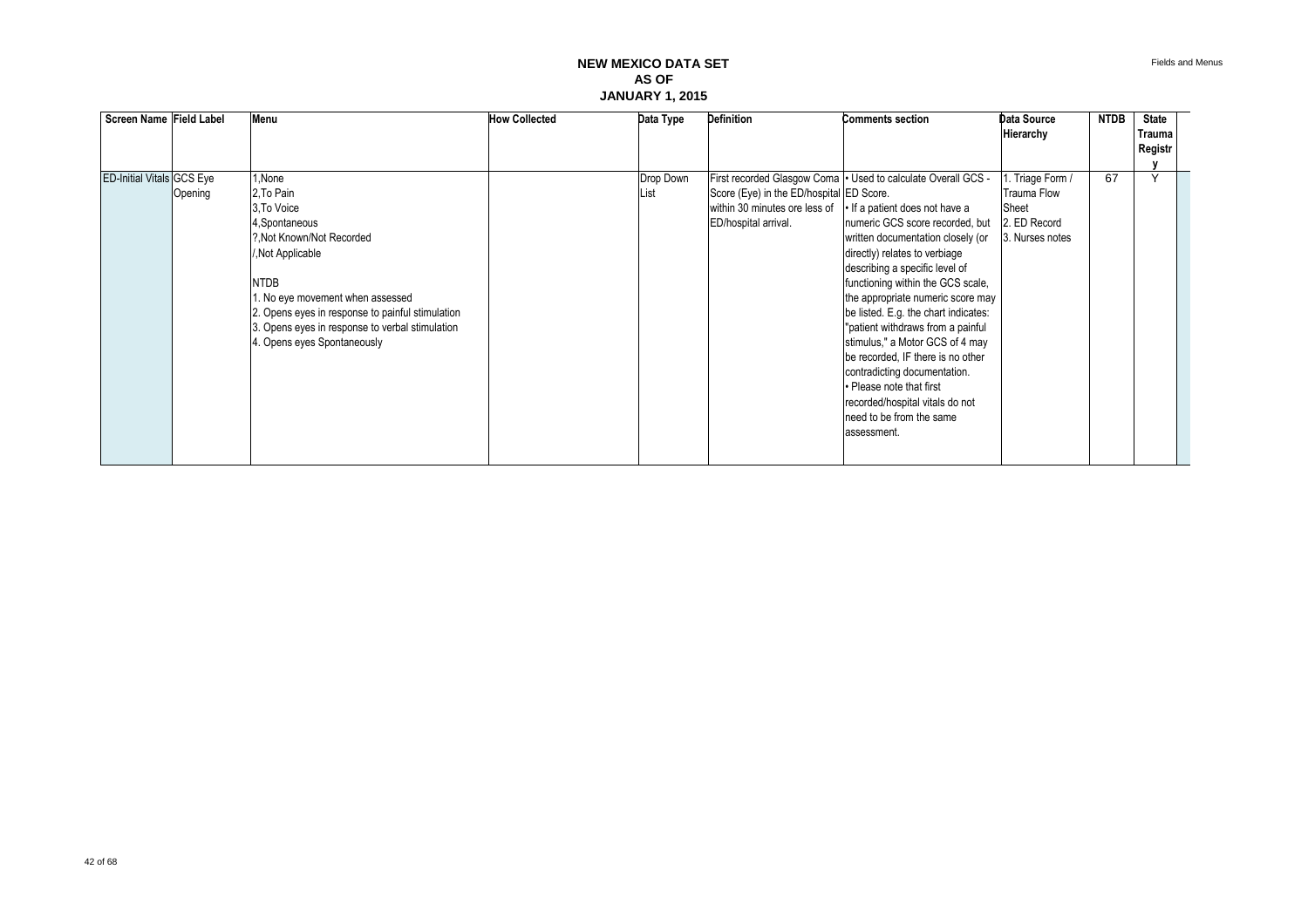# NEW MEXICO DATA SET
## AS OF
## JANUARY 1, 2015

| Screen Name | Field Label | Menu | How Collected | Data Type | Definition | Comments section | Data Source Hierarchy | NTDB | State Trauma Registry |
|---|---|---|---|---|---|---|---|---|---|
| ED-Initial Vitals | GCS Eye Opening | 1,None<br>2,To Pain<br>3,To Voice<br>4,Spontaneous<br>?,Not Known/Not Recorded<br>/,Not Applicable<br><br>NTDB<br>1. No eye movement when assessed<br>2. Opens eyes in response to painful stimulation<br>3. Opens eyes in response to verbal stimulation<br>4. Opens eyes Spontaneously | | Drop Down List | First recorded Glasgow Coma Score (Eye) in the ED/hospital within 30 minutes ore less of ED/hospital arrival. | • Used to calculate Overall GCS - ED Score.<br>• If a patient does not have a numeric GCS score recorded, but written documentation closely (or directly) relates to verbiage describing a specific level of functioning within the GCS scale, the appropriate numeric score may be listed. E.g. the chart indicates: "patient withdraws from a painful stimulus," a Motor GCS of 4 may be recorded, IF there is no other contradicting documentation.<br>• Please note that first recorded/hospital vitals do not need to be from the same assessment. | 1. Triage Form / Trauma Flow Sheet<br>2. ED Record<br>3. Nurses notes | 67 | Y |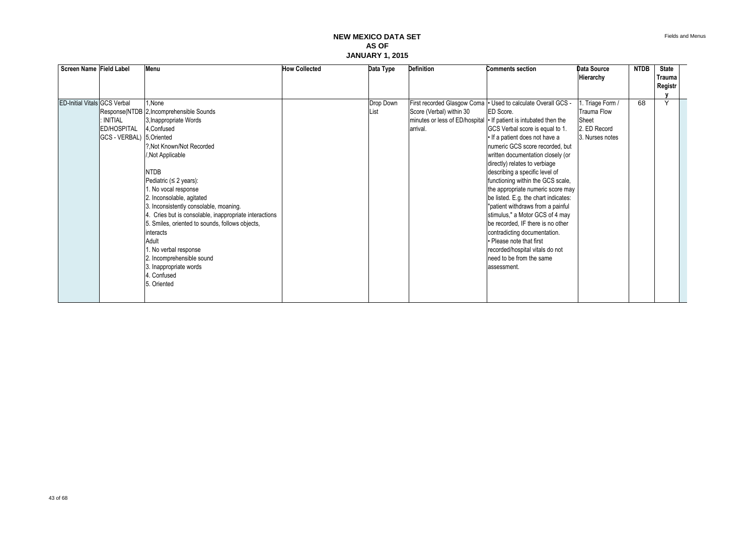# NEW MEXICO DATA SET
## AS OF
## JANUARY 1, 2015

| Screen Name | Field Label | Menu | How Collected | Data Type | Definition | Comments section | Data Source Hierarchy | NTDB | State Trauma Registry |
|---|---|---|---|---|---|---|---|---|---|
| ED-Initial Vitals | GCS Verbal Response(NTDB : INITIAL ED/HOSPITAL GCS - VERBAL) | 1,None<br>2,Incomprehensible Sounds<br>3,Inappropriate Words<br>4,Confused<br>5,Oriented<br>?,Not Known/Not Recorded<br>/,Not Applicable<br><br>NTDB<br>Pediatric (≤ 2 years):<br>1. No vocal response<br>2. Inconsolable, agitated<br>3. Inconsistently consolable, moaning.<br>4. Cries but is consolable, inappropriate interactions<br>5. Smiles, oriented to sounds, follows objects, interacts<br>Adult<br>1. No verbal response<br>2. Incomprehensible sound<br>3. Inappropriate words<br>4. Confused<br>5. Oriented | | Drop Down List | First recorded Glasgow Coma Score (Verbal) within 30 minutes or less of ED/hospital arrival. | • Used to calculate Overall GCS - ED Score.<br>• If patient is intubated then the GCS Verbal score is equal to 1.<br>• If a patient does not have a numeric GCS score recorded, but written documentation closely (or directly) relates to verbiage describing a specific level of functioning within the GCS scale, the appropriate numeric score may be listed. E.g. the chart indicates: "patient withdraws from a painful stimulus," a Motor GCS of 4 may be recorded, IF there is no other contradicting documentation.<br>• Please note that first recorded/hospital vitals do not need to be from the same assessment. | 1. Triage Form / Trauma Flow Sheet<br>2. ED Record<br>3. Nurses notes | 68 | Y |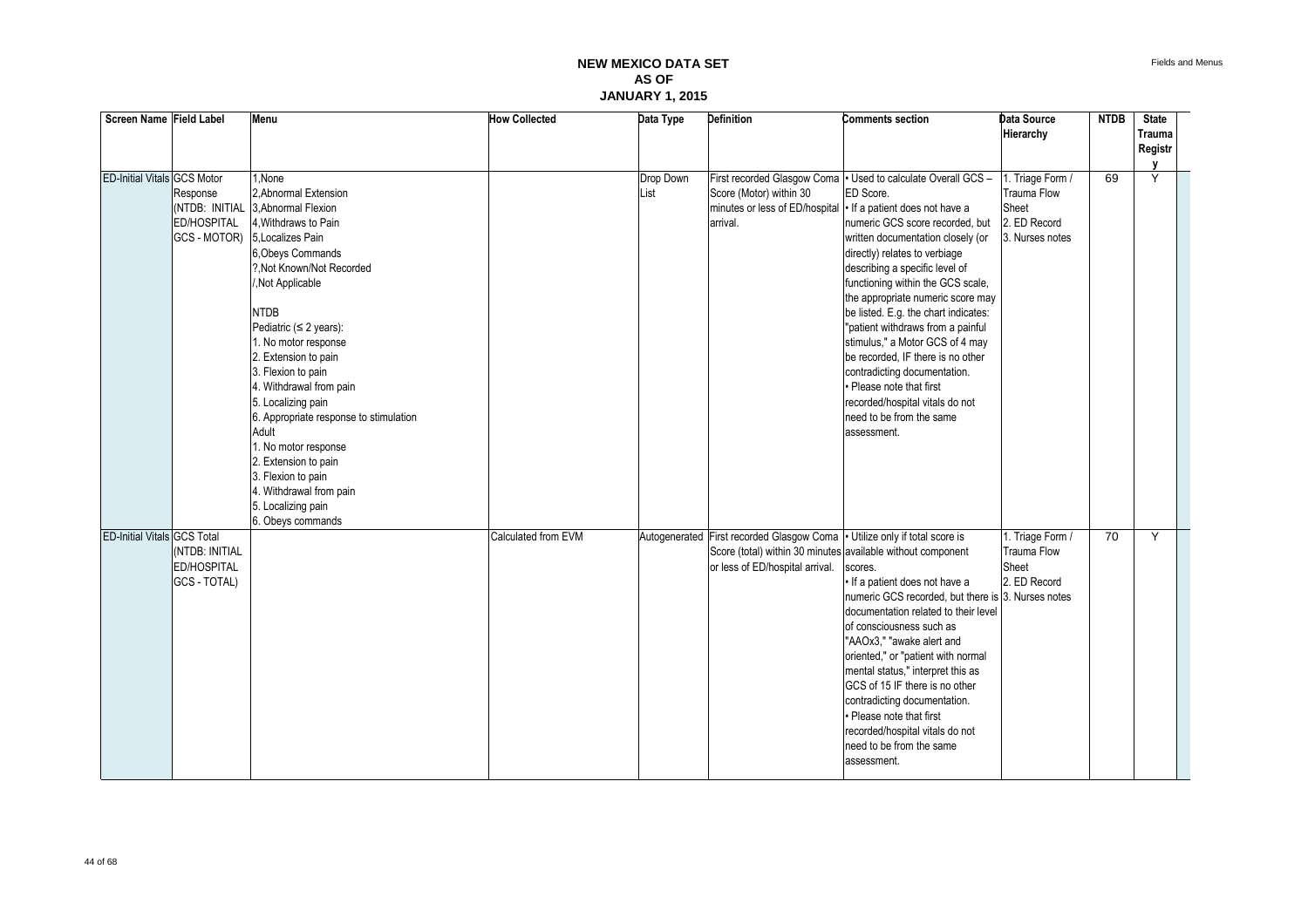# NEW MEXICO DATA SET AS OF JANUARY 1, 2015

| Screen Name | Field Label | Menu | How Collected | Data Type | Definition | Comments section | Data Source Hierarchy | NTDB | State Trauma Registry |
|---|---|---|---|---|---|---|---|---|---|
| ED-Initial Vitals | GCS Motor Response (NTDB: INITIAL ED/HOSPITAL GCS - MOTOR) | 1,None<br>2,Abnormal Extension<br>3,Abnormal Flexion<br>4,Withdraws to Pain<br>5,Localizes Pain<br>6,Obeys Commands<br>?,Not Known/Not Recorded<br>/,Not Applicable<br><br>NTDB<br>Pediatric (≤ 2 years):<br>1. No motor response<br>2. Extension to pain<br>3. Flexion to pain<br>4. Withdrawal from pain<br>5. Localizing pain<br>6. Appropriate response to stimulation<br>Adult<br>1. No motor response<br>2. Extension to pain<br>3. Flexion to pain<br>4. Withdrawal from pain<br>5. Localizing pain<br>6. Obeys commands | | Drop Down List | First recorded Glasgow Coma Score (Motor) within 30 minutes or less of ED/hospital arrival. | • Used to calculate Overall GCS – ED Score.<br>• If a patient does not have a numeric GCS score recorded, but written documentation closely (or directly) relates to verbiage describing a specific level of functioning within the GCS scale, the appropriate numeric score may be listed. E.g. the chart indicates: "patient withdraws from a painful stimulus," a Motor GCS of 4 may be recorded, IF there is no other contradicting documentation.<br>• Please note that first recorded/hospital vitals do not need to be from the same assessment. | 1. Triage Form / Trauma Flow Sheet<br>2. ED Record<br>3. Nurses notes | 69 | Y |
| ED-Initial Vitals | GCS Total (NTDB: INITIAL ED/HOSPITAL GCS - TOTAL) | | Calculated from EVM | Autogenerated | First recorded Glasgow Coma Score (total) within 30 minutes or less of ED/hospital arrival. | • Utilize only if total score is available without component scores.<br>• If a patient does not have a numeric GCS recorded, but there is documentation related to their level of consciousness such as "AAOx3," "awake alert and oriented," or "patient with normal mental status," interpret this as GCS of 15 IF there is no other contradicting documentation.<br>• Please note that first recorded/hospital vitals do not need to be from the same assessment. | 1. Triage Form / Trauma Flow Sheet<br>2. ED Record<br>3. Nurses notes | 70 | Y |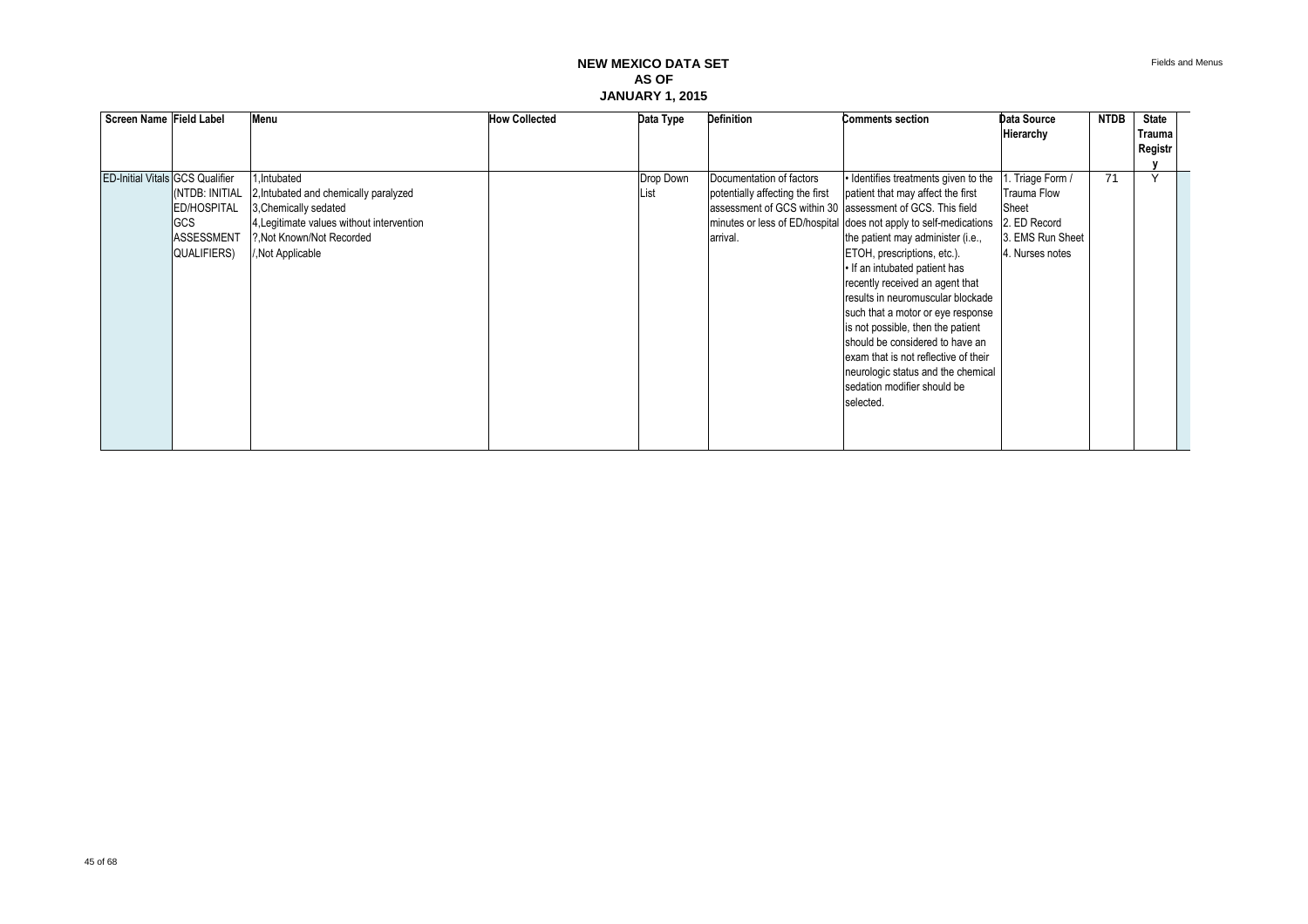# NEW MEXICO DATA SET
# AS OF
# JANUARY 1, 2015

| Screen Name | Field Label | Menu | How Collected | Data Type | Definition | Comments section | Data Source Hierarchy | NTDB | State Trauma Registry |
|---|---|---|---|---|---|---|---|---|---|
| ED-Initial Vitals | GCS Qualifier (NTDB: INITIAL ED/HOSPITAL GCS ASSESSMENT QUALIFIERS) | 1,Intubated<br>2,Intubated and chemically paralyzed<br>3,Chemically sedated<br>4,Legitimate values without intervention<br>?,Not Known/Not Recorded<br>/,Not Applicable | | Drop Down List | Documentation of factors potentially affecting the first assessment of GCS within 30 minutes or less of ED/hospital arrival. | • Identifies treatments given to the patient that may affect the first assessment of GCS. This field does not apply to self-medications the patient may administer (i.e., ETOH, prescriptions, etc.).<br>• If an intubated patient has recently received an agent that results in neuromuscular blockade such that a motor or eye response is not possible, then the patient should be considered to have an exam that is not reflective of their neurologic status and the chemical sedation modifier should be selected. | 1. Triage Form / Trauma Flow Sheet<br>2. ED Record<br>3. EMS Run Sheet<br>4. Nurses notes | 71 | Y |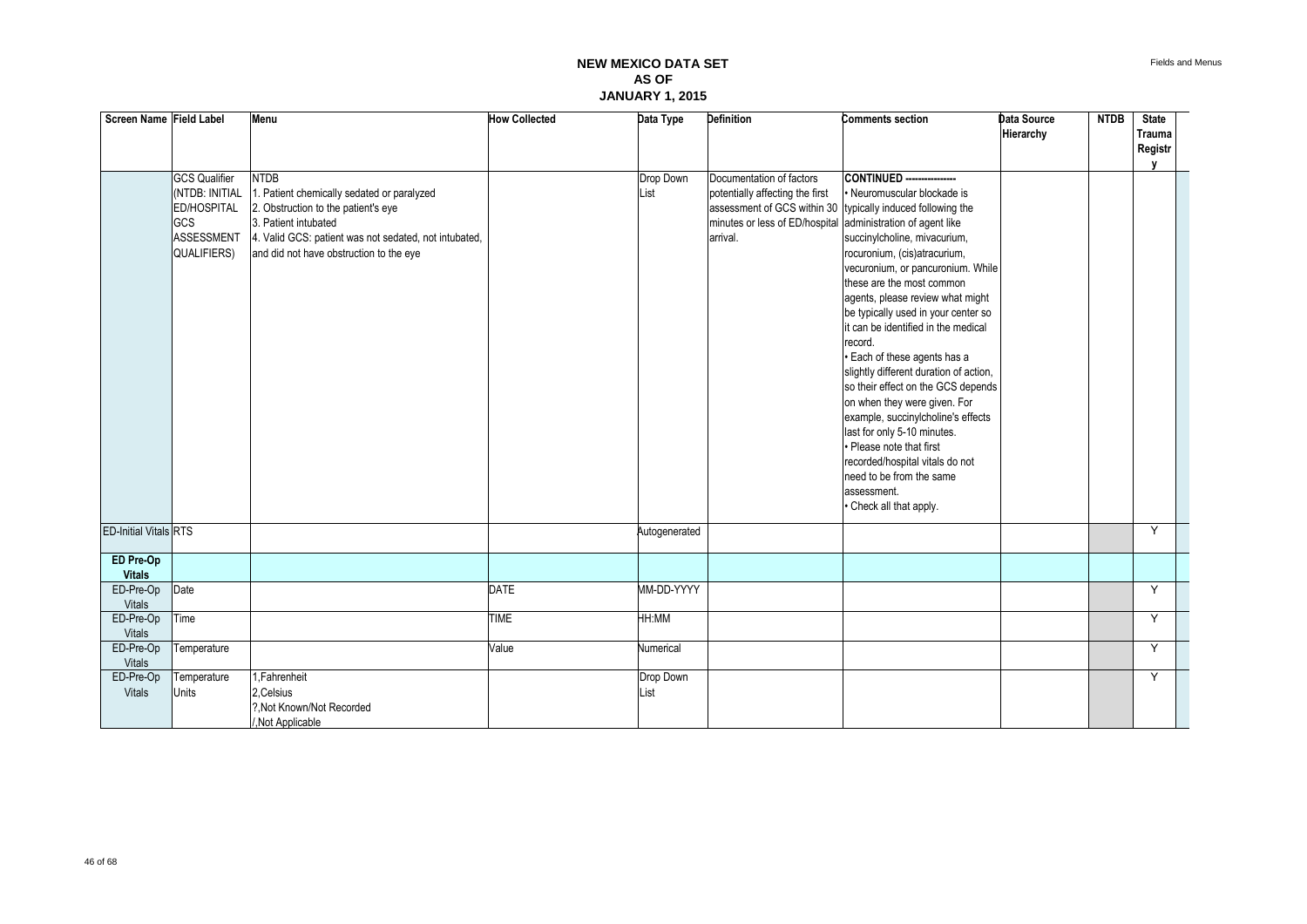# NEW MEXICO DATA SET
## AS OF
## JANUARY 1, 2015

| Screen Name | Field Label | Menu | How Collected | Data Type | Definition | Comments section | Data Source Hierarchy | NTDB | State Trauma Registry |
|---|---|---|---|---|---|---|---|---|---|
| | GCS Qualifier (NTDB: INITIAL ED/HOSPITAL GCS ASSESSMENT QUALIFIERS) | NTDB<br>1. Patient chemically sedated or paralyzed<br>2. Obstruction to the patient's eye<br>3. Patient intubated<br>4. Valid GCS: patient was not sedated, not intubated, and did not have obstruction to the eye | | Drop Down List | Documentation of factors potentially affecting the first assessment of GCS within 30 minutes or less of ED/hospital arrival. | **CONTINUED ----------------**<br>• Neuromuscular blockade is typically induced following the administration of agent like succinylcholine, mivacurium, rocuronium, (cis)atracurium, vecuronium, or pancuronium. While these are the most common agents, please review what might be typically used in your center so it can be identified in the medical record.<br>• Each of these agents has a slightly different duration of action, so their effect on the GCS depends on when they were given. For example, succinylcholine's effects last for only 5-10 minutes.<br>• Please note that first recorded/hospital vitals do not need to be from the same assessment.<br>• Check all that apply. | | | |
| ED-Initial Vitals | RTS | | | Autogenerated | | | | | Y |
| **ED Pre-Op Vitals** | | | | | | | | | |
| ED-Pre-Op Vitals | Date | | DATE | MM-DD-YYYY | | | | | Y |
| ED-Pre-Op Vitals | Time | | TIME | HH:MM | | | | | Y |
| ED-Pre-Op Vitals | Temperature | | Value | Numerical | | | | | Y |
| ED-Pre-Op Vitals | Temperature Units | 1,Fahrenheit<br>2,Celsius<br>?,Not Known/Not Recorded<br>/,Not Applicable | | Drop Down List | | | | | Y |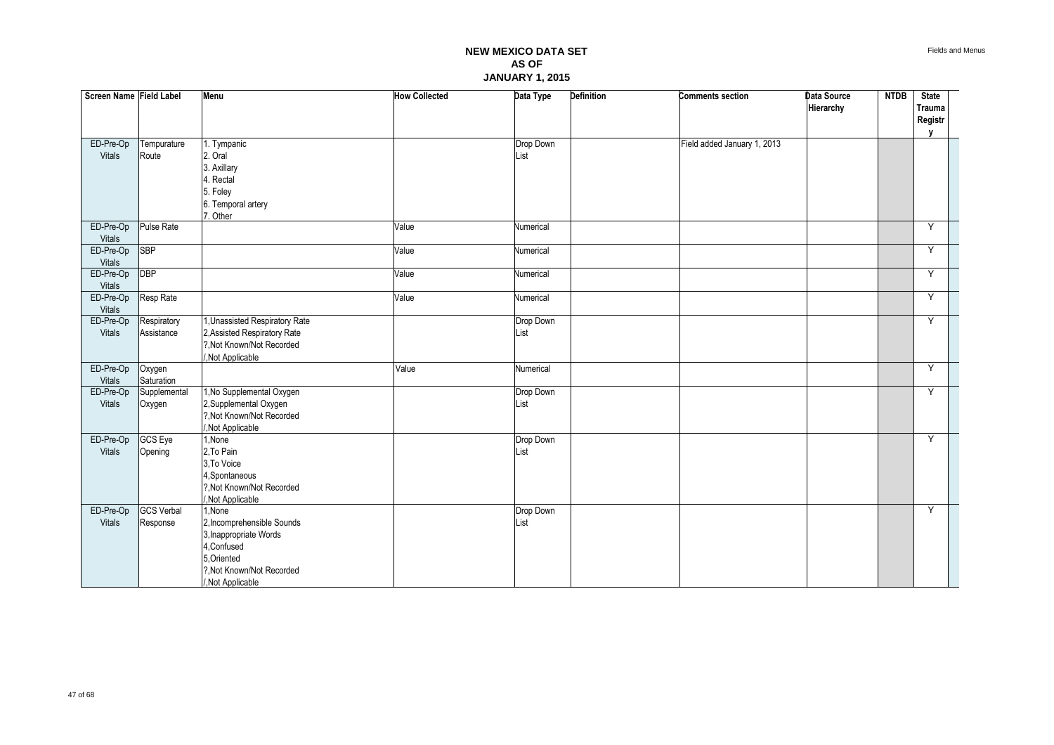# NEW MEXICO DATA SET
## AS OF
## JANUARY 1, 2015

| Screen Name | Field Label | Menu | How Collected | Data Type | Definition | Comments section | Data Source Hierarchy | NTDB | State Trauma Registry |
|---|---|---|---|---|---|---|---|---|---|
| ED-Pre-Op Vitals | Tempurature Route | 1. Tympanic<br>2. Oral<br>3. Axillary<br>4. Rectal<br>5. Foley<br>6. Temporal artery<br>7. Other | | Drop Down List | | Field added January 1, 2013 | | | |
| ED-Pre-Op Vitals | Pulse Rate | | Value | Numerical | | | | | Y |
| ED-Pre-Op Vitals | SBP | | Value | Numerical | | | | | Y |
| ED-Pre-Op Vitals | DBP | | Value | Numerical | | | | | Y |
| ED-Pre-Op Vitals | Resp Rate | | Value | Numerical | | | | | Y |
| ED-Pre-Op Vitals | Respiratory Assistance | 1,Unassisted Respiratory Rate<br>2,Assisted Respiratory Rate<br>?,Not Known/Not Recorded<br>/,Not Applicable | | Drop Down List | | | | | Y |
| ED-Pre-Op Vitals | Oxygen Saturation | | Value | Numerical | | | | | Y |
| ED-Pre-Op Vitals | Supplemental Oxygen | 1,No Supplemental Oxygen<br>2,Supplemental Oxygen<br>?,Not Known/Not Recorded<br>/,Not Applicable | | Drop Down List | | | | | Y |
| ED-Pre-Op Vitals | GCS Eye Opening | 1,None<br>2,To Pain<br>3,To Voice<br>4,Spontaneous<br>?,Not Known/Not Recorded<br>/,Not Applicable | | Drop Down List | | | | | Y |
| ED-Pre-Op Vitals | GCS Verbal Response | 1,None<br>2,Incomprehensible Sounds<br>3,Inappropriate Words<br>4,Confused<br>5,Oriented<br>?,Not Known/Not Recorded<br>/,Not Applicable | | Drop Down List | | | | | Y |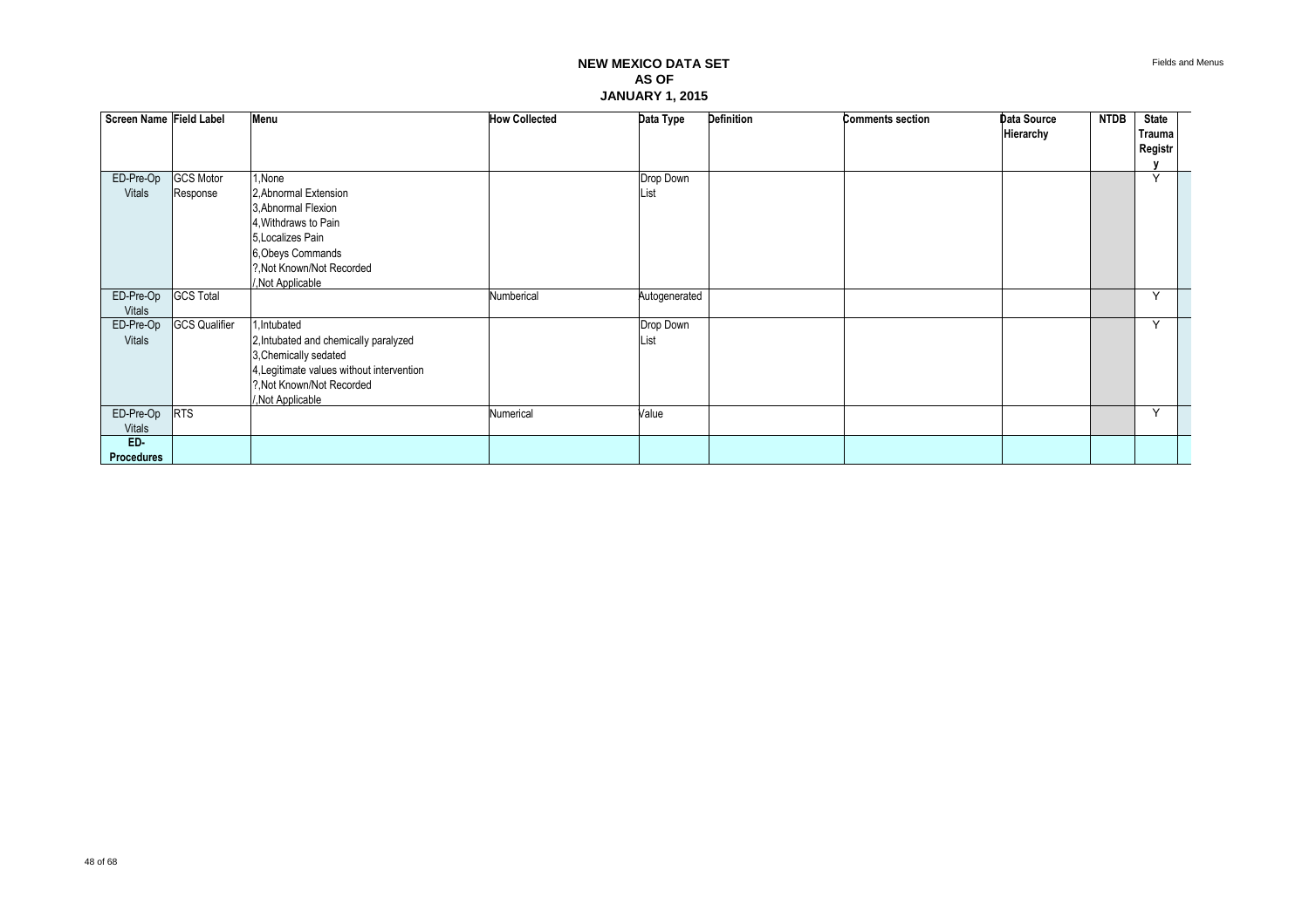# NEW MEXICO DATA SET
# AS OF
# JANUARY 1, 2015

| Screen Name | Field Label | Menu | How Collected | Data Type | Definition | Comments section | Data Source Hierarchy | NTDB | State Trauma Registry |
|---|---|---|---|---|---|---|---|---|---|
| ED-Pre-Op Vitals | GCS Motor Response | 1,None<br>2,Abnormal Extension<br>3,Abnormal Flexion<br>4,Withdraws to Pain<br>5,Localizes Pain<br>6,Obeys Commands<br>?,Not Known/Not Recorded<br>/,Not Applicable | | Drop Down List | | | | | Y |
| ED-Pre-Op Vitals | GCS Total | | Numberical | Autogenerated | | | | | Y |
| ED-Pre-Op Vitals | GCS Qualifier | 1,Intubated<br>2,Intubated and chemically paralyzed<br>3,Chemically sedated<br>4,Legitimate values without intervention<br>?,Not Known/Not Recorded<br>/,Not Applicable | | Drop Down List | | | | | Y |
| ED-Pre-Op Vitals | RTS | | Numerical | Value | | | | | Y |
| **ED-Procedures** | | | | | | | | | |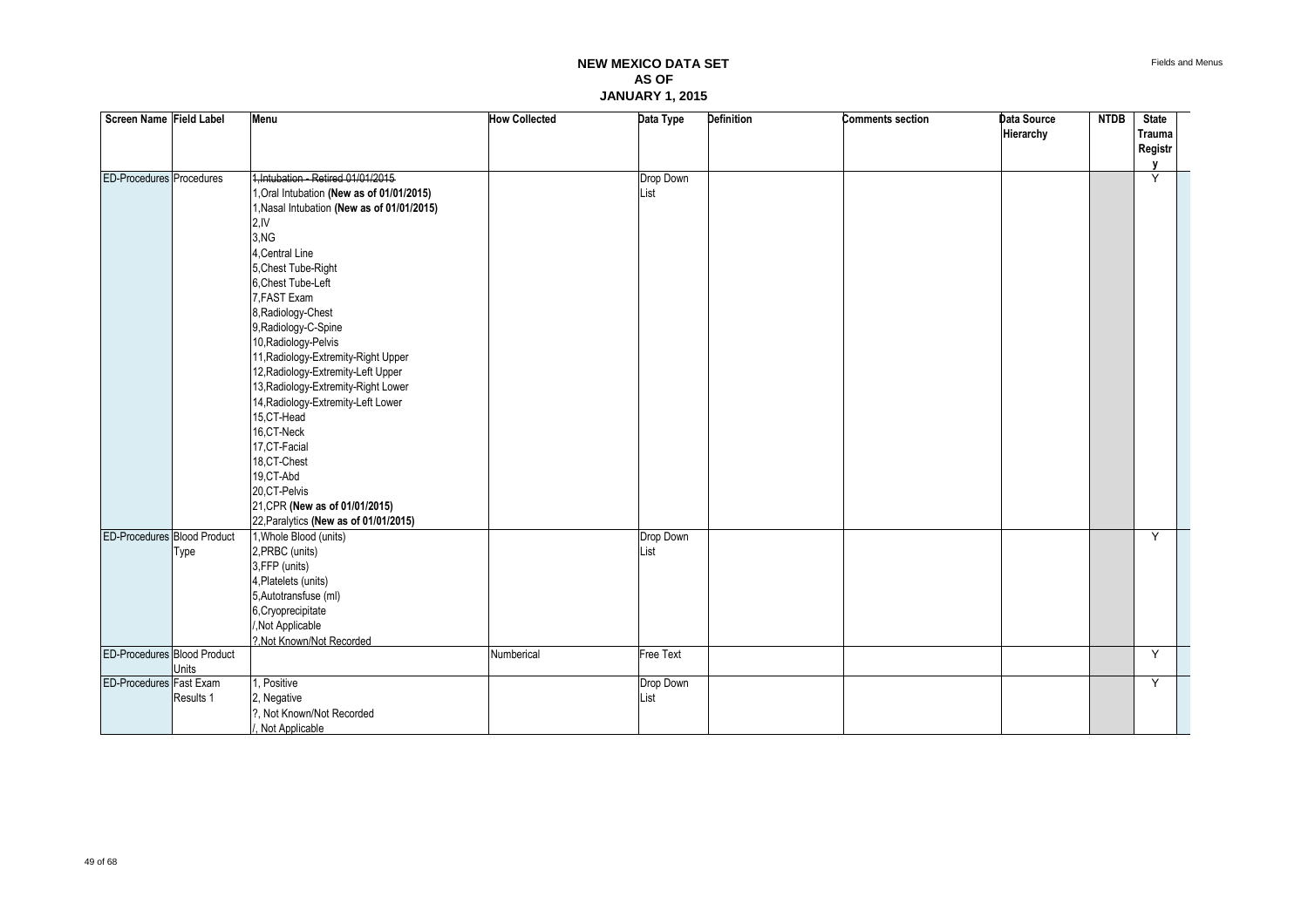# NEW MEXICO DATA SET
## AS OF
## JANUARY 1, 2015

| Screen Name | Field Label | Menu | How Collected | Data Type | Definition | Comments section | Data Source Hierarchy | NTDB | State Trauma Registry |
|---|---|---|---|---|---|---|---|---|---|
| ED-Procedures | Procedures | ~~1,Intubation - Retired 01/01/2015~~<br>1,Oral Intubation **(New as of 01/01/2015)**<br>1,Nasal Intubation **(New as of 01/01/2015)**<br>2,IV<br>3,NG<br>4,Central Line<br>5,Chest Tube-Right<br>6,Chest Tube-Left<br>7,FAST Exam<br>8,Radiology-Chest<br>9,Radiology-C-Spine<br>10,Radiology-Pelvis<br>11,Radiology-Extremity-Right Upper<br>12,Radiology-Extremity-Left Upper<br>13,Radiology-Extremity-Right Lower<br>14,Radiology-Extremity-Left Lower<br>15,CT-Head<br>16,CT-Neck<br>17,CT-Facial<br>18,CT-Chest<br>19,CT-Abd<br>20,CT-Pelvis<br>21,CPR **(New as of 01/01/2015)**<br>22,Paralytics **(New as of 01/01/2015)** | | Drop Down List | | | | | Y |
| ED-Procedures | Blood Product Type | 1,Whole Blood (units)<br>2,PRBC (units)<br>3,FFP (units)<br>4,Platelets (units)<br>5,Autotransfuse (ml)<br>6,Cryoprecipitate<br>/,Not Applicable<br>?,Not Known/Not Recorded | | Drop Down List | | | | | Y |
| ED-Procedures | Blood Product Units | | Numberical | Free Text | | | | | Y |
| ED-Procedures | Fast Exam Results 1 | 1, Positive<br>2, Negative<br>?, Not Known/Not Recorded<br>/, Not Applicable | | Drop Down List | | | | | Y |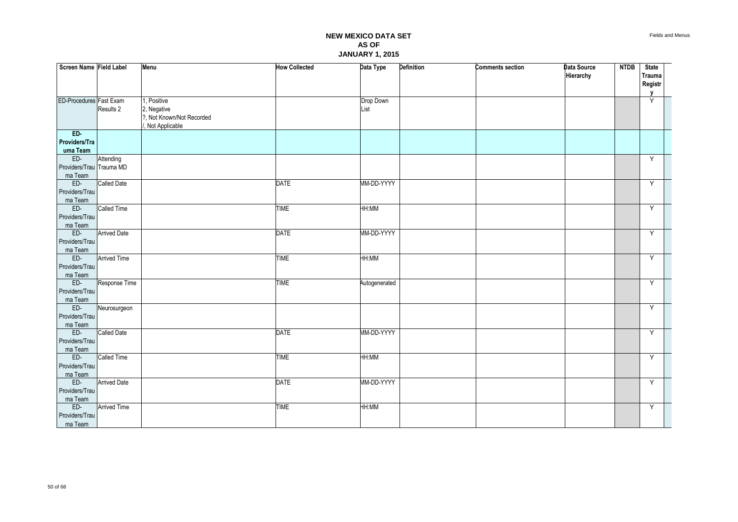# NEW MEXICO DATA SET
# AS OF
# JANUARY 1, 2015

| Screen Name | Field Label | Menu | How Collected | Data Type | Definition | Comments section | Data Source Hierarchy | NTDB | State Trauma Registry |
|---|---|---|---|---|---|---|---|---|---|
| ED-Procedures | Fast Exam Results 2 | 1, Positive<br>2, Negative<br>?, Not Known/Not Recorded<br>/, Not Applicable | | Drop Down List | | | | | Y |
| **ED-Providers/Trauma Team** | | | | | | | | | |
| ED-Providers/Trauma Team | Attending Trauma MD | | | | | | | | Y |
| ED-Providers/Trauma Team | Called Date | | DATE | MM-DD-YYYY | | | | | Y |
| ED-Providers/Trauma Team | Called Time | | TIME | HH:MM | | | | | Y |
| ED-Providers/Trauma Team | Arrived Date | | DATE | MM-DD-YYYY | | | | | Y |
| ED-Providers/Trauma Team | Arrived Time | | TIME | HH:MM | | | | | Y |
| ED-Providers/Trauma Team | Response Time | | TIME | Autogenerated | | | | | Y |
| ED-Providers/Trauma Team | Neurosurgeon | | | | | | | | Y |
| ED-Providers/Trauma Team | Called Date | | DATE | MM-DD-YYYY | | | | | Y |
| ED-Providers/Trauma Team | Called Time | | TIME | HH:MM | | | | | Y |
| ED-Providers/Trauma Team | Arrived Date | | DATE | MM-DD-YYYY | | | | | Y |
| ED-Providers/Trauma Team | Arrived Time | | TIME | HH:MM | | | | | Y |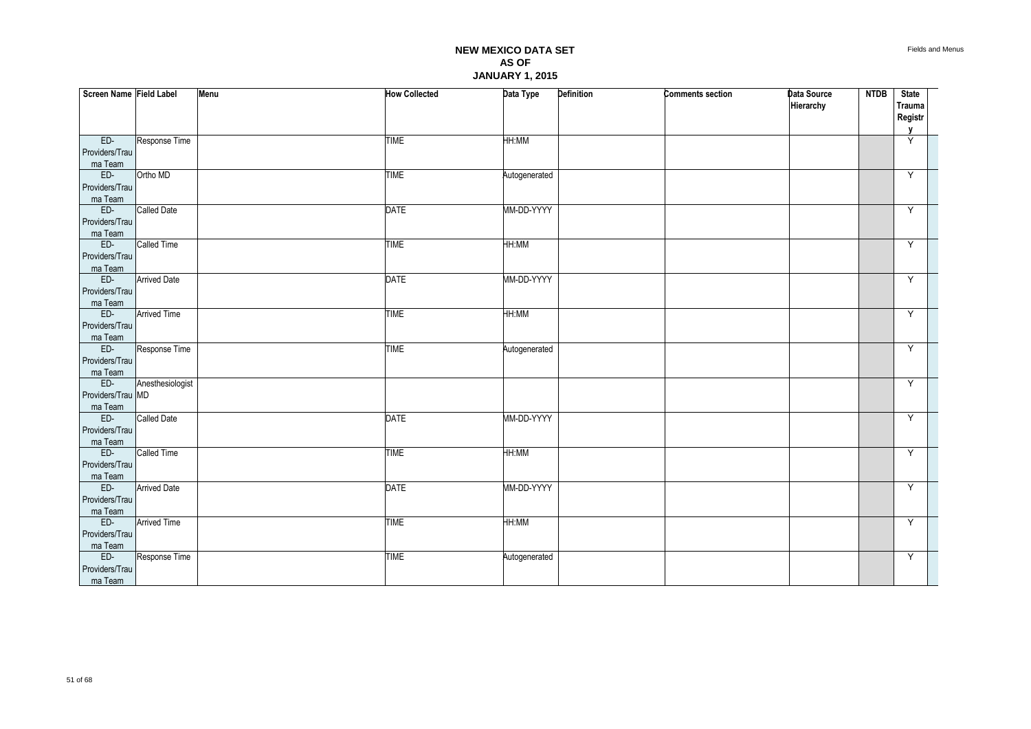# NEW MEXICO DATA SET
# AS OF
# JANUARY 1, 2015

| Screen Name | Field Label | Menu | How Collected | Data Type | Definition | Comments section | Data Source Hierarchy | NTDB | State Trauma Registry |
|---|---|---|---|---|---|---|---|---|---|
| ED-Providers/Trauma Team | Response Time | | TIME | HH:MM | | | | | Y |
| ED-Providers/Trauma Team | Ortho MD | | TIME | Autogenerated | | | | | Y |
| ED-Providers/Trauma Team | Called Date | | DATE | MM-DD-YYYY | | | | | Y |
| ED-Providers/Trauma Team | Called Time | | TIME | HH:MM | | | | | Y |
| ED-Providers/Trauma Team | Arrived Date | | DATE | MM-DD-YYYY | | | | | Y |
| ED-Providers/Trauma Team | Arrived Time | | TIME | HH:MM | | | | | Y |
| ED-Providers/Trauma Team | Response Time | | TIME | Autogenerated | | | | | Y |
| ED-Providers/Trauma Team | Anesthesiologist MD | | | | | | | | Y |
| ED-Providers/Trauma Team | Called Date | | DATE | MM-DD-YYYY | | | | | Y |
| ED-Providers/Trauma Team | Called Time | | TIME | HH:MM | | | | | Y |
| ED-Providers/Trauma Team | Arrived Date | | DATE | MM-DD-YYYY | | | | | Y |
| ED-Providers/Trauma Team | Arrived Time | | TIME | HH:MM | | | | | Y |
| ED-Providers/Trauma Team | Response Time | | TIME | Autogenerated | | | | | Y |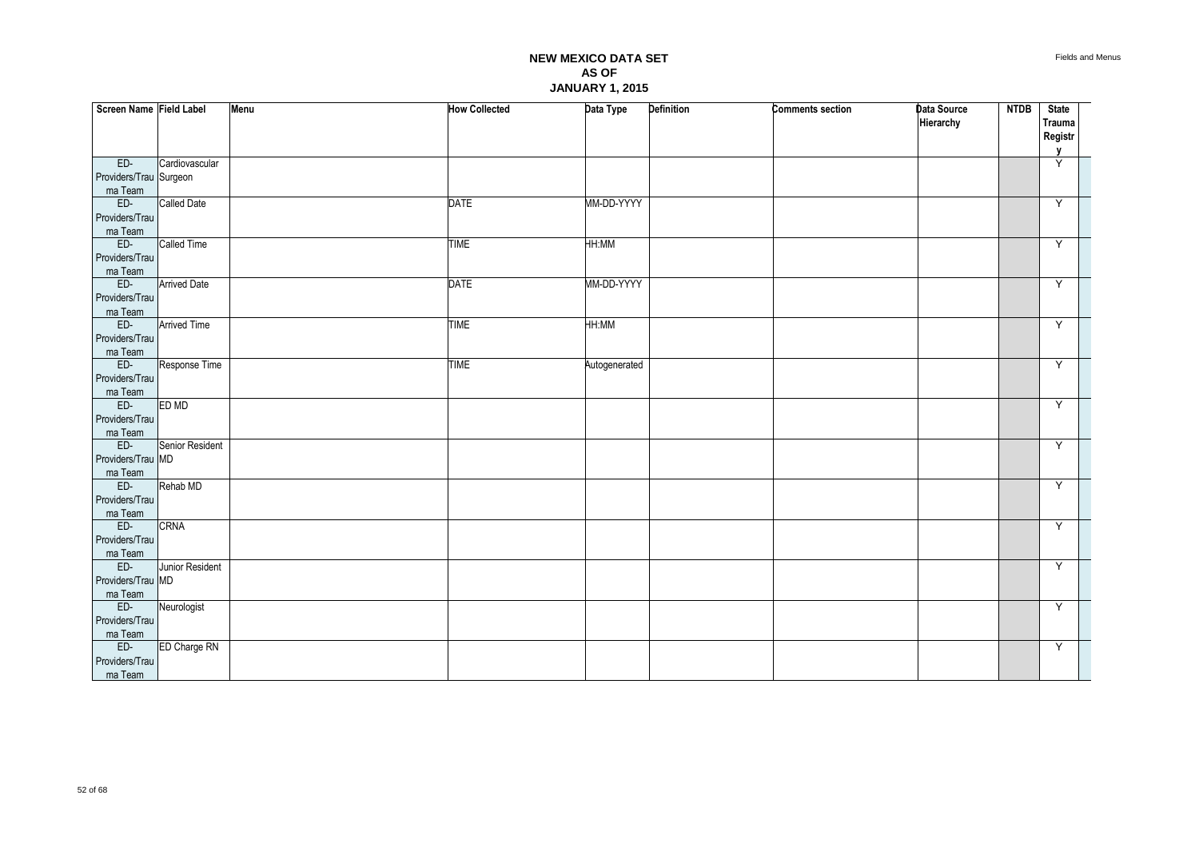# NEW MEXICO DATA SET
# AS OF
# JANUARY 1, 2015

| Screen Name | Field Label | Menu | How Collected | Data Type | Definition | Comments section | Data Source Hierarchy | NTDB | State Trauma Registry |
|---|---|---|---|---|---|---|---|---|---|
| ED-Providers/Trauma Team | Cardiovascular Surgeon | | | | | | | | Y |
| ED-Providers/Trauma Team | Called Date | | DATE | MM-DD-YYYY | | | | | Y |
| ED-Providers/Trauma Team | Called Time | | TIME | HH:MM | | | | | Y |
| ED-Providers/Trauma Team | Arrived Date | | DATE | MM-DD-YYYY | | | | | Y |
| ED-Providers/Trauma Team | Arrived Time | | TIME | HH:MM | | | | | Y |
| ED-Providers/Trauma Team | Response Time | | TIME | Autogenerated | | | | | Y |
| ED-Providers/Trauma Team | ED MD | | | | | | | | Y |
| ED-Providers/Trauma Team | Senior Resident MD | | | | | | | | Y |
| ED-Providers/Trauma Team | Rehab MD | | | | | | | | Y |
| ED-Providers/Trauma Team | CRNA | | | | | | | | Y |
| ED-Providers/Trauma Team | Junior Resident MD | | | | | | | | Y |
| ED-Providers/Trauma Team | Neurologist | | | | | | | | Y |
| ED-Providers/Trauma Team | ED Charge RN | | | | | | | | Y |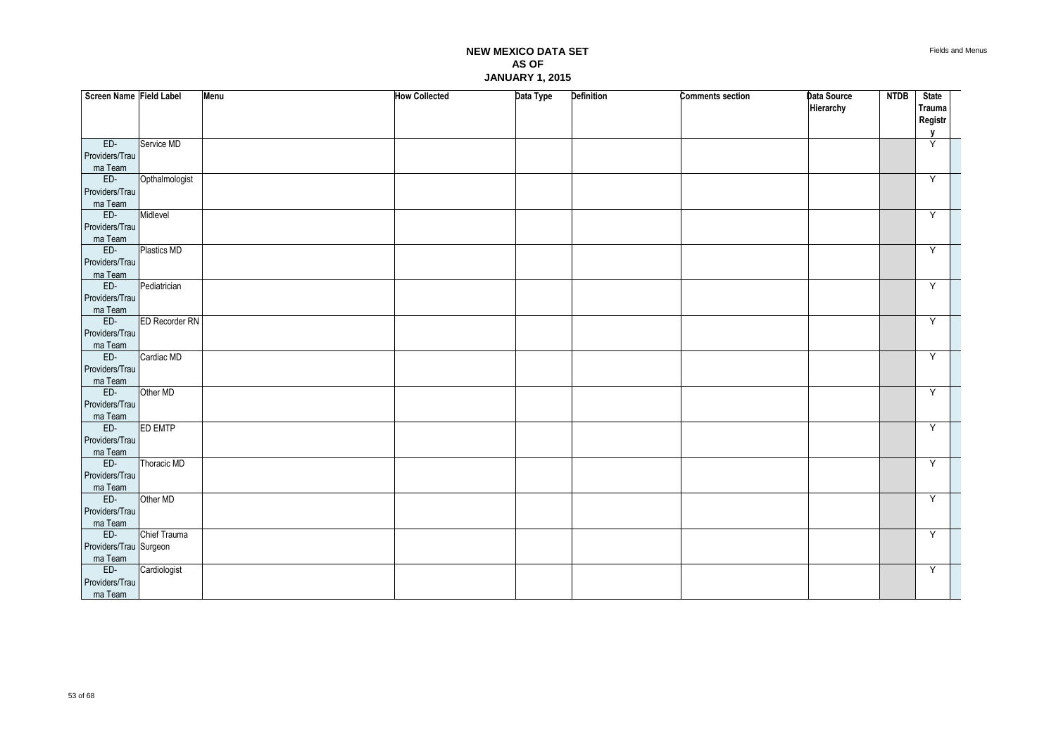# NEW MEXICO DATA SET
## AS OF
## JANUARY 1, 2015

| Screen Name | Field Label | Menu | How Collected | Data Type | Definition | Comments section | Data Source Hierarchy | NTDB | State Trauma Registry |
|---|---|---|---|---|---|---|---|---|---|
| ED-Providers/Trauma Team | Service MD | | | | | | | | Y |
| ED-Providers/Trauma Team | Opthalmologist | | | | | | | | Y |
| ED-Providers/Trauma Team | Midlevel | | | | | | | | Y |
| ED-Providers/Trauma Team | Plastics MD | | | | | | | | Y |
| ED-Providers/Trauma Team | Pediatrician | | | | | | | | Y |
| ED-Providers/Trauma Team | ED Recorder RN | | | | | | | | Y |
| ED-Providers/Trauma Team | Cardiac MD | | | | | | | | Y |
| ED-Providers/Trauma Team | Other MD | | | | | | | | Y |
| ED-Providers/Trauma Team | ED EMTP | | | | | | | | Y |
| ED-Providers/Trauma Team | Thoracic MD | | | | | | | | Y |
| ED-Providers/Trauma Team | Other MD | | | | | | | | Y |
| ED-Providers/Trauma Team | Chief Trauma Surgeon | | | | | | | | Y |
| ED-Providers/Trauma Team | Cardiologist | | | | | | | | Y |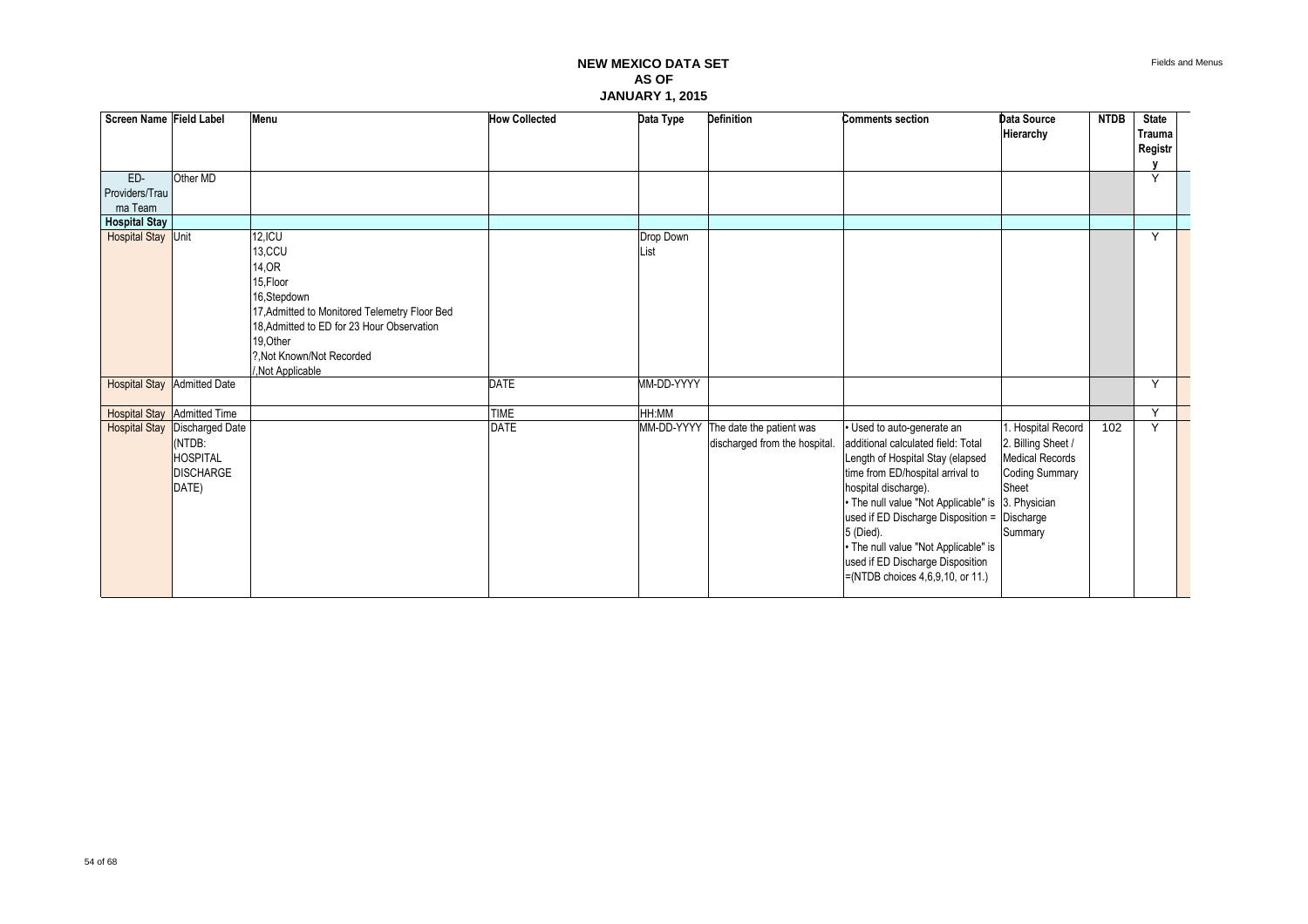# NEW MEXICO DATA SET
# AS OF
# JANUARY 1, 2015

| Screen Name | Field Label | Menu | How Collected | Data Type | Definition | Comments section | Data Source Hierarchy | NTDB | State Trauma Registry |
|---|---|---|---|---|---|---|---|---|---|
| ED-Providers/Trauma Team | Other MD | | | | | | | | Y |
| **Hospital Stay** | | | | | | | | | |
| Hospital Stay | Unit | 12,ICU<br>13,CCU<br>14,OR<br>15,Floor<br>16,Stepdown<br>17,Admitted to Monitored Telemetry Floor Bed<br>18,Admitted to ED for 23 Hour Observation<br>19,Other<br>?,Not Known/Not Recorded<br>/,Not Applicable | | Drop Down List | | | | | Y |
| Hospital Stay | Admitted Date | | DATE | MM-DD-YYYY | | | | | Y |
| Hospital Stay | Admitted Time | | TIME | HH:MM | | | | | Y |
| Hospital Stay | Discharged Date (NTDB: HOSPITAL DISCHARGE DATE) | | DATE | MM-DD-YYYY | The date the patient was discharged from the hospital. | • Used to auto-generate an additional calculated field: Total Length of Hospital Stay (elapsed time from ED/hospital arrival to hospital discharge).<br>• The null value "Not Applicable" is used if ED Discharge Disposition = 5 (Died).<br>• The null value "Not Applicable" is used if ED Discharge Disposition =(NTDB choices 4,6,9,10, or 11.) | 1. Hospital Record<br>2. Billing Sheet / Medical Records Coding Summary Sheet<br>3. Physician Discharge Summary | 102 | Y |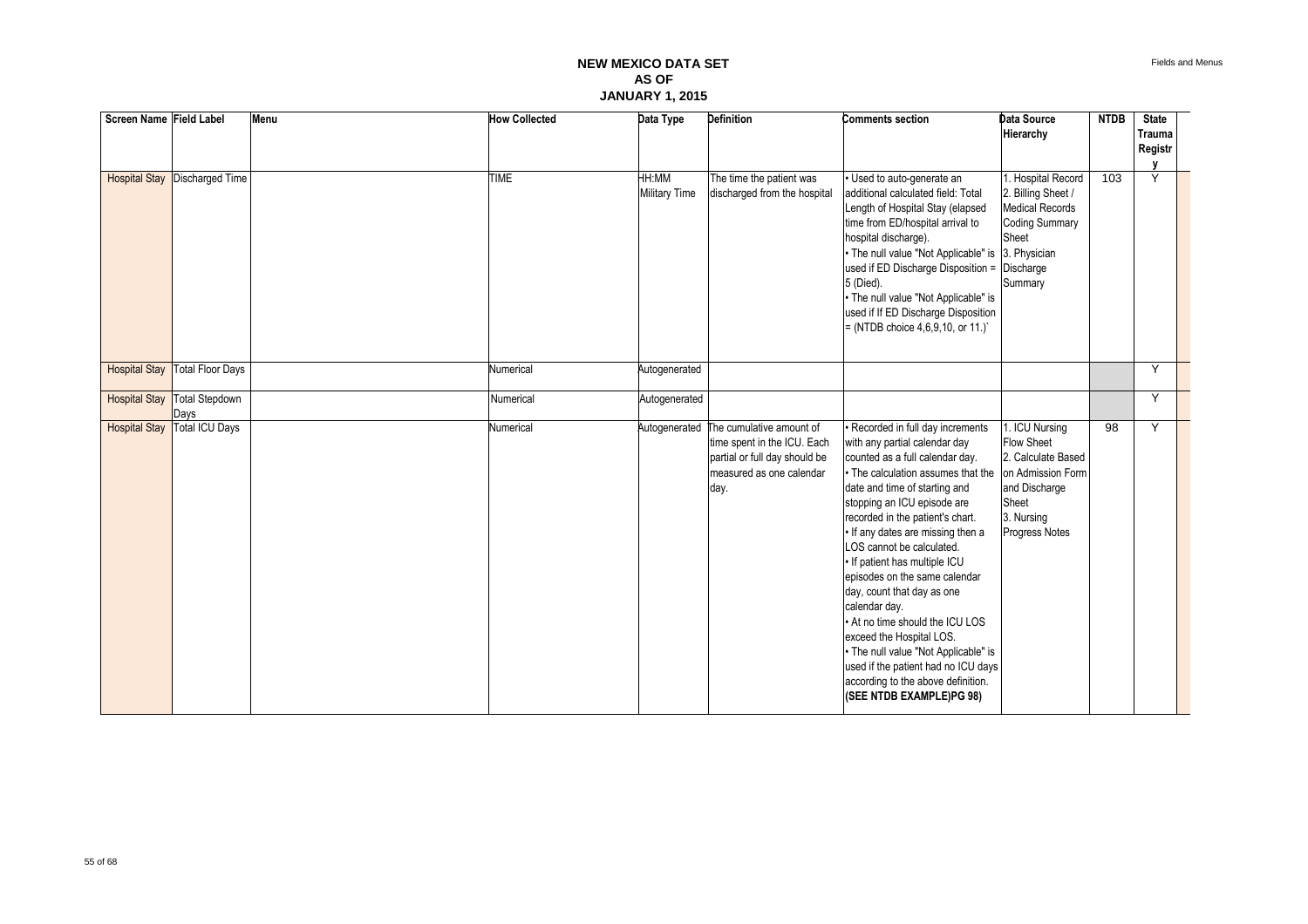# NEW MEXICO DATA SET
## AS OF
## JANUARY 1, 2015

| Screen Name | Field Label | Menu | How Collected | Data Type | Definition | Comments section | Data Source Hierarchy | NTDB | State Trauma Registry |
|---|---|---|---|---|---|---|---|---|---|
| Hospital Stay | Discharged Time | | TIME | HH:MM Military Time | The time the patient was discharged from the hospital | • Used to auto-generate an additional calculated field: Total Length of Hospital Stay (elapsed time from ED/hospital arrival to hospital discharge). • The null value "Not Applicable" is used if ED Discharge Disposition = 5 (Died). • The null value "Not Applicable" is used if If ED Discharge Disposition = (NTDB choice 4,6,9,10, or 11.)` | 1. Hospital Record 2. Billing Sheet / Medical Records Coding Summary Sheet 3. Physician Discharge Summary | 103 | Y |
| Hospital Stay | Total Floor Days | | Numerical | Autogenerated | | | | | Y |
| Hospital Stay | Total Stepdown Days | | Numerical | Autogenerated | | | | | Y |
| Hospital Stay | Total ICU Days | | Numerical | Autogenerated | The cumulative amount of time spent in the ICU. Each partial or full day should be measured as one calendar day. | • Recorded in full day increments with any partial calendar day counted as a full calendar day. • The calculation assumes that the date and time of starting and stopping an ICU episode are recorded in the patient's chart. • If any dates are missing then a LOS cannot be calculated. • If patient has multiple ICU episodes on the same calendar day, count that day as one calendar day. • At no time should the ICU LOS exceed the Hospital LOS. • The null value "Not Applicable" is used if the patient had no ICU days according to the above definition. **(SEE NTDB EXAMPLE)PG 98)** | 1. ICU Nursing Flow Sheet 2. Calculate Based on Admission Form and Discharge Sheet 3. Nursing Progress Notes | 98 | Y |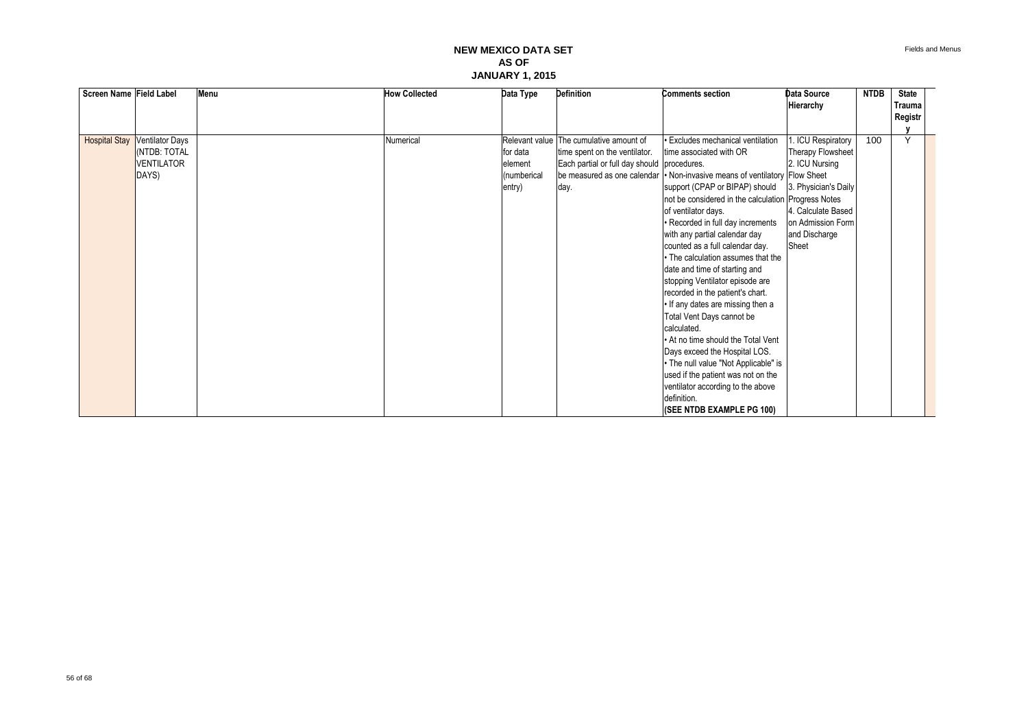# NEW MEXICO DATA SET
## AS OF
## JANUARY 1, 2015

| Screen Name | Field Label | Menu | How Collected | Data Type | Definition | Comments section | Data Source Hierarchy | NTDB | State Trauma Registry |
|---|---|---|---|---|---|---|---|---|---|
| Hospital Stay | Ventilator Days (NTDB: TOTAL VENTILATOR DAYS) | | Numerical | Relevant value for data element (numberical entry) | The cumulative amount of time spent on the ventilator. Each partial or full day should be measured as one calendar day. | • Excludes mechanical ventilation time associated with OR procedures.<br>• Non-invasive means of ventilatory support (CPAP or BIPAP) should not be considered in the calculation of ventilator days.<br>• Recorded in full day increments with any partial calendar day counted as a full calendar day.<br>• The calculation assumes that the date and time of starting and stopping Ventilator episode are recorded in the patient's chart.<br>• If any dates are missing then a Total Vent Days cannot be calculated.<br>• At no time should the Total Vent Days exceed the Hospital LOS.<br>• The null value "Not Applicable" is used if the patient was not on the ventilator according to the above definition.<br>**(SEE NTDB EXAMPLE PG 100)** | 1. ICU Respiratory Therapy Flowsheet<br>2. ICU Nursing Flow Sheet<br>3. Physician's Daily Progress Notes<br>4. Calculate Based on Admission Form and Discharge Sheet | 100 | Y |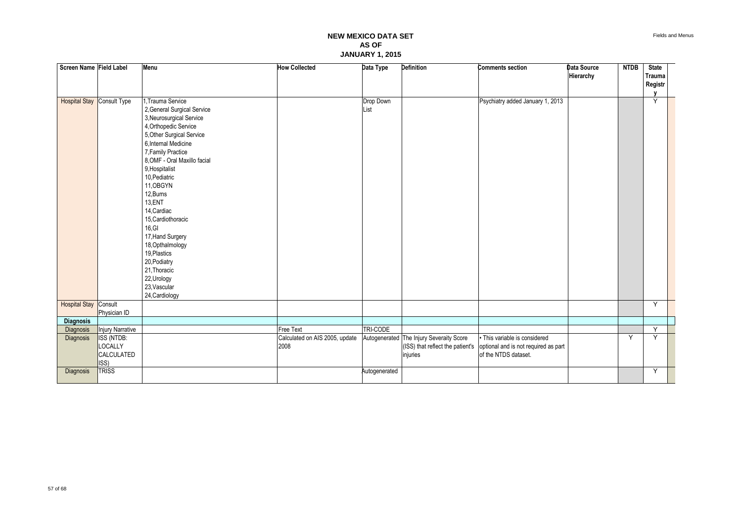# NEW MEXICO DATA SET AS OF JANUARY 1, 2015

| Screen Name | Field Label | Menu | How Collected | Data Type | Definition | Comments section | Data Source Hierarchy | NTDB | State Trauma Registry |
|---|---|---|---|---|---|---|---|---|---|
| Hospital Stay | Consult Type | 1,Trauma Service<br>2,General Surgical Service<br>3,Neurosurgical Service<br>4,Orthopedic Service<br>5,Other Surgical Service<br>6,Internal Medicine<br>7,Family Practice<br>8,OMF - Oral Maxillo facial<br>9,Hospitalist<br>10,Pediatric<br>11,OBGYN<br>12,Burns<br>13,ENT<br>14,Cardiac<br>15,Cardiothoracic<br>16,GI<br>17,Hand Surgery<br>18,Opthalmology<br>19,Plastics<br>20,Podiatry<br>21,Thoracic<br>22,Urology<br>23,Vascular<br>24,Cardiology | | Drop Down List | | Psychiatry added January 1, 2013 | | | Y |
| Hospital Stay | Consult Physician ID | | | | | | | | Y |
| **Diagnosis** | | | | | | | | | |
| Diagnosis | Injury Narrative | | Free Text | TRI-CODE | | | | | Y |
| Diagnosis | ISS (NTDB: LOCALLY CALCULATED ISS) | | Calculated on AIS 2005, update 2008 | Autogenerated | The Injury Severaity Score (ISS) that reflect the patient's injuries | • This variable is considered optional and is not required as part of the NTDS dataset. | | Y | Y |
| Diagnosis | TRISS | | | Autogenerated | | | | | Y |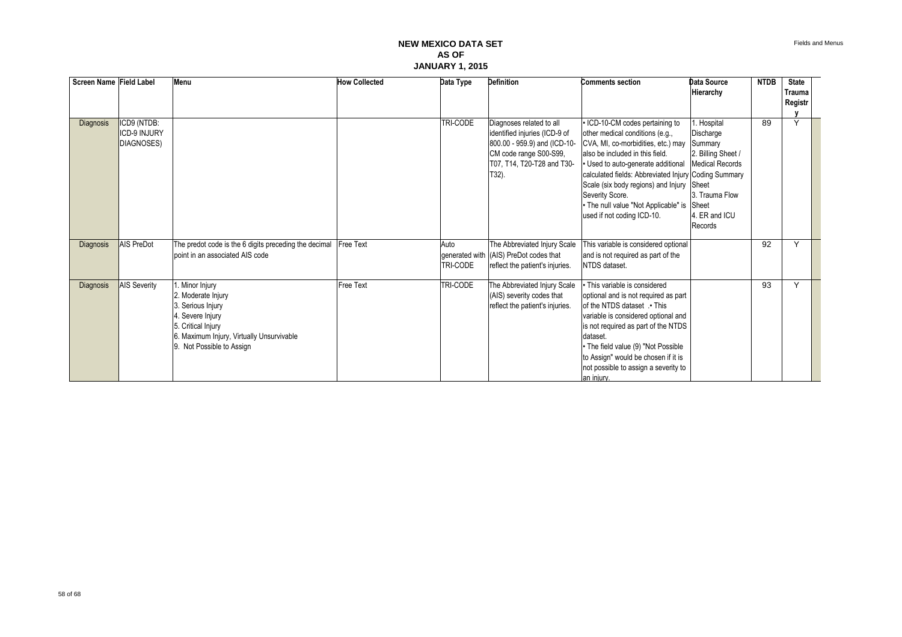# NEW MEXICO DATA SET
## AS OF
## JANUARY 1, 2015

| Screen Name | Field Label | Menu | How Collected | Data Type | Definition | Comments section | Data Source Hierarchy | NTDB | State Trauma Registry |
|---|---|---|---|---|---|---|---|---|---|
| Diagnosis | ICD9 (NTDB: ICD-9 INJURY DIAGNOSES) | | | TRI-CODE | Diagnoses related to all identified injuries (ICD-9 of 800.00 - 959.9) and (ICD-10-CM code range S00-S99, T07, T14, T20-T28 and T30-T32). | • ICD-10-CM codes pertaining to other medical conditions (e.g., CVA, MI, co-morbidities, etc.) may also be included in this field.<br>• Used to auto-generate additional calculated fields: Abbreviated Injury Scale (six body regions) and Injury Severity Score.<br>• The null value "Not Applicable" is used if not coding ICD-10. | 1. Hospital Discharge Summary<br>2. Billing Sheet / Medical Records Coding Summary Sheet<br>3. Trauma Flow Sheet<br>4. ER and ICU Records | 89 | Y |
| Diagnosis | AIS PreDot | The predot code is the 6 digits preceding the decimal point in an associated AIS code | Free Text | Auto generated with TRI-CODE | The Abbreviated Injury Scale (AIS) PreDot codes that reflect the patient's injuries. | This variable is considered optional and is not required as part of the NTDS dataset. | | 92 | Y |
| Diagnosis | AIS Severity | 1. Minor Injury<br>2. Moderate Injury<br>3. Serious Injury<br>4. Severe Injury<br>5. Critical Injury<br>6. Maximum Injury, Virtually Unsurvivable<br>9. Not Possible to Assign | Free Text | TRI-CODE | The Abbreviated Injury Scale (AIS) severity codes that reflect the patient's injuries. | • This variable is considered optional and is not required as part of the NTDS dataset .• This variable is considered optional and is not required as part of the NTDS dataset.<br>• The field value (9) "Not Possible to Assign" would be chosen if it is not possible to assign a severity to an injury. | | 93 | Y |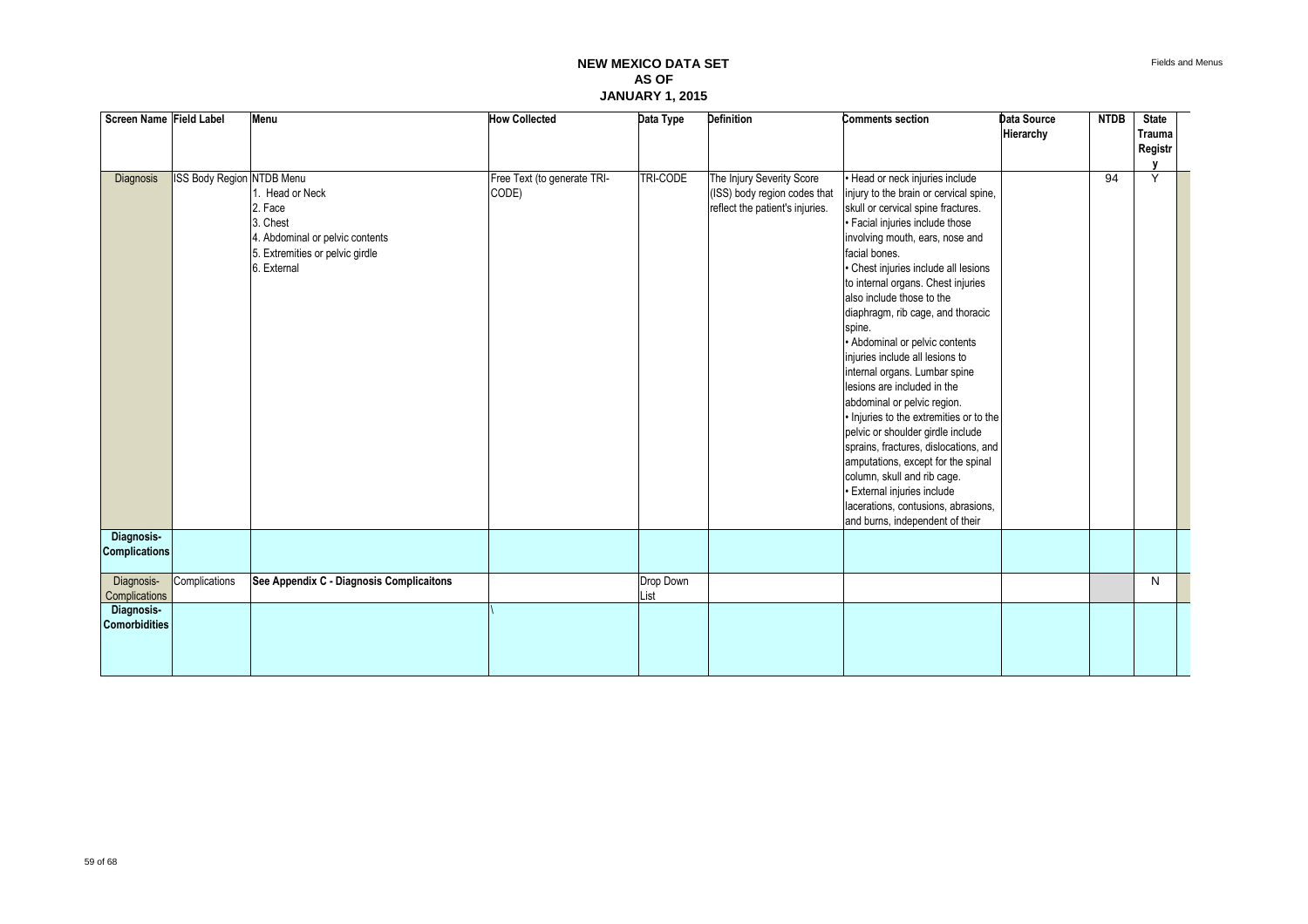# NEW MEXICO DATA SET
# AS OF
# JANUARY 1, 2015

| Screen Name | Field Label | Menu | How Collected | Data Type | Definition | Comments section | Data Source Hierarchy | NTDB | State Trauma Registry |
|---|---|---|---|---|---|---|---|---|---|
| Diagnosis | ISS Body Region | NTDB Menu<br>1. Head or Neck<br>2. Face<br>3. Chest<br>4. Abdominal or pelvic contents<br>5. Extremities or pelvic girdle<br>6. External | Free Text (to generate TRI-CODE) | TRI-CODE | The Injury Severity Score (ISS) body region codes that reflect the patient's injuries. | • Head or neck injuries include injury to the brain or cervical spine, skull or cervical spine fractures.<br>• Facial injuries include those involving mouth, ears, nose and facial bones.<br>• Chest injuries include all lesions to internal organs. Chest injuries also include those to the diaphragm, rib cage, and thoracic spine.<br>• Abdominal or pelvic contents injuries include all lesions to internal organs. Lumbar spine lesions are included in the abdominal or pelvic region.<br>• Injuries to the extremities or to the pelvic or shoulder girdle include sprains, fractures, dislocations, and amputations, except for the spinal column, skull and rib cage.<br>• External injuries include lacerations, contusions, abrasions, and burns, independent of their | | 94 | Y |
| **Diagnosis-Complications** | | | | | | | | | |
| Diagnosis-Complications | Complications | **See Appendix C - Diagnosis Complicaitons** | | Drop Down List | | | | | N |
| **Diagnosis-Comorbidities** | | | \ | | | | | | |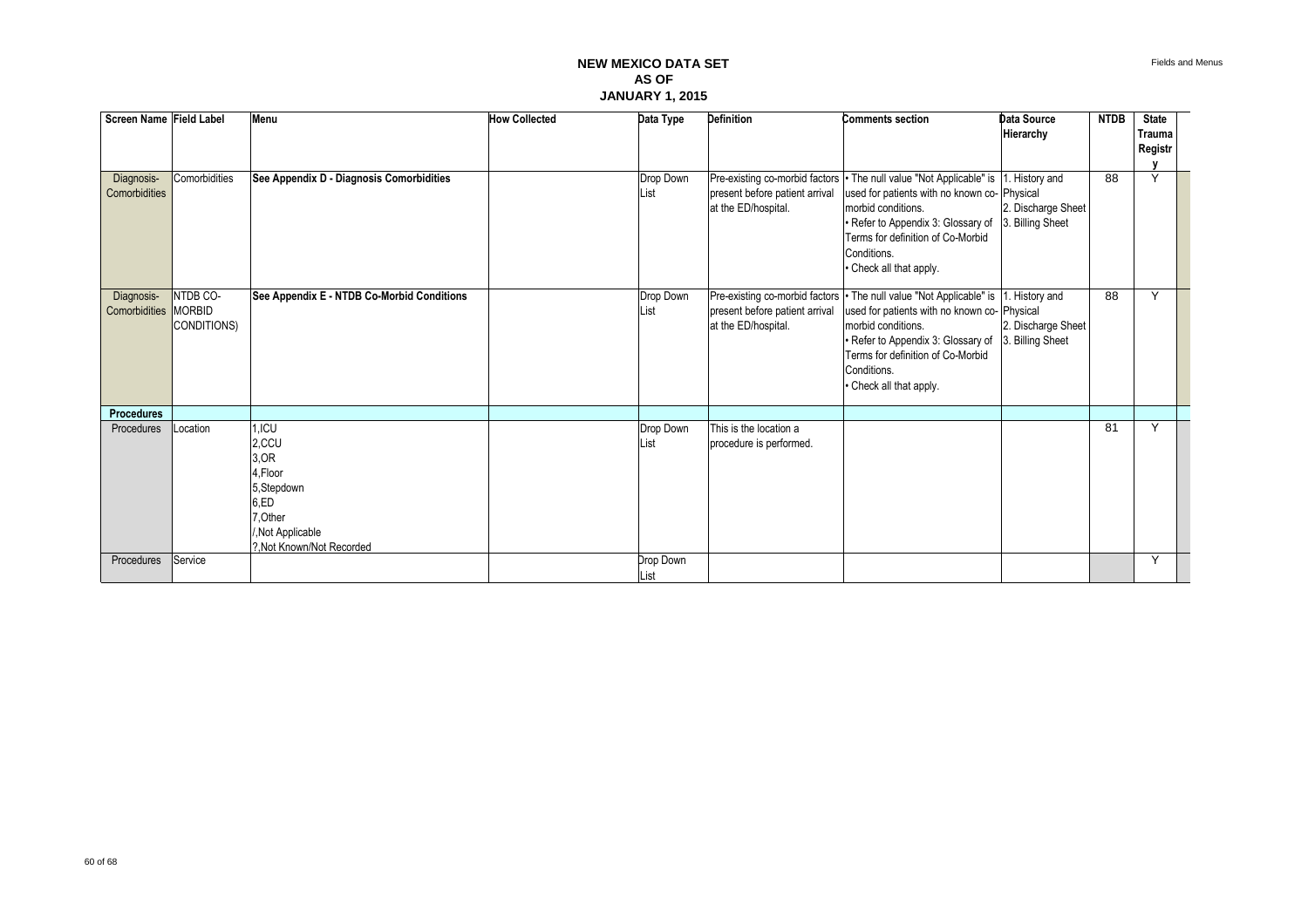# NEW MEXICO DATA SET
## AS OF
## JANUARY 1, 2015

| Screen Name | Field Label | Menu | How Collected | Data Type | Definition | Comments section | Data Source Hierarchy | NTDB | State Trauma Registry |
|---|---|---|---|---|---|---|---|---|---|
| Diagnosis-Comorbidities | Comorbidities | **See Appendix D - Diagnosis Comorbidities** | | Drop Down List | Pre-existing co-morbid factors present before patient arrival at the ED/hospital. | • The null value "Not Applicable" is used for patients with no known co-morbid conditions.<br>• Refer to Appendix 3: Glossary of Terms for definition of Co-Morbid Conditions.<br>• Check all that apply. | 1. History and Physical<br>2. Discharge Sheet<br>3. Billing Sheet | 88 | Y |
| Diagnosis-Comorbidities | NTDB CO-MORBID CONDITIONS) | **See Appendix E - NTDB Co-Morbid Conditions** | | Drop Down List | Pre-existing co-morbid factors present before patient arrival at the ED/hospital. | • The null value "Not Applicable" is used for patients with no known co-morbid conditions.<br>• Refer to Appendix 3: Glossary of Terms for definition of Co-Morbid Conditions.<br>• Check all that apply. | 1. History and Physical<br>2. Discharge Sheet<br>3. Billing Sheet | 88 | Y |
| **Procedures** | | | | | | | | | |
| Procedures | Location | 1,ICU<br>2,CCU<br>3,OR<br>4,Floor<br>5,Stepdown<br>6,ED<br>7,Other<br>/,Not Applicable<br>?,Not Known/Not Recorded | | Drop Down List | This is the location a procedure is performed. | | | 81 | Y |
| Procedures | Service | | | Drop Down List | | | | | Y |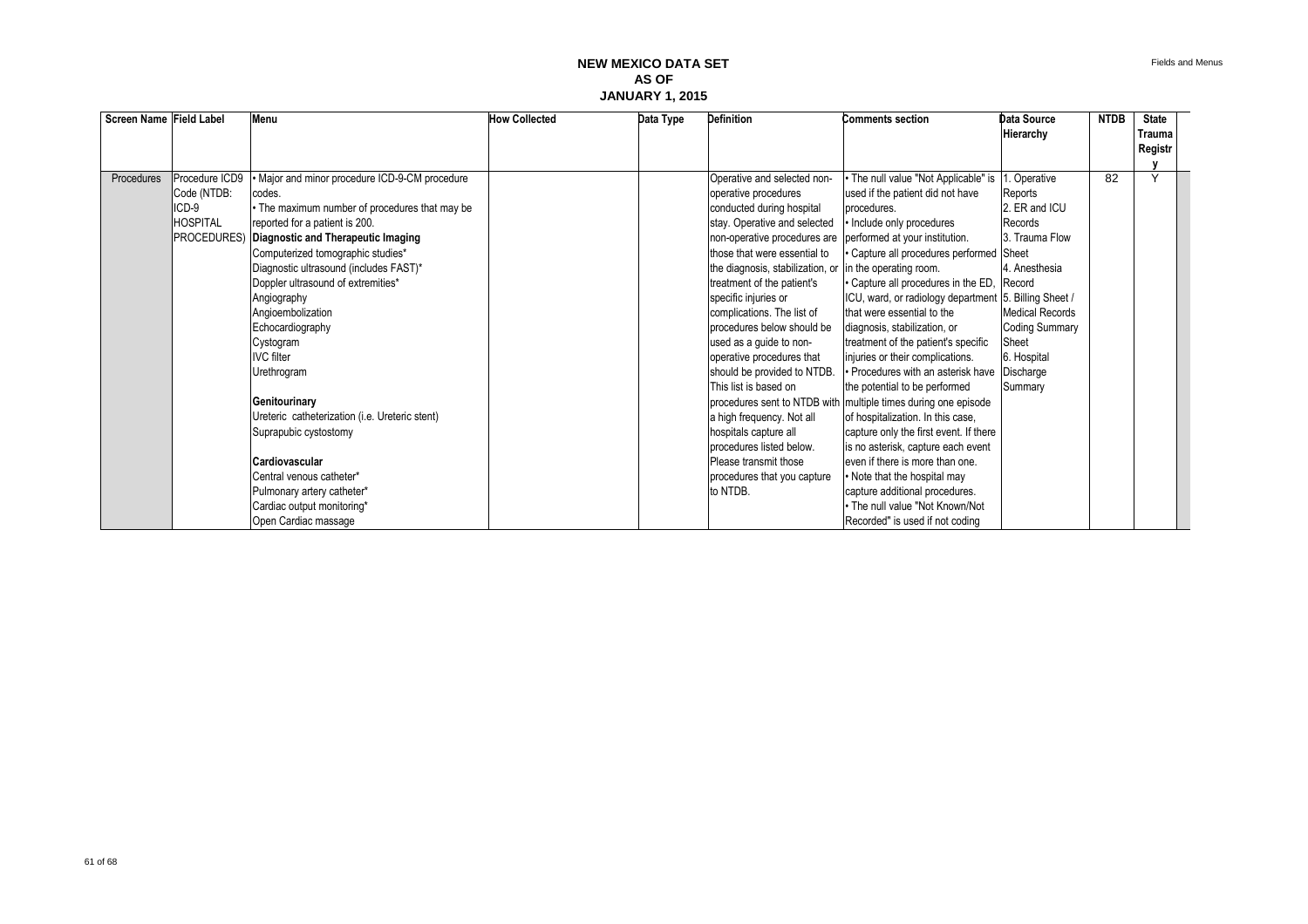# NEW MEXICO DATA SET
## AS OF
## JANUARY 1, 2015

| Screen Name | Field Label | Menu | How Collected | Data Type | Definition | Comments section | Data Source Hierarchy | NTDB | State Trauma Registry |
|---|---|---|---|---|---|---|---|---|---|
| Procedures | Procedure ICD9 Code (NTDB: ICD-9 HOSPITAL PROCEDURES) | • Major and minor procedure ICD-9-CM procedure codes.<br>• The maximum number of procedures that may be reported for a patient is 200.<br>**Diagnostic and Therapeutic Imaging**<br>Computerized tomographic studies*<br>Diagnostic ultrasound (includes FAST)*<br>Doppler ultrasound of extremities*<br>Angiography<br>Angioembolization<br>Echocardiography<br>Cystogram<br>IVC filter<br>Urethrogram<br><br>**Genitourinary**<br>Ureteric catheterization (i.e. Ureteric stent)<br>Suprapubic cystostomy<br><br>**Cardiovascular**<br>Central venous catheter*<br>Pulmonary artery catheter*<br>Cardiac output monitoring*<br>Open Cardiac massage | | | Operative and selected non-operative procedures conducted during hospital stay. Operative and selected non-operative procedures are those that were essential to the diagnosis, stabilization, or treatment of the patient's specific injuries or complications. The list of procedures below should be used as a guide to non-operative procedures that should be provided to NTDB. This list is based on procedures sent to NTDB with a high frequency. Not all hospitals capture all procedures listed below. Please transmit those procedures that you capture to NTDB. | • The null value "Not Applicable" is used if the patient did not have procedures.<br>• Include only procedures performed at your institution.<br>• Capture all procedures performed in the operating room.<br>• Capture all procedures in the ED, ICU, ward, or radiology department that were essential to the diagnosis, stabilization, or treatment of the patient's specific injuries or their complications.<br>• Procedures with an asterisk have the potential to be performed multiple times during one episode of hospitalization. In this case, capture only the first event. If there is no asterisk, capture each event even if there is more than one.<br>• Note that the hospital may capture additional procedures.<br>• The null value "Not Known/Not Recorded" is used if not coding | 1. Operative Reports<br>2. ER and ICU Records<br>3. Trauma Flow Sheet<br>4. Anesthesia Record<br>5. Billing Sheet / Medical Records Coding Summary Sheet<br>6. Hospital Discharge Summary | 82 | Y |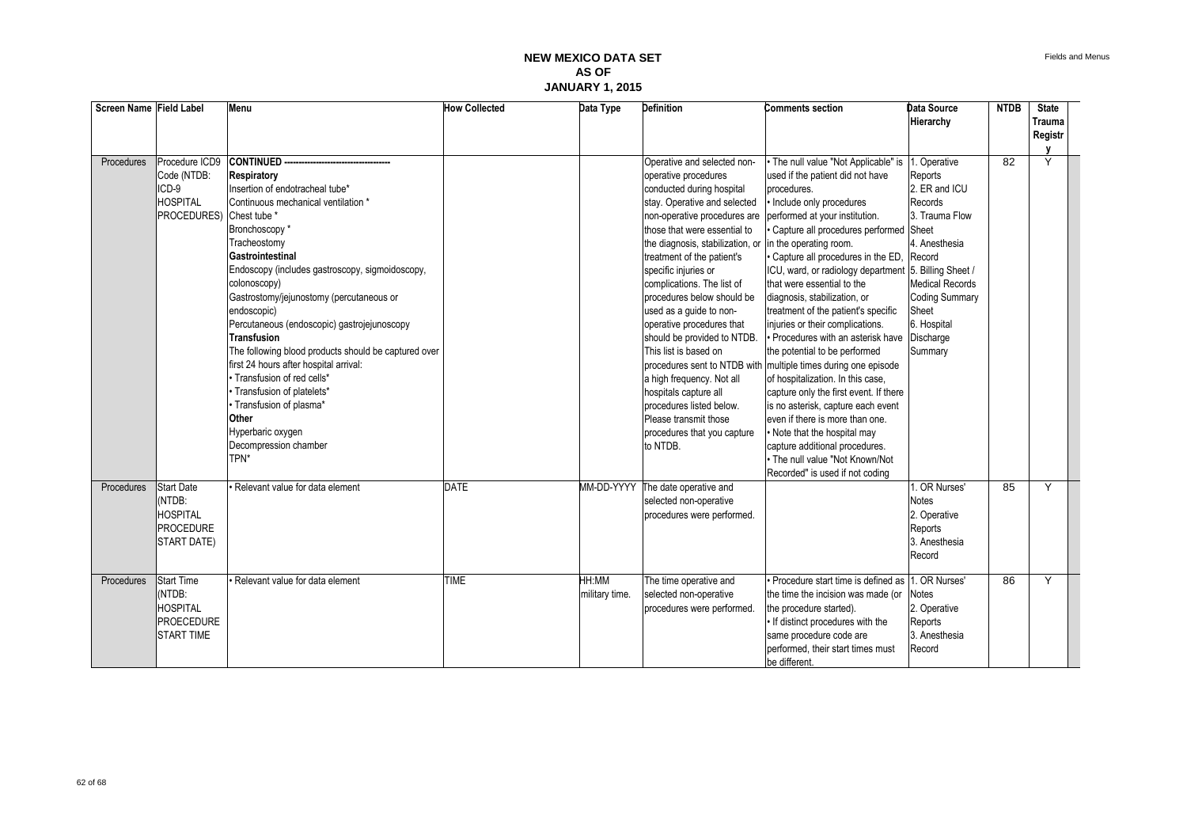# NEW MEXICO DATA SET
## AS OF
## JANUARY 1, 2015

| Screen Name | Field Label | Menu | How Collected | Data Type | Definition | Comments section | Data Source Hierarchy | NTDB | State Trauma Registry |
|---|---|---|---|---|---|---|---|---|---|
| Procedures | Procedure ICD9 Code (NTDB: ICD-9 HOSPITAL PROCEDURES) | **CONTINUED ------------------------------------------** **Respiratory** Insertion of endotracheal tube* Continuous mechanical ventilation * Chest tube * Bronchoscopy * Tracheostomy **Gastrointestinal** Endoscopy (includes gastroscopy, sigmoidoscopy, colonoscopy) Gastrostomy/jejunostomy (percutaneous or endoscopic) Percutaneous (endoscopic) gastrojejunoscopy **Transfusion** The following blood products should be captured over first 24 hours after hospital arrival: • Transfusion of red cells* • Transfusion of platelets* • Transfusion of plasma* **Other** Hyperbaric oxygen Decompression chamber TPN* | | | Operative and selected non-operative procedures conducted during hospital stay. Operative and selected non-operative procedures are those that were essential to the diagnosis, stabilization, or treatment of the patient's specific injuries or complications. The list of procedures below should be used as a guide to non-operative procedures that should be provided to NTDB. This list is based on procedures sent to NTDB with a high frequency. Not all hospitals capture all procedures listed below. Please transmit those procedures that you capture to NTDB. | • The null value "Not Applicable" is used if the patient did not have procedures. • Include only procedures performed at your institution. • Capture all procedures performed in the operating room. • Capture all procedures in the ED, ICU, ward, or radiology department that were essential to the diagnosis, stabilization, or treatment of the patient's specific injuries or their complications. • Procedures with an asterisk have the potential to be performed multiple times during one episode of hospitalization. In this case, capture only the first event. If there is no asterisk, capture each event even if there is more than one. • Note that the hospital may capture additional procedures. • The null value "Not Known/Not Recorded" is used if not coding | 1. Operative Reports 2. ER and ICU Records 3. Trauma Flow Sheet 4. Anesthesia Record 5. Billing Sheet / Medical Records Coding Summary Sheet 6. Hospital Discharge Summary | 82 | Y |
| Procedures | Start Date (NTDB: HOSPITAL PROCEDURE START DATE) | • Relevant value for data element | DATE | MM-DD-YYYY | The date operative and selected non-operative procedures were performed. | | 1. OR Nurses' Notes 2. Operative Reports 3. Anesthesia Record | 85 | Y |
| Procedures | Start Time (NTDB: HOSPITAL PROECEDURE START TIME | • Relevant value for data element | TIME | HH:MM military time. | The time operative and selected non-operative procedures were performed. | • Procedure start time is defined as the time the incision was made (or the procedure started). • If distinct procedures with the same procedure code are performed, their start times must be different. | 1. OR Nurses' Notes 2. Operative Reports 3. Anesthesia Record | 86 | Y |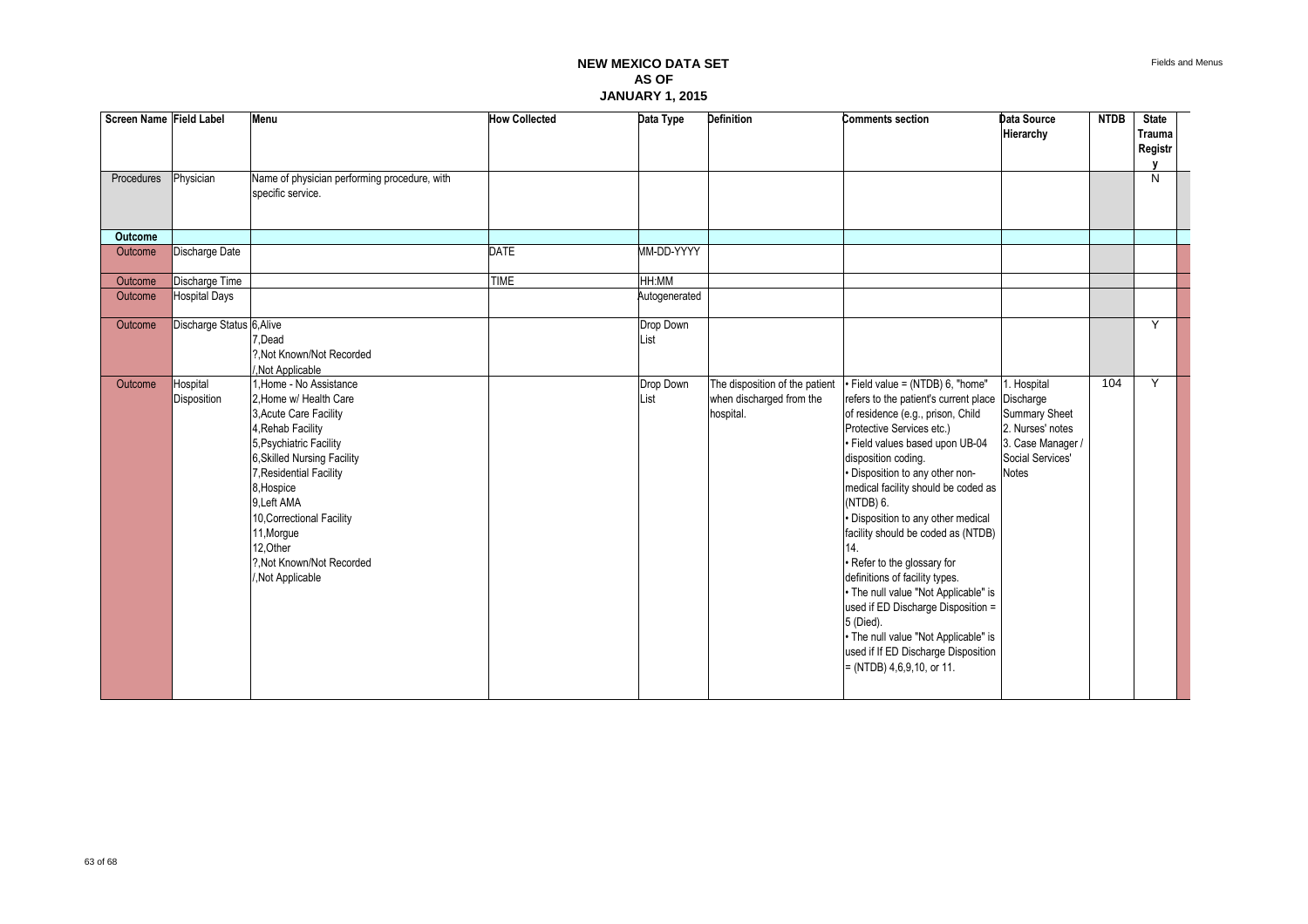# NEW MEXICO DATA SET
## AS OF
## JANUARY 1, 2015

| Screen Name | Field Label | Menu | How Collected | Data Type | Definition | Comments section | Data Source Hierarchy | NTDB | State Trauma Registry |
|---|---|---|---|---|---|---|---|---|---|
| Procedures | Physician | Name of physician performing procedure, with specific service. | | | | | | | N |
| **Outcome** | | | | | | | | | |
| Outcome | Discharge Date | | DATE | MM-DD-YYYY | | | | | |
| Outcome | Discharge Time | | TIME | HH:MM | | | | | |
| Outcome | Hospital Days | | | Autogenerated | | | | | |
| Outcome | Discharge Status | 6,Alive<br>7,Dead<br>?,Not Known/Not Recorded<br>/,Not Applicable | | Drop Down List | | | | | Y |
| Outcome | Hospital Disposition | 1,Home - No Assistance<br>2,Home w/ Health Care<br>3,Acute Care Facility<br>4,Rehab Facility<br>5,Psychiatric Facility<br>6,Skilled Nursing Facility<br>7,Residential Facility<br>8,Hospice<br>9,Left AMA<br>10,Correctional Facility<br>11,Morgue<br>12,Other<br>?,Not Known/Not Recorded<br>/,Not Applicable | | Drop Down List | The disposition of the patient when discharged from the hospital. | • Field value = (NTDB) 6, "home" refers to the patient's current place of residence (e.g., prison, Child Protective Services etc.)<br>• Field values based upon UB-04 disposition coding.<br>• Disposition to any other non-medical facility should be coded as (NTDB) 6.<br>• Disposition to any other medical facility should be coded as (NTDB) 14.<br>• Refer to the glossary for definitions of facility types.<br>• The null value "Not Applicable" is used if ED Discharge Disposition = 5 (Died).<br>• The null value "Not Applicable" is used if If ED Discharge Disposition = (NTDB) 4,6,9,10, or 11. | 1. Hospital Discharge Summary Sheet<br>2. Nurses' notes<br>3. Case Manager / Social Services' Notes | 104 | Y |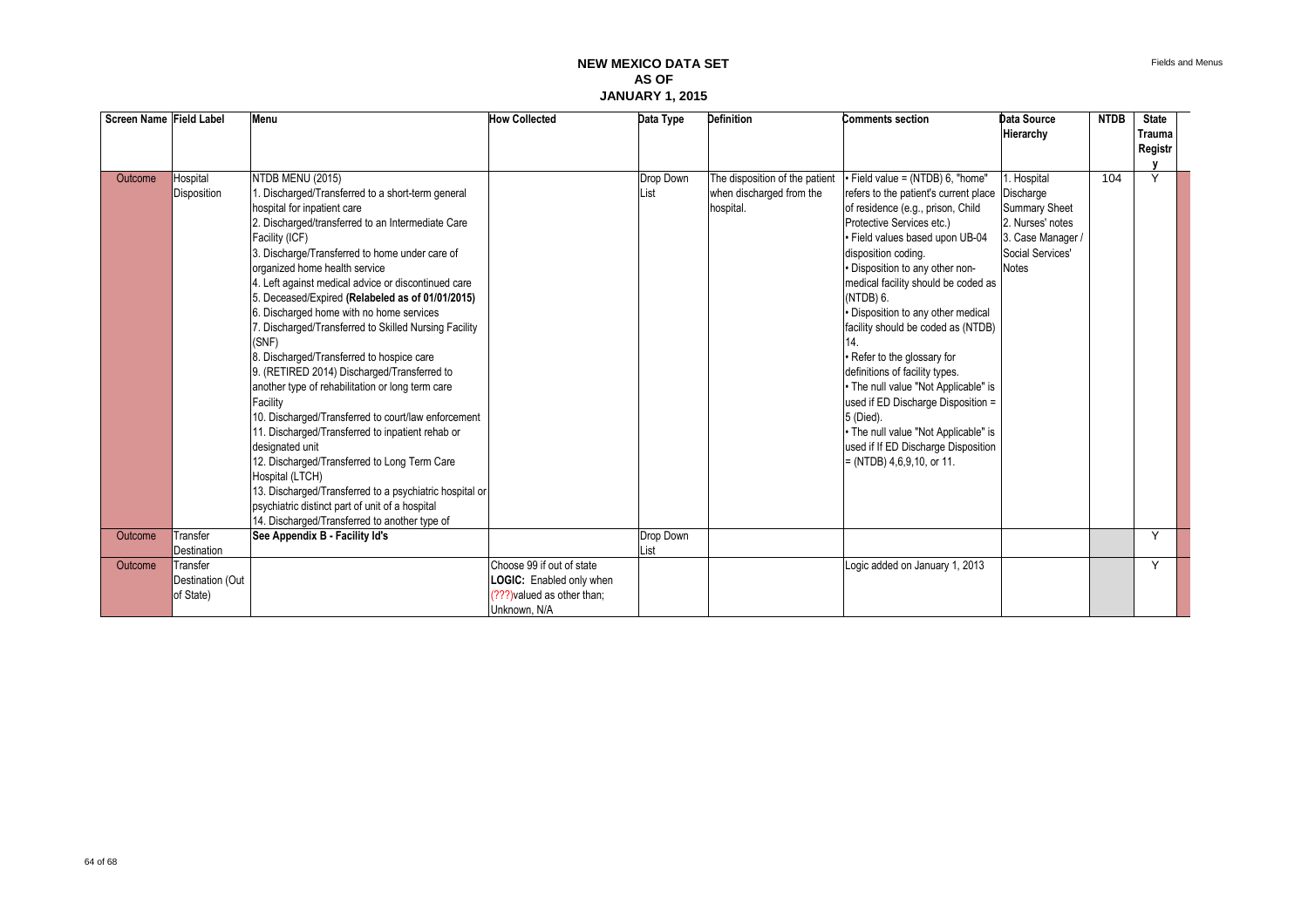# NEW MEXICO DATA SET
## AS OF
## JANUARY 1, 2015

| Screen Name | Field Label | Menu | How Collected | Data Type | Definition | Comments section | Data Source Hierarchy | NTDB | State Trauma Registry |
|---|---|---|---|---|---|---|---|---|---|
| Outcome | Hospital Disposition | NTDB MENU (2015)<br>1. Discharged/Transferred to a short-term general hospital for inpatient care<br>2. Discharged/transferred to an Intermediate Care Facility (ICF)<br>3. Discharge/Transferred to home under care of organized home health service<br>4. Left against medical advice or discontinued care<br>5. Deceased/Expired **(Relabeled as of 01/01/2015)**<br>6. Discharged home with no home services<br>7. Discharged/Transferred to Skilled Nursing Facility (SNF)<br>8. Discharged/Transferred to hospice care<br>9. (RETIRED 2014) Discharged/Transferred to another type of rehabilitation or long term care Facility<br>10. Discharged/Transferred to court/law enforcement<br>11. Discharged/Transferred to inpatient rehab or designated unit<br>12. Discharged/Transferred to Long Term Care Hospital (LTCH)<br>13. Discharged/Transferred to a psychiatric hospital or psychiatric distinct part of unit of a hospital<br>14. Discharged/Transferred to another type of | | Drop Down List | The disposition of the patient when discharged from the hospital. | • Field value = (NTDB) 6, "home" refers to the patient's current place of residence (e.g., prison, Child Protective Services etc.)<br>• Field values based upon UB-04 disposition coding.<br>• Disposition to any other non-medical facility should be coded as (NTDB) 6.<br>• Disposition to any other medical facility should be coded as (NTDB) 14.<br>• Refer to the glossary for definitions of facility types.<br>• The null value "Not Applicable" is used if ED Discharge Disposition = 5 (Died).<br>• The null value "Not Applicable" is used if If ED Discharge Disposition = (NTDB) 4,6,9,10, or 11. | 1. Hospital Discharge Summary Sheet<br>2. Nurses' notes<br>3. Case Manager / Social Services' Notes | 104 | Y |
| Outcome | Transfer Destination | **See Appendix B - Facility Id's** | | Drop Down List | | | | | Y |
| Outcome | Transfer Destination (Out of State) | | Choose 99 if out of state<br>**LOGIC:** Enabled only when (???)valued as other than; Unknown, N/A | | | Logic added on January 1, 2013 | | | Y |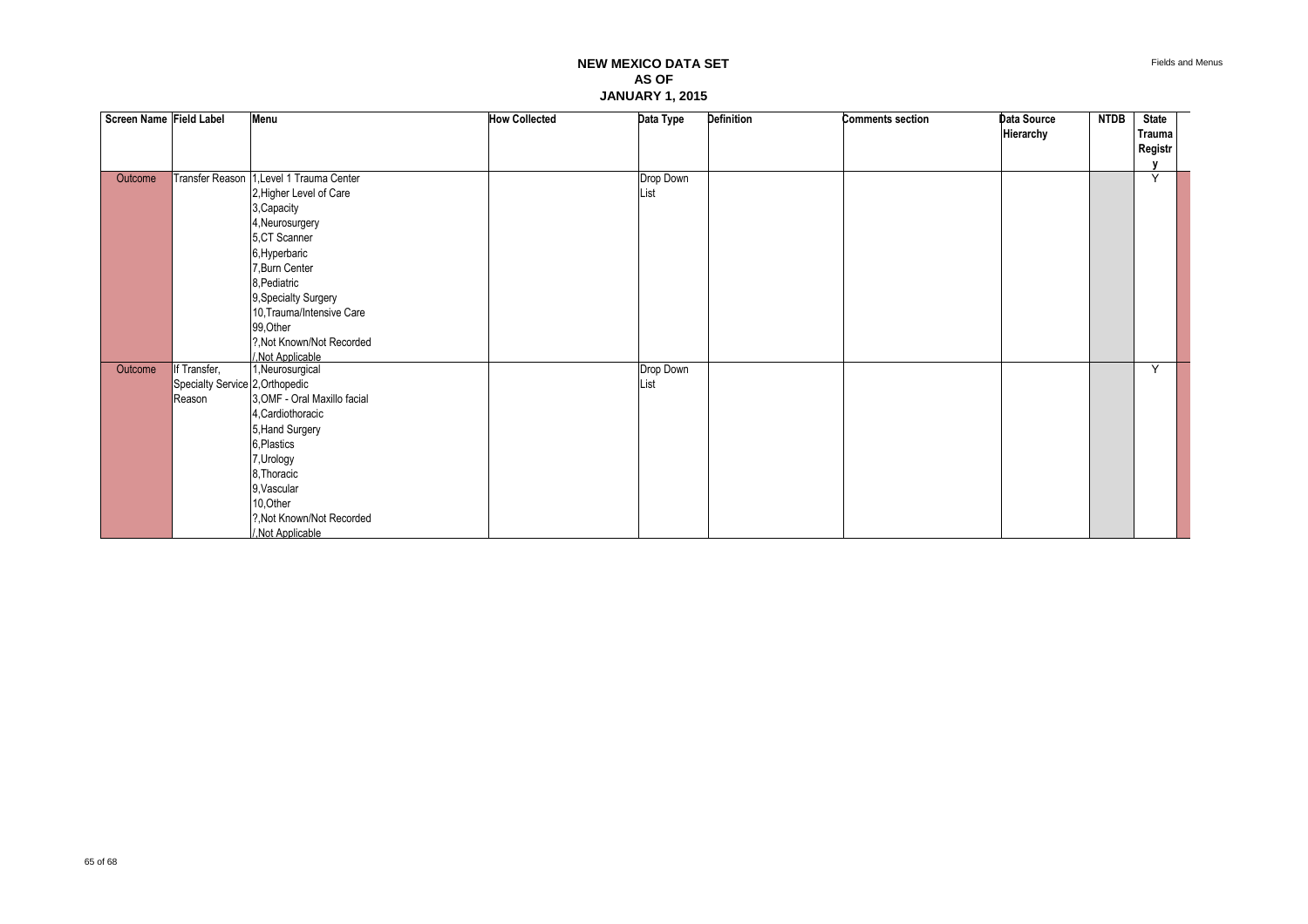# NEW MEXICO DATA SET
# AS OF
# JANUARY 1, 2015

| Screen Name | Field Label | Menu | How Collected | Data Type | Definition | Comments section | Data Source Hierarchy | NTDB | State Trauma Registry |
|---|---|---|---|---|---|---|---|---|---|
| Outcome | Transfer Reason | 1,Level 1 Trauma Center<br>2,Higher Level of Care<br>3,Capacity<br>4,Neurosurgery<br>5,CT Scanner<br>6,Hyperbaric<br>7,Burn Center<br>8,Pediatric<br>9,Specialty Surgery<br>10,Trauma/Intensive Care<br>99,Other<br>?,Not Known/Not Recorded<br>/,Not Applicable | | Drop Down List | | | | | Y |
| Outcome | If Transfer, Specialty Service Reason | 1,Neurosurgical<br>2,Orthopedic<br>3,OMF - Oral Maxillo facial<br>4,Cardiothoracic<br>5,Hand Surgery<br>6,Plastics<br>7,Urology<br>8,Thoracic<br>9,Vascular<br>10,Other<br>?,Not Known/Not Recorded<br>/,Not Applicable | | Drop Down List | | | | | Y |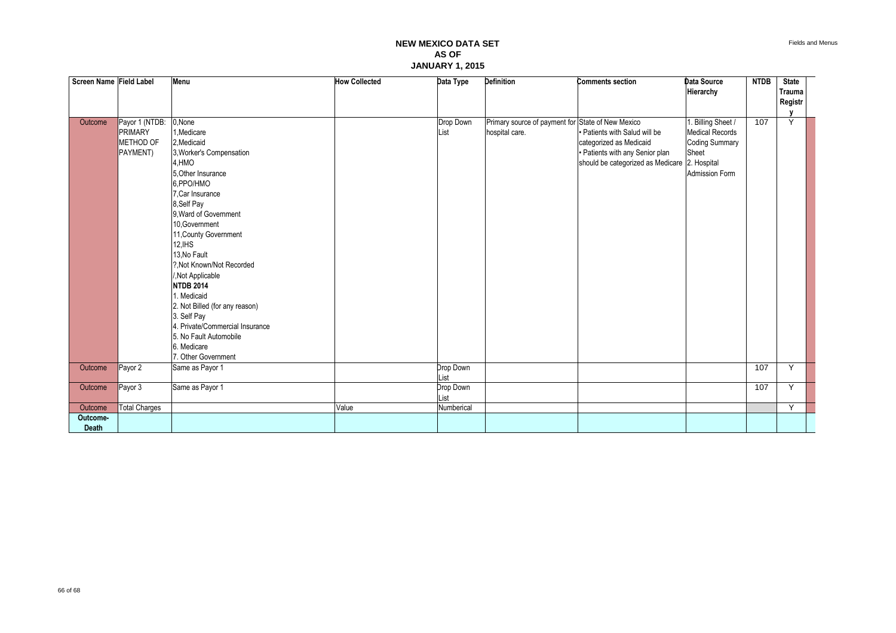# NEW MEXICO DATA SET
# AS OF
# JANUARY 1, 2015

| Screen Name | Field Label | Menu | How Collected | Data Type | Definition | Comments section | Data Source Hierarchy | NTDB | State Trauma Registry |
|---|---|---|---|---|---|---|---|---|---|
| Outcome | Payor 1 (NTDB: PRIMARY METHOD OF PAYMENT) | 0,None<br>1,Medicare<br>2,Medicaid<br>3,Worker's Compensation<br>4,HMO<br>5,Other Insurance<br>6,PPO/HMO<br>7,Car Insurance<br>8,Self Pay<br>9,Ward of Government<br>10,Government<br>11,County Government<br>12,IHS<br>13,No Fault<br>?,Not Known/Not Recorded<br>/,Not Applicable<br>**NTDB 2014**<br>1. Medicaid<br>2. Not Billed (for any reason)<br>3. Self Pay<br>4. Private/Commercial Insurance<br>5. No Fault Automobile<br>6. Medicare<br>7. Other Government | | Drop Down List | Primary source of payment for hospital care. | State of New Mexico<br>• Patients with Salud will be categorized as Medicaid<br>• Patients with any Senior plan should be categorized as Medicare | 1. Billing Sheet / Medical Records Coding Summary Sheet<br>2. Hospital Admission Form | 107 | Y |
| Outcome | Payor 2 | Same as Payor 1 | | Drop Down List | | | | 107 | Y |
| Outcome | Payor 3 | Same as Payor 1 | | Drop Down List | | | | 107 | Y |
| Outcome | Total Charges | | Value | Numberical | | | | | Y |
| **Outcome-Death** | | | | | | | | | |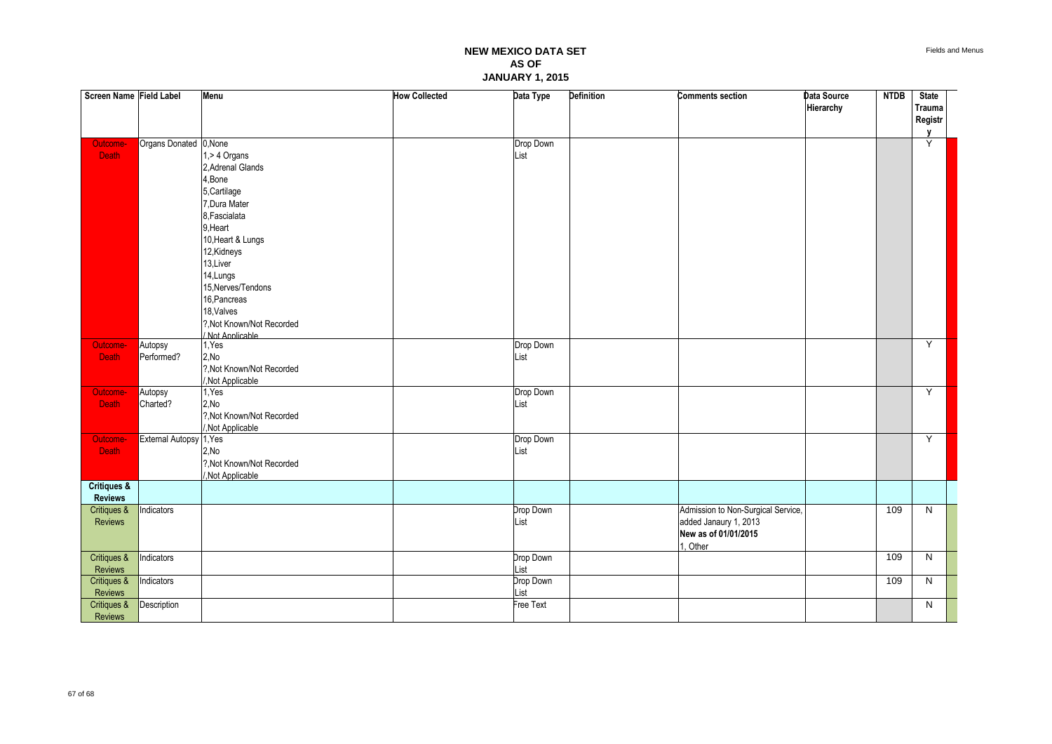# NEW MEXICO DATA SET
# AS OF
# JANUARY 1, 2015

| Screen Name | Field Label | Menu | How Collected | Data Type | Definition | Comments section | Data Source Hierarchy | NTDB | State Trauma Registry |
|---|---|---|---|---|---|---|---|---|---|
| Outcome-Death | Organs Donated | 0,None<br>1,> 4 Organs<br>2,Adrenal Glands<br>4,Bone<br>5,Cartilage<br>7,Dura Mater<br>8,Fascialata<br>9,Heart<br>10,Heart & Lungs<br>12,Kidneys<br>13,Liver<br>14,Lungs<br>15,Nerves/Tendons<br>16,Pancreas<br>18,Valves<br>?,Not Known/Not Recorded<br>/,Not Applicable | | Drop Down List | | | | | Y |
| Outcome-Death | Autopsy Performed? | 1,Yes<br>2,No<br>?,Not Known/Not Recorded<br>/,Not Applicable | | Drop Down List | | | | | Y |
| Outcome-Death | Autopsy Charted? | 1,Yes<br>2,No<br>?,Not Known/Not Recorded<br>/,Not Applicable | | Drop Down List | | | | | Y |
| Outcome-Death | External Autopsy | 1,Yes<br>2,No<br>?,Not Known/Not Recorded<br>/,Not Applicable | | Drop Down List | | | | | Y |
| **Critiques & Reviews** | | | | | | | | | |
| Critiques & Reviews | Indicators | | | Drop Down List | | Admission to Non-Surgical Service, added Janaury 1, 2013<br>**New as of 01/01/2015**<br>1, Other | | 109 | N |
| Critiques & Reviews | Indicators | | | Drop Down List | | | | 109 | N |
| Critiques & Reviews | Indicators | | | Drop Down List | | | | 109 | N |
| Critiques & Reviews | Description | | | Free Text | | | | | N |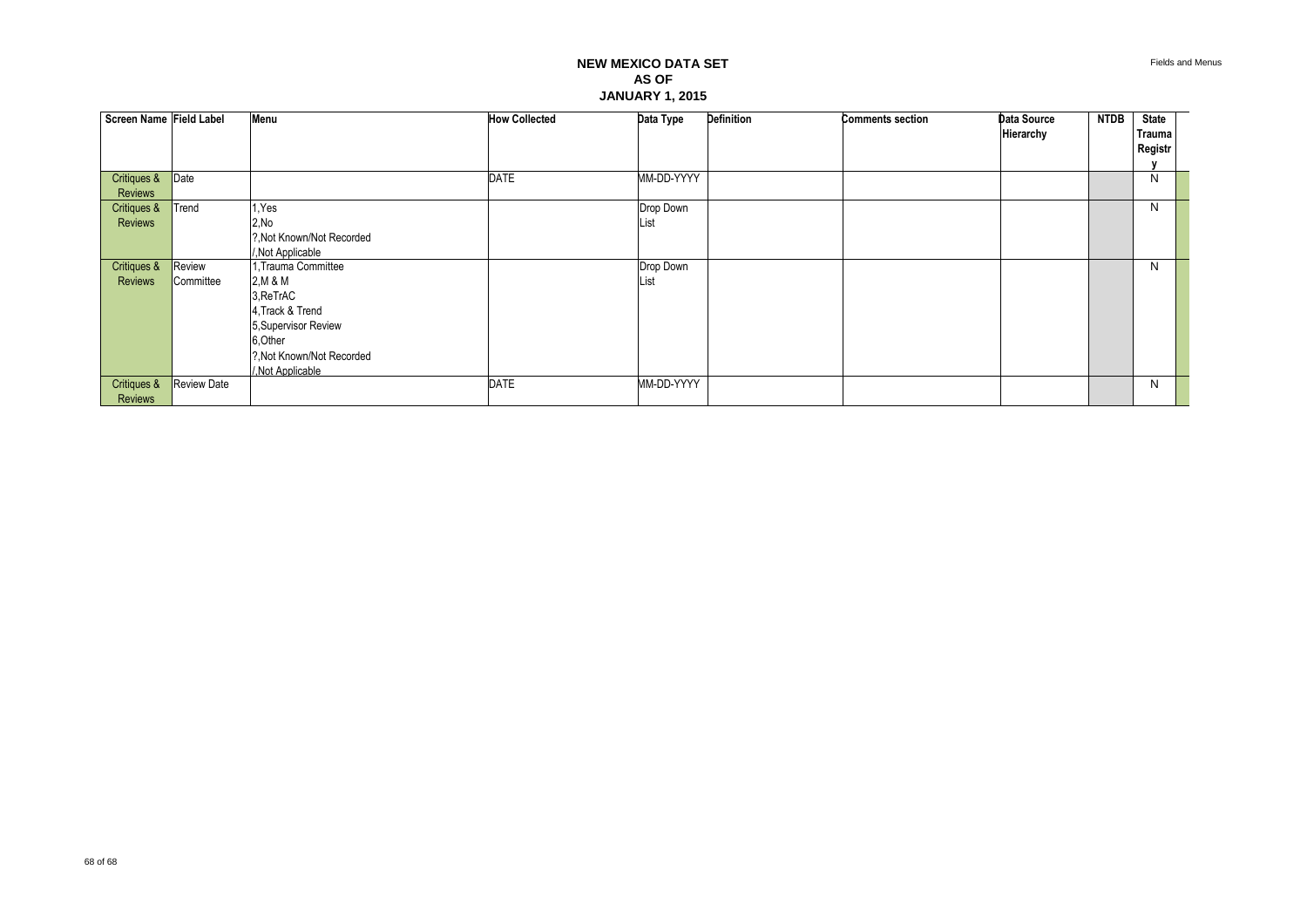# NEW MEXICO DATA SET
# AS OF
# JANUARY 1, 2015

| Screen Name | Field Label | Menu | How Collected | Data Type | Definition | Comments section | Data Source Hierarchy | NTDB | State Trauma Registry |
|---|---|---|---|---|---|---|---|---|---|
| Critiques & Reviews | Date | | DATE | MM-DD-YYYY | | | | | N |
| Critiques & Reviews | Trend | 1,Yes<br>2,No<br>?,Not Known/Not Recorded<br>/,Not Applicable | | Drop Down List | | | | | N |
| Critiques & Reviews | Review Committee | 1,Trauma Committee<br>2,M & M<br>3,ReTrAC<br>4,Track & Trend<br>5,Supervisor Review<br>6,Other<br>?,Not Known/Not Recorded<br>/,Not Applicable | | Drop Down List | | | | | N |
| Critiques & Reviews | Review Date | | DATE | MM-DD-YYYY | | | | | N |